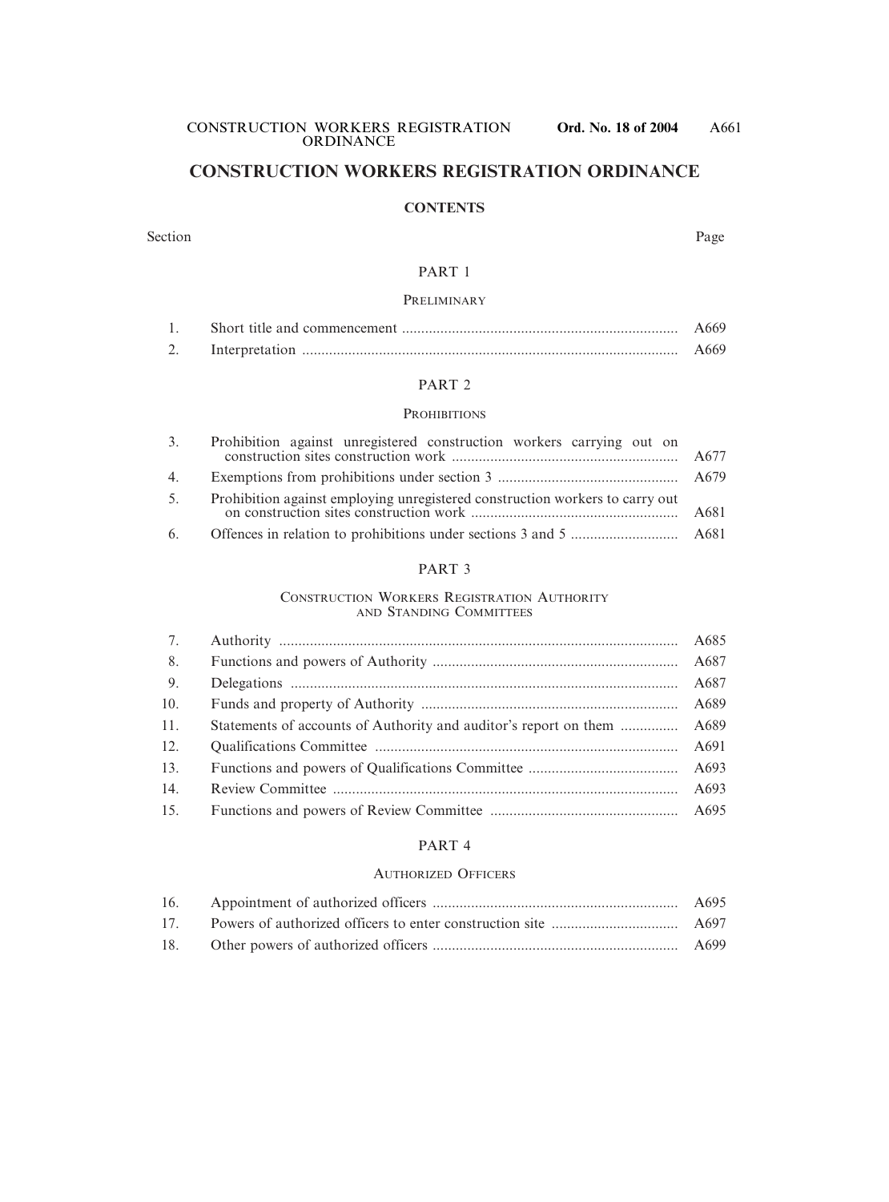# CONSTRUCTION WORKERS REGISTRATION ORDINANCE

## CONTENTS

| Section | | Page |
|---|---|---|
| | **PART 1** | |
| | PRELIMINARY | |
| 1. | Short title and commencement | A669 |
| 2. | Interpretation | A669 |
| | **PART 2** | |
| | PROHIBITIONS | |
| 3. | Prohibition against unregistered construction workers carrying out on construction sites construction work | A677 |
| 4. | Exemptions from prohibitions under section 3 | A679 |
| 5. | Prohibition against employing unregistered construction workers to carry out on construction sites construction work | A681 |
| 6. | Offences in relation to prohibitions under sections 3 and 5 | A681 |
| | **PART 3** | |
| | CONSTRUCTION WORKERS REGISTRATION AUTHORITY AND STANDING COMMITTEES | |
| 7. | Authority | A685 |
| 8. | Functions and powers of Authority | A687 |
| 9. | Delegations | A687 |
| 10. | Funds and property of Authority | A689 |
| 11. | Statements of accounts of Authority and auditor's report on them | A689 |
| 12. | Qualifications Committee | A691 |
| 13. | Functions and powers of Qualifications Committee | A693 |
| 14. | Review Committee | A693 |
| 15. | Functions and powers of Review Committee | A695 |
| | **PART 4** | |
| | AUTHORIZED OFFICERS | |
| 16. | Appointment of authorized officers | A695 |
| 17. | Powers of authorized officers to enter construction site | A697 |
| 18. | Other powers of authorized officers | A699 |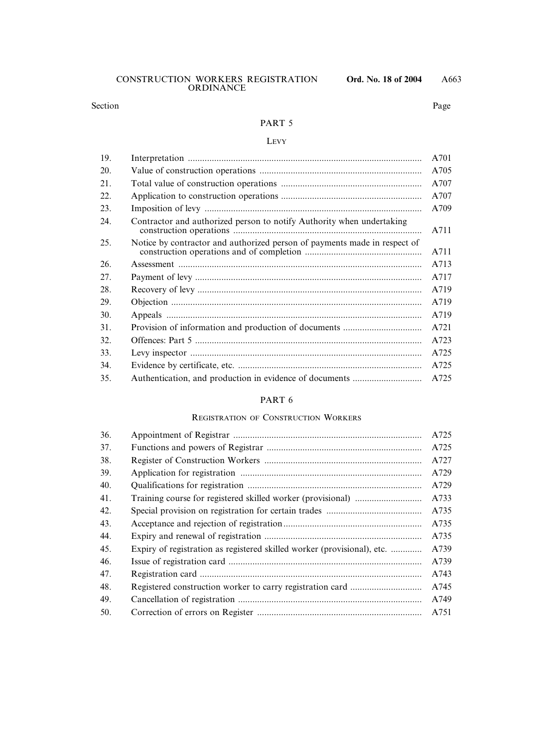| Section | | Page |
|---|---|---|

## PART 5

### LEVY

| | | |
|---|---|---|
| 19. | Interpretation | A701 |
| 20. | Value of construction operations | A705 |
| 21. | Total value of construction operations | A707 |
| 22. | Application to construction operations | A707 |
| 23. | Imposition of levy | A709 |
| 24. | Contractor and authorized person to notify Authority when undertaking construction operations | A711 |
| 25. | Notice by contractor and authorized person of payments made in respect of construction operations and of completion | A711 |
| 26. | Assessment | A713 |
| 27. | Payment of levy | A717 |
| 28. | Recovery of levy | A719 |
| 29. | Objection | A719 |
| 30. | Appeals | A719 |
| 31. | Provision of information and production of documents | A721 |
| 32. | Offences: Part 5 | A723 |
| 33. | Levy inspector | A725 |
| 34. | Evidence by certificate, etc. | A725 |
| 35. | Authentication, and production in evidence of documents | A725 |

## PART 6

### REGISTRATION OF CONSTRUCTION WORKERS

| | | |
|---|---|---|
| 36. | Appointment of Registrar | A725 |
| 37. | Functions and powers of Registrar | A725 |
| 38. | Register of Construction Workers | A727 |
| 39. | Application for registration | A729 |
| 40. | Qualifications for registration | A729 |
| 41. | Training course for registered skilled worker (provisional) | A733 |
| 42. | Special provision on registration for certain trades | A735 |
| 43. | Acceptance and rejection of registration | A735 |
| 44. | Expiry and renewal of registration | A735 |
| 45. | Expiry of registration as registered skilled worker (provisional), etc. | A739 |
| 46. | Issue of registration card | A739 |
| 47. | Registration card | A743 |
| 48. | Registered construction worker to carry registration card | A745 |
| 49. | Cancellation of registration | A749 |
| 50. | Correction of errors on Register | A751 |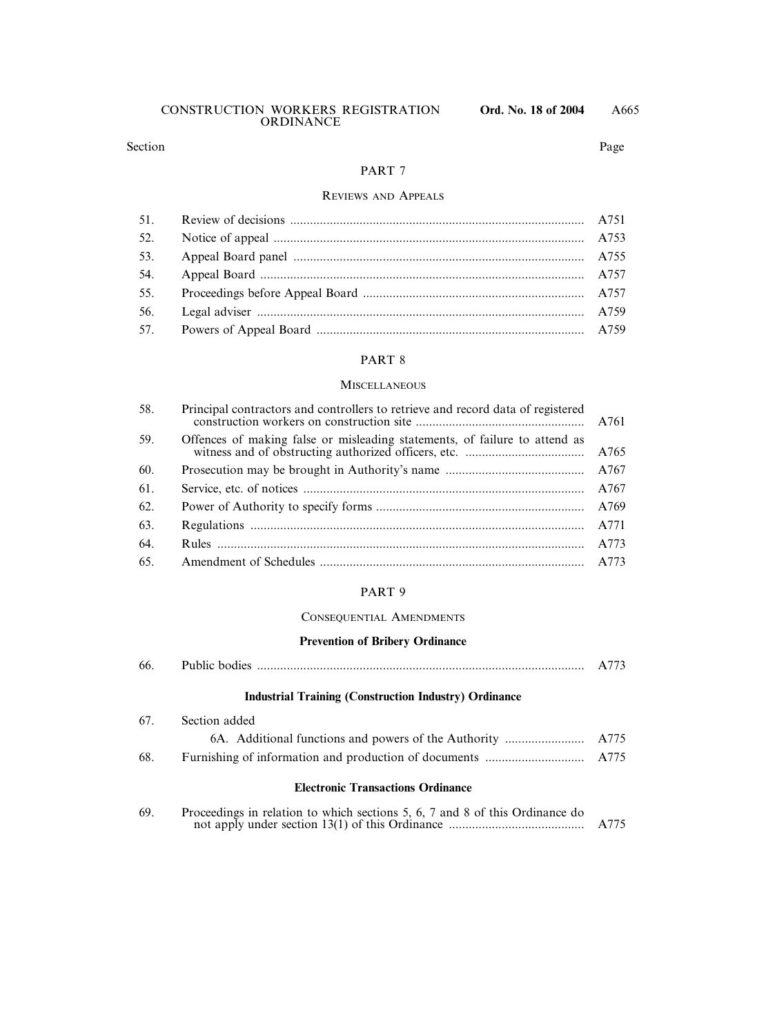| Section | | Page |
|---|---|---|

## PART 7

### REVIEWS AND APPEALS

| Section | | Page |
|---|---|---|
| 51. | Review of decisions | A751 |
| 52. | Notice of appeal | A753 |
| 53. | Appeal Board panel | A755 |
| 54. | Appeal Board | A757 |
| 55. | Proceedings before Appeal Board | A757 |
| 56. | Legal adviser | A759 |
| 57. | Powers of Appeal Board | A759 |

## PART 8

### MISCELLANEOUS

| Section | | Page |
|---|---|---|
| 58. | Principal contractors and controllers to retrieve and record data of registered construction workers on construction site | A761 |
| 59. | Offences of making false or misleading statements, of failure to attend as witness and of obstructing authorized officers, etc. | A765 |
| 60. | Prosecution may be brought in Authority's name | A767 |
| 61. | Service, etc. of notices | A767 |
| 62. | Power of Authority to specify forms | A769 |
| 63. | Regulations | A771 |
| 64. | Rules | A773 |
| 65. | Amendment of Schedules | A773 |

## PART 9

### CONSEQUENTIAL AMENDMENTS

**Prevention of Bribery Ordinance**

| Section | | Page |
|---|---|---|
| 66. | Public bodies | A773 |

**Industrial Training (Construction Industry) Ordinance**

| Section | | Page |
|---|---|---|
| 67. | Section added | |
| | 6A. Additional functions and powers of the Authority | A775 |
| 68. | Furnishing of information and production of documents | A775 |

**Electronic Transactions Ordinance**

| Section | | Page |
|---|---|---|
| 69. | Proceedings in relation to which sections 5, 6, 7 and 8 of this Ordinance do not apply under section 13(1) of this Ordinance | A775 |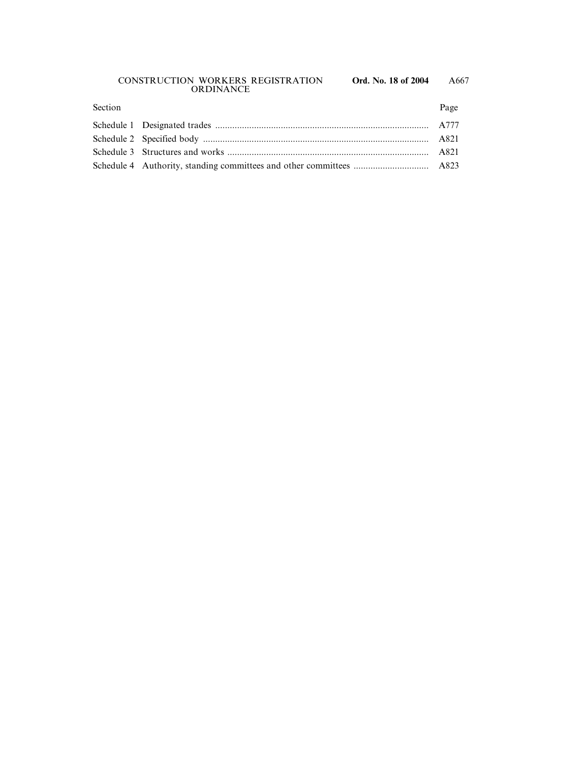| Section | | Page |
|---|---|---|
| Schedule 1 | Designated trades | A777 |
| Schedule 2 | Specified body | A821 |
| Schedule 3 | Structures and works | A821 |
| Schedule 4 | Authority, standing committees and other committees | A823 |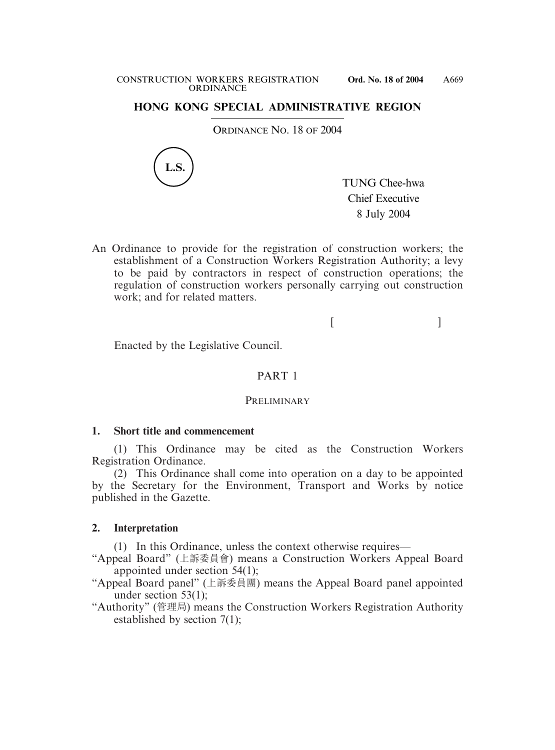# HONG KONG SPECIAL ADMINISTRATIVE REGION

ORDINANCE NO. 18 OF 2004

L.S.

TUNG Chee-hwa
Chief Executive
8 July 2004

An Ordinance to provide for the registration of construction workers; the establishment of a Construction Workers Registration Authority; a levy to be paid by contractors in respect of construction operations; the regulation of construction workers personally carrying out construction work; and for related matters.

[ ]

Enacted by the Legislative Council.

## PART 1

## PRELIMINARY

### 1. Short title and commencement

(1) This Ordinance may be cited as the Construction Workers Registration Ordinance.

(2) This Ordinance shall come into operation on a day to be appointed by the Secretary for the Environment, Transport and Works by notice published in the Gazette.

### 2. Interpretation

(1) In this Ordinance, unless the context otherwise requires—

"Appeal Board" (上訴委員會) means a Construction Workers Appeal Board appointed under section 54(1);

"Appeal Board panel" (上訴委員團) means the Appeal Board panel appointed under section 53(1);

"Authority" (管理局) means the Construction Workers Registration Authority established by section 7(1);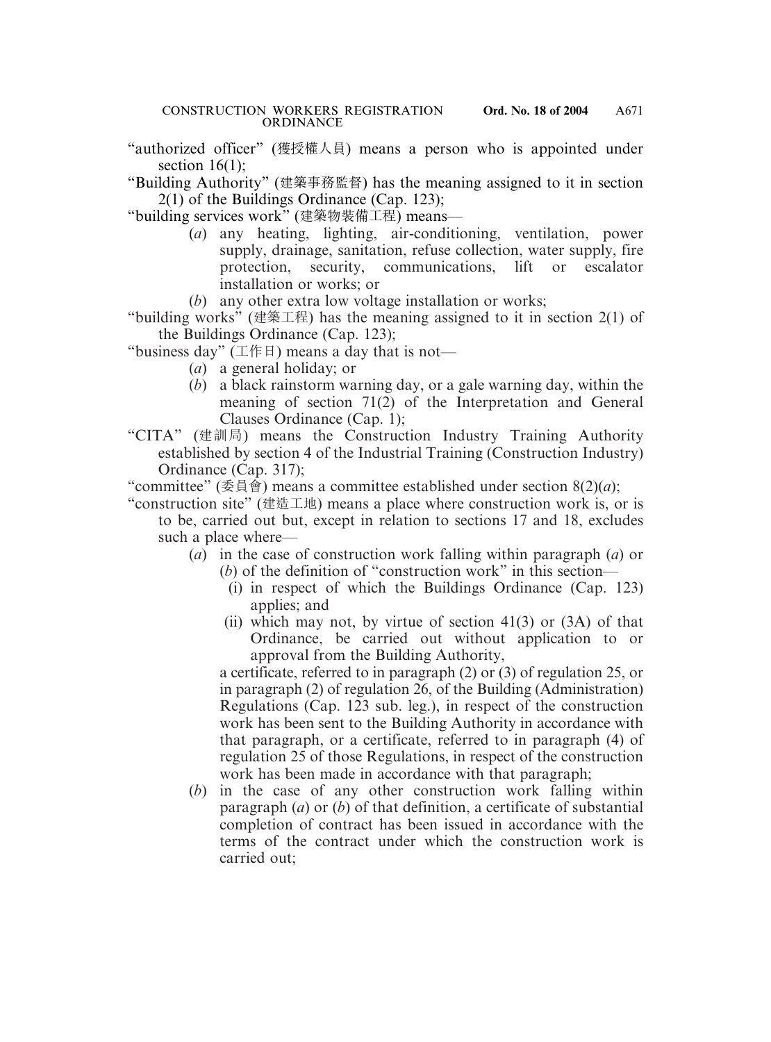"authorized officer" (獲授權人員) means a person who is appointed under section 16(1);

"Building Authority" (建築事務監督) has the meaning assigned to it in section 2(1) of the Buildings Ordinance (Cap. 123);

"building services work" (建築物裝備工程) means—

(*a*) any heating, lighting, air-conditioning, ventilation, power supply, drainage, sanitation, refuse collection, water supply, fire protection, security, communications, lift or escalator installation or works; or

(*b*) any other extra low voltage installation or works;

"building works" (建築工程) has the meaning assigned to it in section 2(1) of the Buildings Ordinance (Cap. 123);

"business day" (工作日) means a day that is not—

(*a*) a general holiday; or

(*b*) a black rainstorm warning day, or a gale warning day, within the meaning of section 71(2) of the Interpretation and General Clauses Ordinance (Cap. 1);

"CITA" (建訓局) means the Construction Industry Training Authority established by section 4 of the Industrial Training (Construction Industry) Ordinance (Cap. 317);

"committee" (委員會) means a committee established under section 8(2)(*a*);

"construction site" (建造工地) means a place where construction work is, or is to be, carried out but, except in relation to sections 17 and 18, excludes such a place where—

(*a*) in the case of construction work falling within paragraph (*a*) or (*b*) of the definition of "construction work" in this section—

(i) in respect of which the Buildings Ordinance (Cap. 123) applies; and

(ii) which may not, by virtue of section 41(3) or (3A) of that Ordinance, be carried out without application to or approval from the Building Authority,

a certificate, referred to in paragraph (2) or (3) of regulation 25, or in paragraph (2) of regulation 26, of the Building (Administration) Regulations (Cap. 123 sub. leg.), in respect of the construction work has been sent to the Building Authority in accordance with that paragraph, or a certificate, referred to in paragraph (4) of regulation 25 of those Regulations, in respect of the construction work has been made in accordance with that paragraph;

(*b*) in the case of any other construction work falling within paragraph (*a*) or (*b*) of that definition, a certificate of substantial completion of contract has been issued in accordance with the terms of the contract under which the construction work is carried out;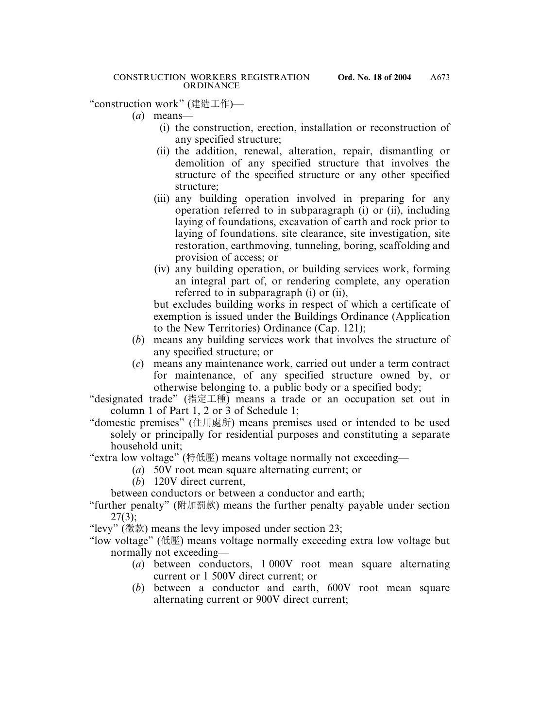"construction work" (建造工作)—

(*a*) means—

(i) the construction, erection, installation or reconstruction of any specified structure;

(ii) the addition, renewal, alteration, repair, dismantling or demolition of any specified structure that involves the structure of the specified structure or any other specified structure;

(iii) any building operation involved in preparing for any operation referred to in subparagraph (i) or (ii), including laying of foundations, excavation of earth and rock prior to laying of foundations, site clearance, site investigation, site restoration, earthmoving, tunneling, boring, scaffolding and provision of access; or

(iv) any building operation, or building services work, forming an integral part of, or rendering complete, any operation referred to in subparagraph (i) or (ii),

but excludes building works in respect of which a certificate of exemption is issued under the Buildings Ordinance (Application to the New Territories) Ordinance (Cap. 121);

(*b*) means any building services work that involves the structure of any specified structure; or

(*c*) means any maintenance work, carried out under a term contract for maintenance, of any specified structure owned by, or otherwise belonging to, a public body or a specified body;

"designated trade" (指定工種) means a trade or an occupation set out in column 1 of Part 1, 2 or 3 of Schedule 1;

"domestic premises" (住用處所) means premises used or intended to be used solely or principally for residential purposes and constituting a separate household unit;

"extra low voltage" (特低壓) means voltage normally not exceeding—

(*a*) 50V root mean square alternating current; or

(*b*) 120V direct current,

between conductors or between a conductor and earth;

"further penalty" (附加罰款) means the further penalty payable under section 27(3);

"levy" (徵款) means the levy imposed under section 23;

"low voltage" (低壓) means voltage normally exceeding extra low voltage but normally not exceeding—

(*a*) between conductors, 1 000V root mean square alternating current or 1 500V direct current; or

(*b*) between a conductor and earth, 600V root mean square alternating current or 900V direct current;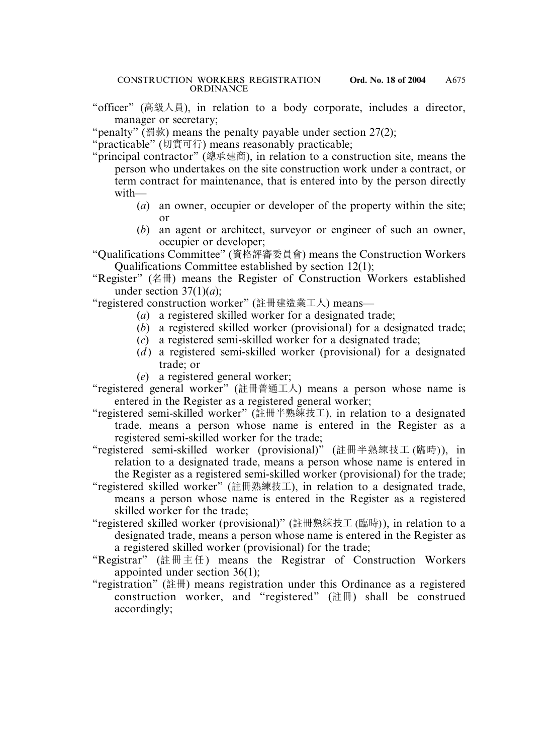"officer" (高級人員), in relation to a body corporate, includes a director, manager or secretary;

"penalty" (罰款) means the penalty payable under section 27(2);

"practicable" (切實可行) means reasonably practicable;

"principal contractor" (總承建商), in relation to a construction site, means the person who undertakes on the site construction work under a contract, or term contract for maintenance, that is entered into by the person directly with—

(*a*) an owner, occupier or developer of the property within the site; or

(*b*) an agent or architect, surveyor or engineer of such an owner, occupier or developer;

"Qualifications Committee" (資格評審委員會) means the Construction Workers Qualifications Committee established by section 12(1);

"Register" (名冊) means the Register of Construction Workers established under section 37(1)(*a*);

"registered construction worker" (註冊建造業工人) means—

(*a*) a registered skilled worker for a designated trade;

(*b*) a registered skilled worker (provisional) for a designated trade;

(*c*) a registered semi-skilled worker for a designated trade;

(*d*) a registered semi-skilled worker (provisional) for a designated trade; or

(*e*) a registered general worker;

"registered general worker" (註冊普通工人) means a person whose name is entered in the Register as a registered general worker;

"registered semi-skilled worker" (註冊半熟練技工), in relation to a designated trade, means a person whose name is entered in the Register as a registered semi-skilled worker for the trade;

"registered semi-skilled worker (provisional)" (註冊半熟練技工 (臨時)), in relation to a designated trade, means a person whose name is entered in the Register as a registered semi-skilled worker (provisional) for the trade;

"registered skilled worker" (註冊熟練技工), in relation to a designated trade, means a person whose name is entered in the Register as a registered skilled worker for the trade;

"registered skilled worker (provisional)" (註冊熟練技工 (臨時)), in relation to a designated trade, means a person whose name is entered in the Register as a registered skilled worker (provisional) for the trade;

"Registrar" (註冊主任) means the Registrar of Construction Workers appointed under section 36(1);

"registration" (註冊) means registration under this Ordinance as a registered construction worker, and "registered" (註冊) shall be construed accordingly;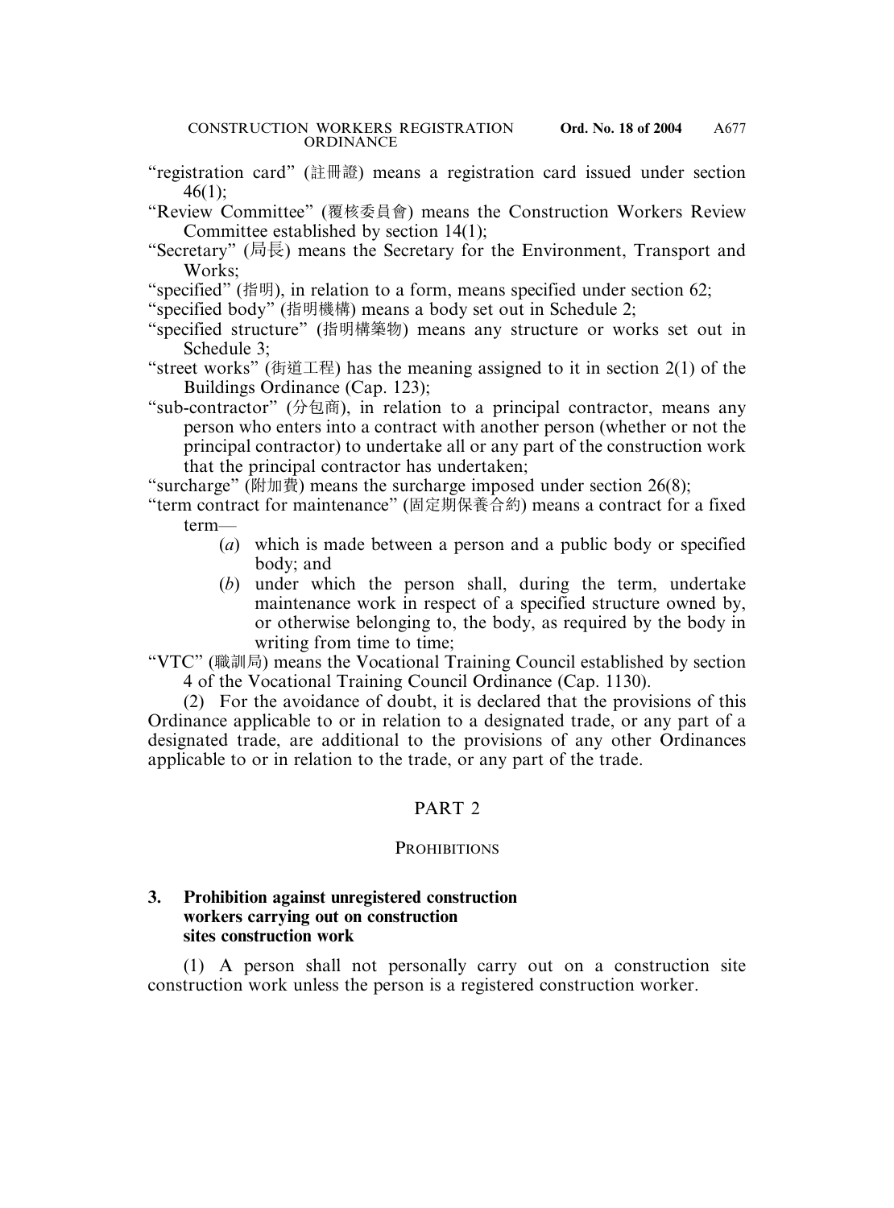"registration card" (註冊證) means a registration card issued under section 46(1);

"Review Committee" (覆核委員會) means the Construction Workers Review Committee established by section 14(1);

"Secretary" (局長) means the Secretary for the Environment, Transport and Works;

"specified" (指明), in relation to a form, means specified under section 62;

"specified body" (指明機構) means a body set out in Schedule 2;

"specified structure" (指明構築物) means any structure or works set out in Schedule 3;

"street works" (街道工程) has the meaning assigned to it in section 2(1) of the Buildings Ordinance (Cap. 123);

"sub-contractor" (分包商), in relation to a principal contractor, means any person who enters into a contract with another person (whether or not the principal contractor) to undertake all or any part of the construction work that the principal contractor has undertaken;

"surcharge" (附加費) means the surcharge imposed under section 26(8);

"term contract for maintenance" (固定期保養合約) means a contract for a fixed term—

(*a*) which is made between a person and a public body or specified body; and

(*b*) under which the person shall, during the term, undertake maintenance work in respect of a specified structure owned by, or otherwise belonging to, the body, as required by the body in writing from time to time;

"VTC" (職訓局) means the Vocational Training Council established by section 4 of the Vocational Training Council Ordinance (Cap. 1130).

(2) For the avoidance of doubt, it is declared that the provisions of this Ordinance applicable to or in relation to a designated trade, or any part of a designated trade, are additional to the provisions of any other Ordinances applicable to or in relation to the trade, or any part of the trade.

## PART 2

### PROHIBITIONS

**3. Prohibition against unregistered construction workers carrying out on construction sites construction work**

(1) A person shall not personally carry out on a construction site construction work unless the person is a registered construction worker.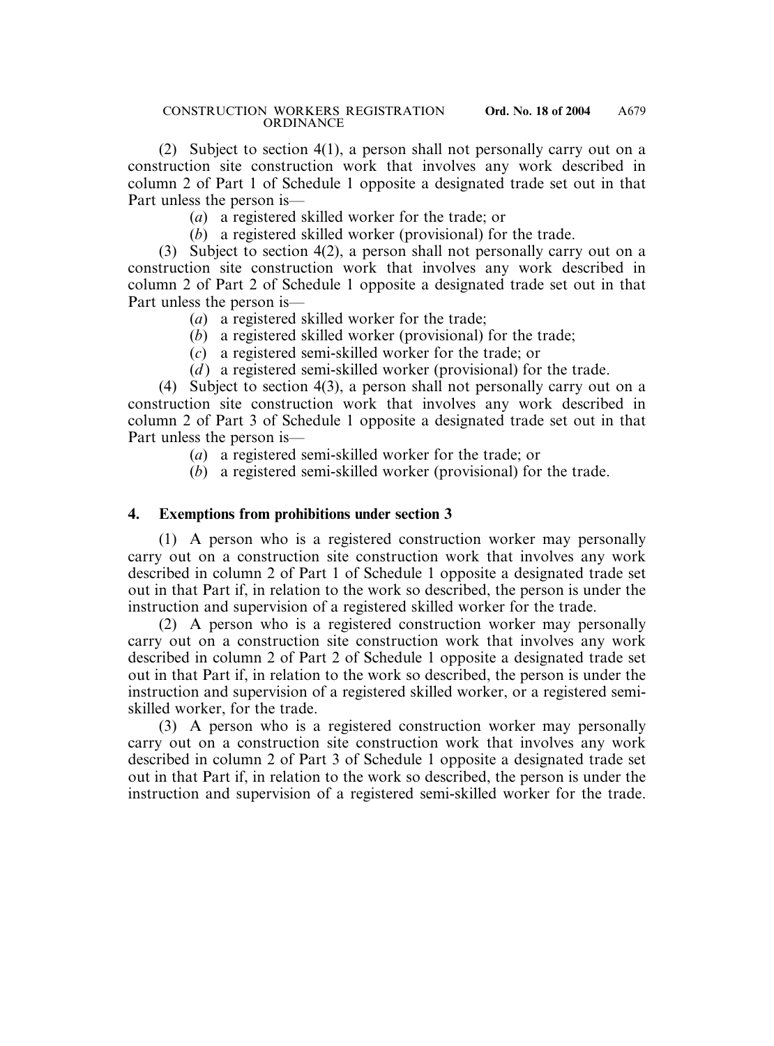(2) Subject to section 4(1), a person shall not personally carry out on a construction site construction work that involves any work described in column 2 of Part 1 of Schedule 1 opposite a designated trade set out in that Part unless the person is—

(*a*) a registered skilled worker for the trade; or

(*b*) a registered skilled worker (provisional) for the trade.

(3) Subject to section 4(2), a person shall not personally carry out on a construction site construction work that involves any work described in column 2 of Part 2 of Schedule 1 opposite a designated trade set out in that Part unless the person is—

(*a*) a registered skilled worker for the trade;

(*b*) a registered skilled worker (provisional) for the trade;

(*c*) a registered semi-skilled worker for the trade; or

(*d*) a registered semi-skilled worker (provisional) for the trade.

(4) Subject to section 4(3), a person shall not personally carry out on a construction site construction work that involves any work described in column 2 of Part 3 of Schedule 1 opposite a designated trade set out in that Part unless the person is—

(*a*) a registered semi-skilled worker for the trade; or

(*b*) a registered semi-skilled worker (provisional) for the trade.

## 4. Exemptions from prohibitions under section 3

(1) A person who is a registered construction worker may personally carry out on a construction site construction work that involves any work described in column 2 of Part 1 of Schedule 1 opposite a designated trade set out in that Part if, in relation to the work so described, the person is under the instruction and supervision of a registered skilled worker for the trade.

(2) A person who is a registered construction worker may personally carry out on a construction site construction work that involves any work described in column 2 of Part 2 of Schedule 1 opposite a designated trade set out in that Part if, in relation to the work so described, the person is under the instruction and supervision of a registered skilled worker, or a registered semi-skilled worker, for the trade.

(3) A person who is a registered construction worker may personally carry out on a construction site construction work that involves any work described in column 2 of Part 3 of Schedule 1 opposite a designated trade set out in that Part if, in relation to the work so described, the person is under the instruction and supervision of a registered semi-skilled worker for the trade.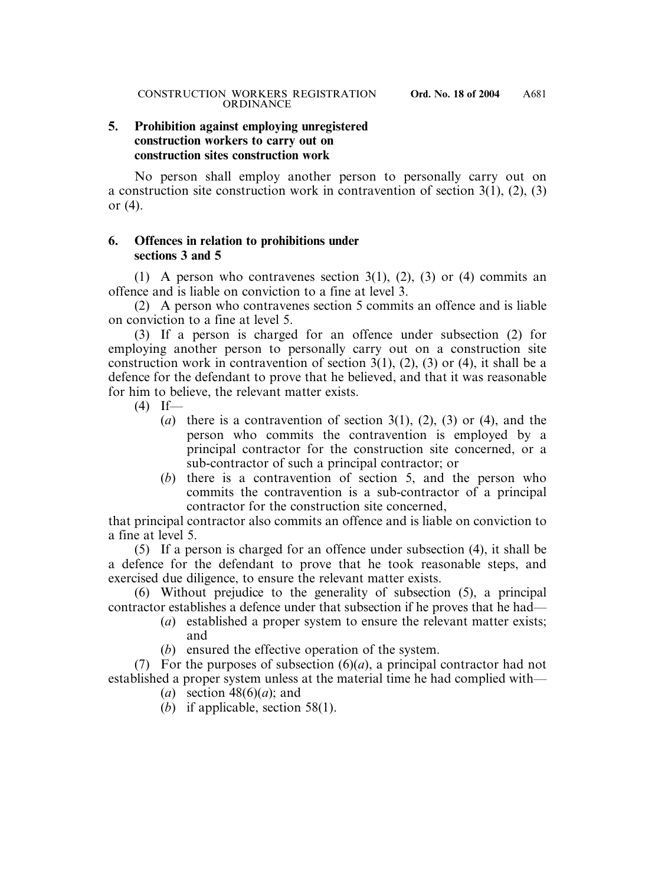**5. Prohibition against employing unregistered construction workers to carry out on construction sites construction work**

No person shall employ another person to personally carry out on a construction site construction work in contravention of section 3(1), (2), (3) or (4).

**6. Offences in relation to prohibitions under sections 3 and 5**

(1) A person who contravenes section 3(1), (2), (3) or (4) commits an offence and is liable on conviction to a fine at level 3.

(2) A person who contravenes section 5 commits an offence and is liable on conviction to a fine at level 5.

(3) If a person is charged for an offence under subsection (2) for employing another person to personally carry out on a construction site construction work in contravention of section 3(1), (2), (3) or (4), it shall be a defence for the defendant to prove that he believed, and that it was reasonable for him to believe, the relevant matter exists.

(4) If—

- (*a*) there is a contravention of section 3(1), (2), (3) or (4), and the person who commits the contravention is employed by a principal contractor for the construction site concerned, or a sub-contractor of such a principal contractor; or
- (*b*) there is a contravention of section 5, and the person who commits the contravention is a sub-contractor of a principal contractor for the construction site concerned,

that principal contractor also commits an offence and is liable on conviction to a fine at level 5.

(5) If a person is charged for an offence under subsection (4), it shall be a defence for the defendant to prove that he took reasonable steps, and exercised due diligence, to ensure the relevant matter exists.

(6) Without prejudice to the generality of subsection (5), a principal contractor establishes a defence under that subsection if he proves that he had—

- (*a*) established a proper system to ensure the relevant matter exists; and
- (*b*) ensured the effective operation of the system.

(7) For the purposes of subsection (6)(*a*), a principal contractor had not established a proper system unless at the material time he had complied with—

- (*a*) section 48(6)(*a*); and
- (*b*) if applicable, section 58(1).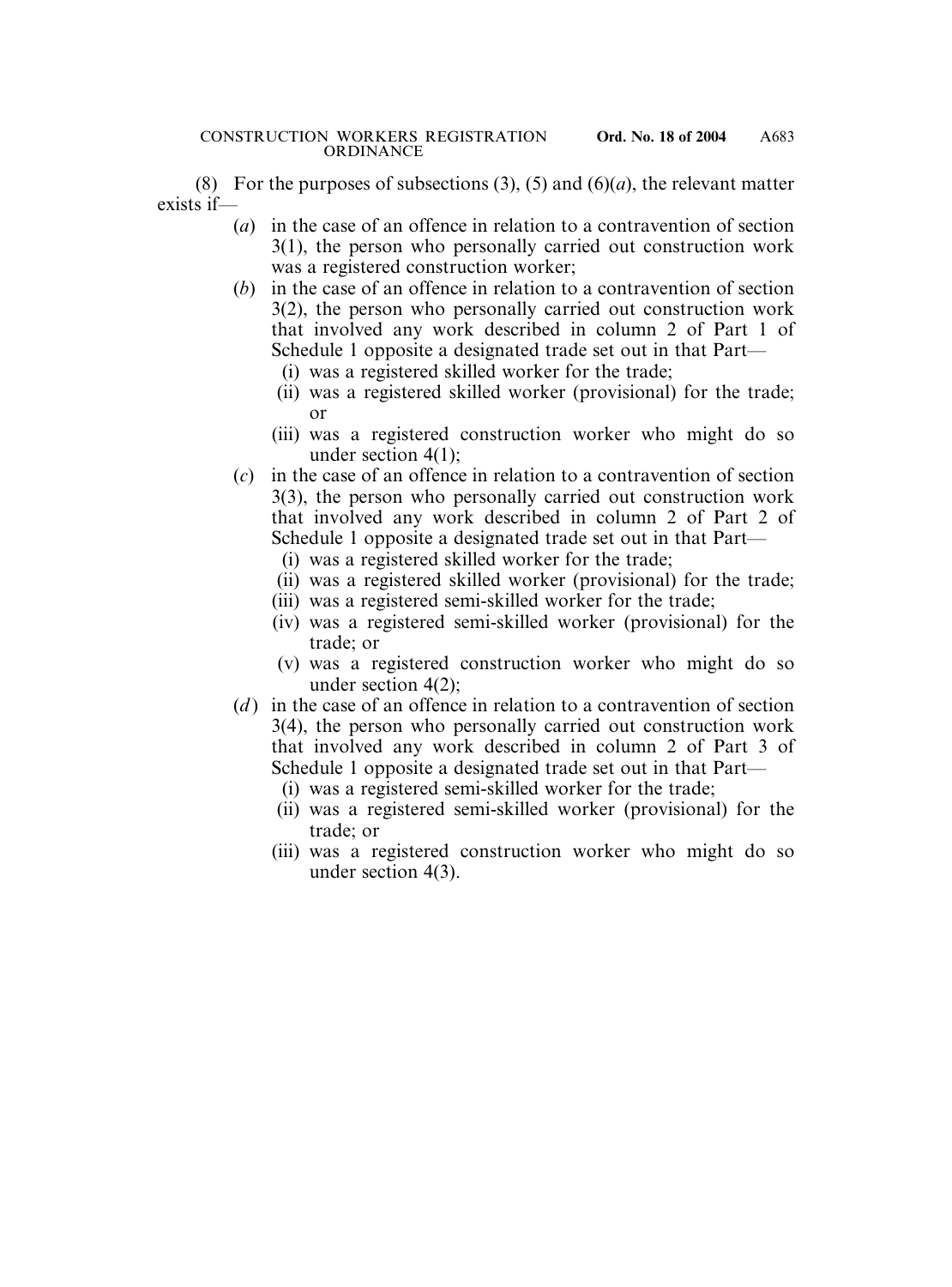(8) For the purposes of subsections (3), (5) and (6)(*a*), the relevant matter exists if—

(*a*) in the case of an offence in relation to a contravention of section 3(1), the person who personally carried out construction work was a registered construction worker;

(*b*) in the case of an offence in relation to a contravention of section 3(2), the person who personally carried out construction work that involved any work described in column 2 of Part 1 of Schedule 1 opposite a designated trade set out in that Part—

- (i) was a registered skilled worker for the trade;
- (ii) was a registered skilled worker (provisional) for the trade; or
- (iii) was a registered construction worker who might do so under section 4(1);

(*c*) in the case of an offence in relation to a contravention of section 3(3), the person who personally carried out construction work that involved any work described in column 2 of Part 2 of Schedule 1 opposite a designated trade set out in that Part—

- (i) was a registered skilled worker for the trade;
- (ii) was a registered skilled worker (provisional) for the trade;
- (iii) was a registered semi-skilled worker for the trade;
- (iv) was a registered semi-skilled worker (provisional) for the trade; or
- (v) was a registered construction worker who might do so under section 4(2);

(*d*) in the case of an offence in relation to a contravention of section 3(4), the person who personally carried out construction work that involved any work described in column 2 of Part 3 of Schedule 1 opposite a designated trade set out in that Part—

- (i) was a registered semi-skilled worker for the trade;
- (ii) was a registered semi-skilled worker (provisional) for the trade; or
- (iii) was a registered construction worker who might do so under section 4(3).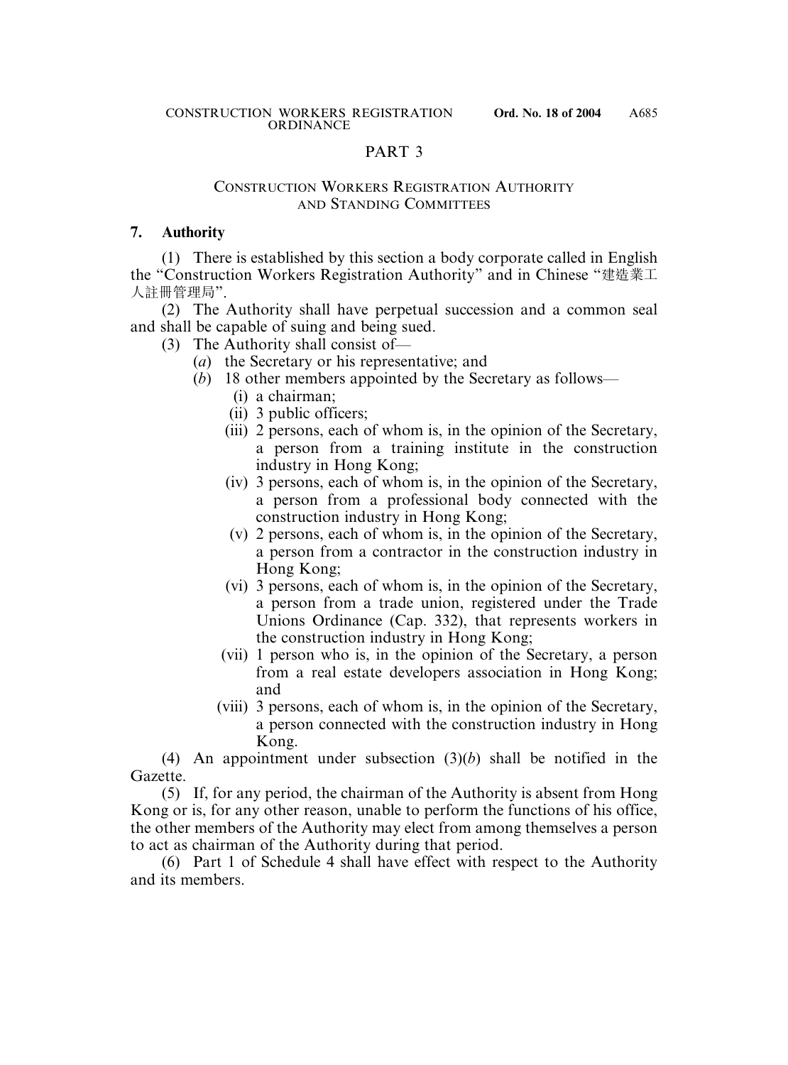## PART 3

### CONSTRUCTION WORKERS REGISTRATION AUTHORITY AND STANDING COMMITTEES

**7. Authority**

(1) There is established by this section a body corporate called in English the "Construction Workers Registration Authority" and in Chinese "建造業工人註冊管理局".

(2) The Authority shall have perpetual succession and a common seal and shall be capable of suing and being sued.

(3) The Authority shall consist of—

(*a*) the Secretary or his representative; and

(*b*) 18 other members appointed by the Secretary as follows—

(i) a chairman;

(ii) 3 public officers;

(iii) 2 persons, each of whom is, in the opinion of the Secretary, a person from a training institute in the construction industry in Hong Kong;

(iv) 3 persons, each of whom is, in the opinion of the Secretary, a person from a professional body connected with the construction industry in Hong Kong;

(v) 2 persons, each of whom is, in the opinion of the Secretary, a person from a contractor in the construction industry in Hong Kong;

(vi) 3 persons, each of whom is, in the opinion of the Secretary, a person from a trade union, registered under the Trade Unions Ordinance (Cap. 332), that represents workers in the construction industry in Hong Kong;

(vii) 1 person who is, in the opinion of the Secretary, a person from a real estate developers association in Hong Kong; and

(viii) 3 persons, each of whom is, in the opinion of the Secretary, a person connected with the construction industry in Hong Kong.

(4) An appointment under subsection (3)(*b*) shall be notified in the Gazette.

(5) If, for any period, the chairman of the Authority is absent from Hong Kong or is, for any other reason, unable to perform the functions of his office, the other members of the Authority may elect from among themselves a person to act as chairman of the Authority during that period.

(6) Part 1 of Schedule 4 shall have effect with respect to the Authority and its members.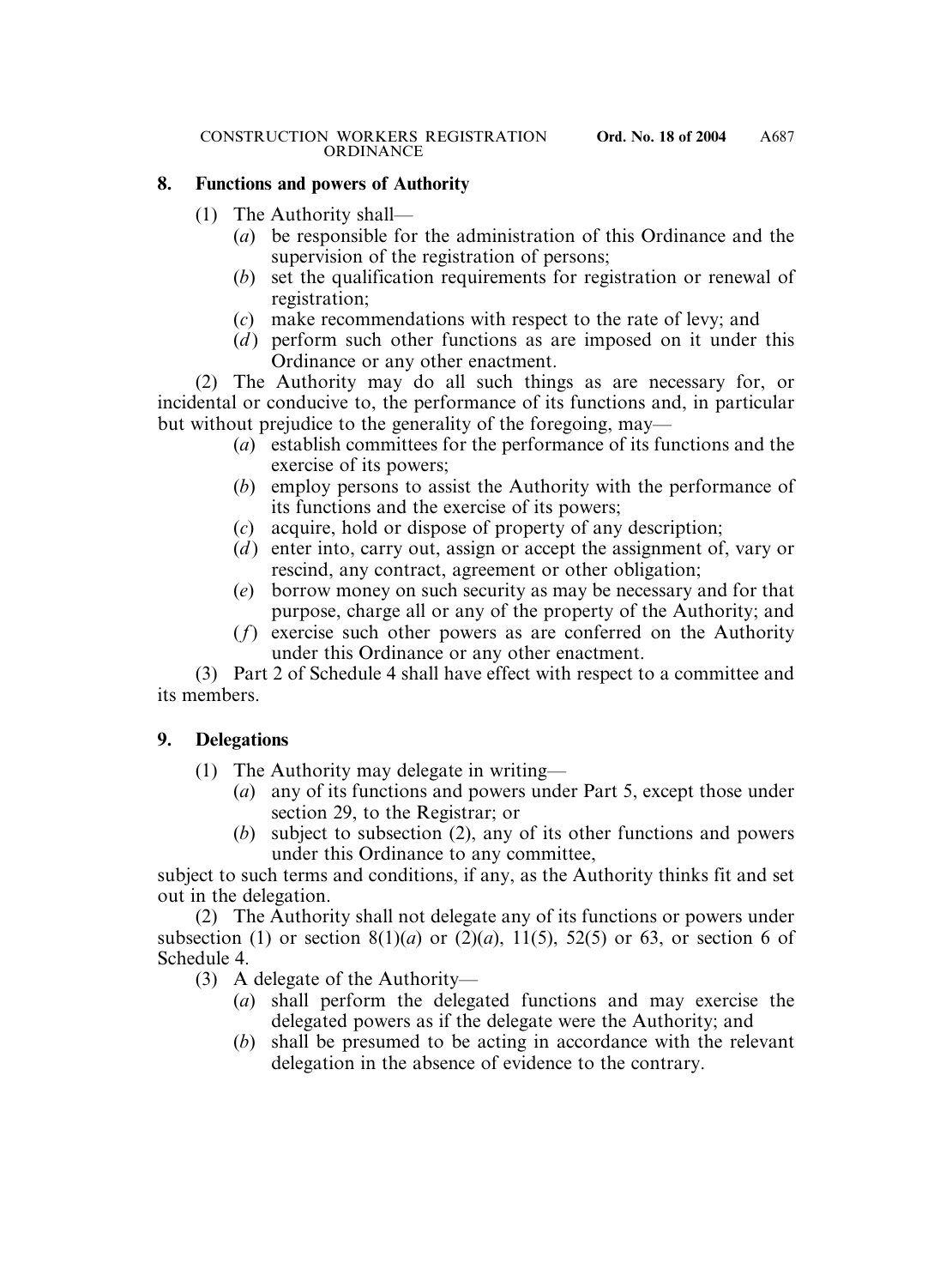## 8. Functions and powers of Authority

(1) The Authority shall—

(*a*) be responsible for the administration of this Ordinance and the supervision of the registration of persons;

(*b*) set the qualification requirements for registration or renewal of registration;

(*c*) make recommendations with respect to the rate of levy; and

(*d*) perform such other functions as are imposed on it under this Ordinance or any other enactment.

(2) The Authority may do all such things as are necessary for, or incidental or conducive to, the performance of its functions and, in particular but without prejudice to the generality of the foregoing, may—

(*a*) establish committees for the performance of its functions and the exercise of its powers;

(*b*) employ persons to assist the Authority with the performance of its functions and the exercise of its powers;

(*c*) acquire, hold or dispose of property of any description;

(*d*) enter into, carry out, assign or accept the assignment of, vary or rescind, any contract, agreement or other obligation;

(*e*) borrow money on such security as may be necessary and for that purpose, charge all or any of the property of the Authority; and

(*f*) exercise such other powers as are conferred on the Authority under this Ordinance or any other enactment.

(3) Part 2 of Schedule 4 shall have effect with respect to a committee and its members.

## 9. Delegations

(1) The Authority may delegate in writing—

(*a*) any of its functions and powers under Part 5, except those under section 29, to the Registrar; or

(*b*) subject to subsection (2), any of its other functions and powers under this Ordinance to any committee,

subject to such terms and conditions, if any, as the Authority thinks fit and set out in the delegation.

(2) The Authority shall not delegate any of its functions or powers under subsection (1) or section 8(1)(*a*) or (2)(*a*), 11(5), 52(5) or 63, or section 6 of Schedule 4.

(3) A delegate of the Authority—

(*a*) shall perform the delegated functions and may exercise the delegated powers as if the delegate were the Authority; and

(*b*) shall be presumed to be acting in accordance with the relevant delegation in the absence of evidence to the contrary.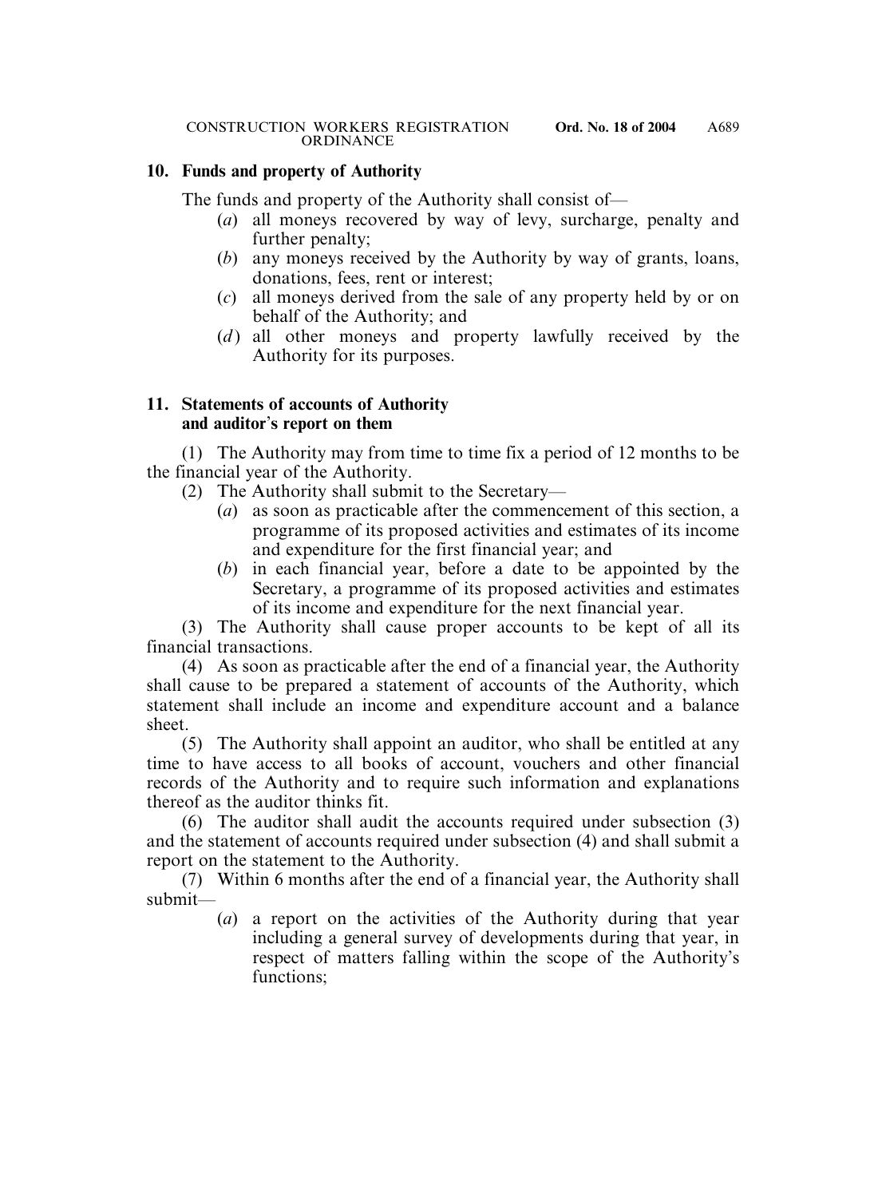## 10. Funds and property of Authority

The funds and property of the Authority shall consist of—

(*a*) all moneys recovered by way of levy, surcharge, penalty and further penalty;

(*b*) any moneys received by the Authority by way of grants, loans, donations, fees, rent or interest;

(*c*) all moneys derived from the sale of any property held by or on behalf of the Authority; and

(*d*) all other moneys and property lawfully received by the Authority for its purposes.

## 11. Statements of accounts of Authority and auditor's report on them

(1) The Authority may from time to time fix a period of 12 months to be the financial year of the Authority.

(2) The Authority shall submit to the Secretary—

(*a*) as soon as practicable after the commencement of this section, a programme of its proposed activities and estimates of its income and expenditure for the first financial year; and

(*b*) in each financial year, before a date to be appointed by the Secretary, a programme of its proposed activities and estimates of its income and expenditure for the next financial year.

(3) The Authority shall cause proper accounts to be kept of all its financial transactions.

(4) As soon as practicable after the end of a financial year, the Authority shall cause to be prepared a statement of accounts of the Authority, which statement shall include an income and expenditure account and a balance sheet.

(5) The Authority shall appoint an auditor, who shall be entitled at any time to have access to all books of account, vouchers and other financial records of the Authority and to require such information and explanations thereof as the auditor thinks fit.

(6) The auditor shall audit the accounts required under subsection (3) and the statement of accounts required under subsection (4) and shall submit a report on the statement to the Authority.

(7) Within 6 months after the end of a financial year, the Authority shall submit—

(*a*) a report on the activities of the Authority during that year including a general survey of developments during that year, in respect of matters falling within the scope of the Authority's functions;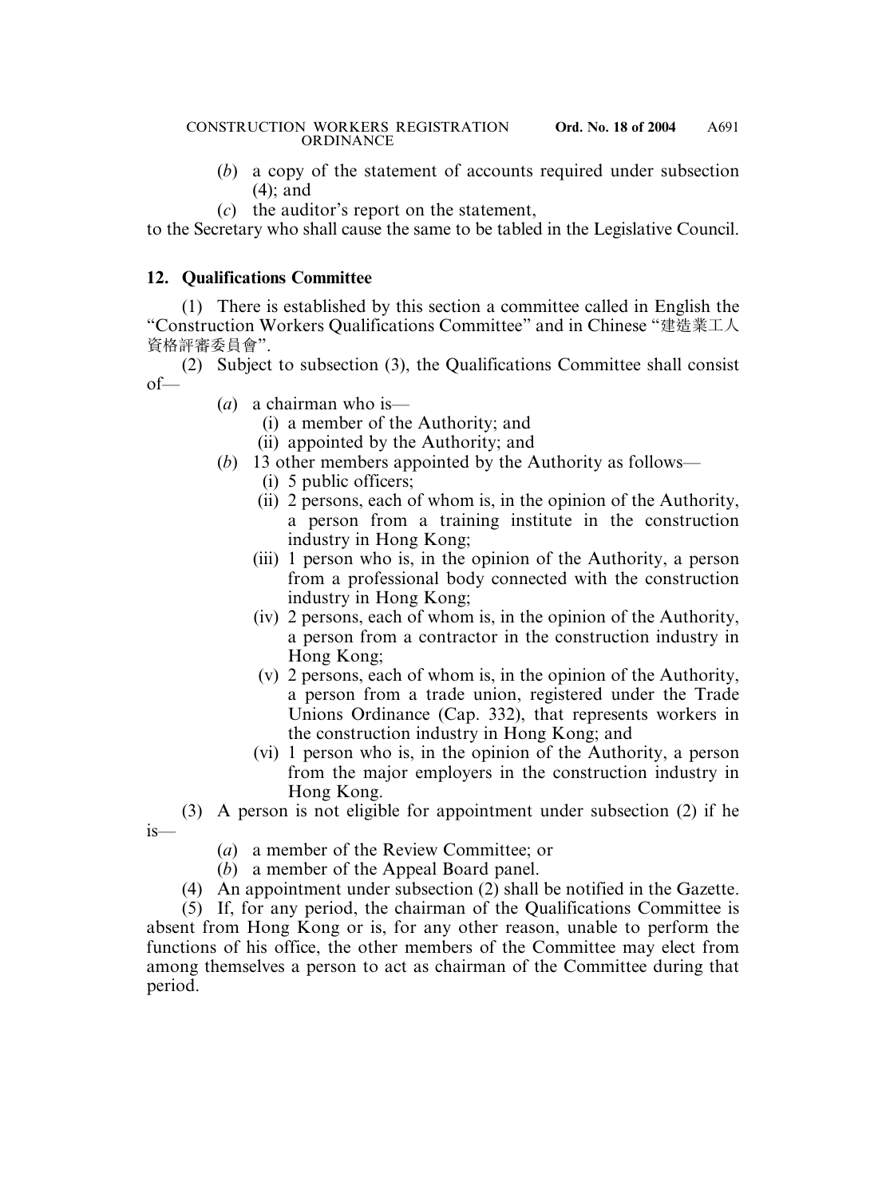(*b*) a copy of the statement of accounts required under subsection (4); and

(*c*) the auditor's report on the statement,

to the Secretary who shall cause the same to be tabled in the Legislative Council.

**12. Qualifications Committee**

(1) There is established by this section a committee called in English the "Construction Workers Qualifications Committee" and in Chinese "建造業工人資格評審委員會".

(2) Subject to subsection (3), the Qualifications Committee shall consist of—

(*a*) a chairman who is—

(i) a member of the Authority; and

(ii) appointed by the Authority; and

(*b*) 13 other members appointed by the Authority as follows—

(i) 5 public officers;

(ii) 2 persons, each of whom is, in the opinion of the Authority, a person from a training institute in the construction industry in Hong Kong;

(iii) 1 person who is, in the opinion of the Authority, a person from a professional body connected with the construction industry in Hong Kong;

(iv) 2 persons, each of whom is, in the opinion of the Authority, a person from a contractor in the construction industry in Hong Kong;

(v) 2 persons, each of whom is, in the opinion of the Authority, a person from a trade union, registered under the Trade Unions Ordinance (Cap. 332), that represents workers in the construction industry in Hong Kong; and

(vi) 1 person who is, in the opinion of the Authority, a person from the major employers in the construction industry in Hong Kong.

(3) A person is not eligible for appointment under subsection (2) if he is—

(*a*) a member of the Review Committee; or

(*b*) a member of the Appeal Board panel.

(4) An appointment under subsection (2) shall be notified in the Gazette.

(5) If, for any period, the chairman of the Qualifications Committee is absent from Hong Kong or is, for any other reason, unable to perform the functions of his office, the other members of the Committee may elect from among themselves a person to act as chairman of the Committee during that period.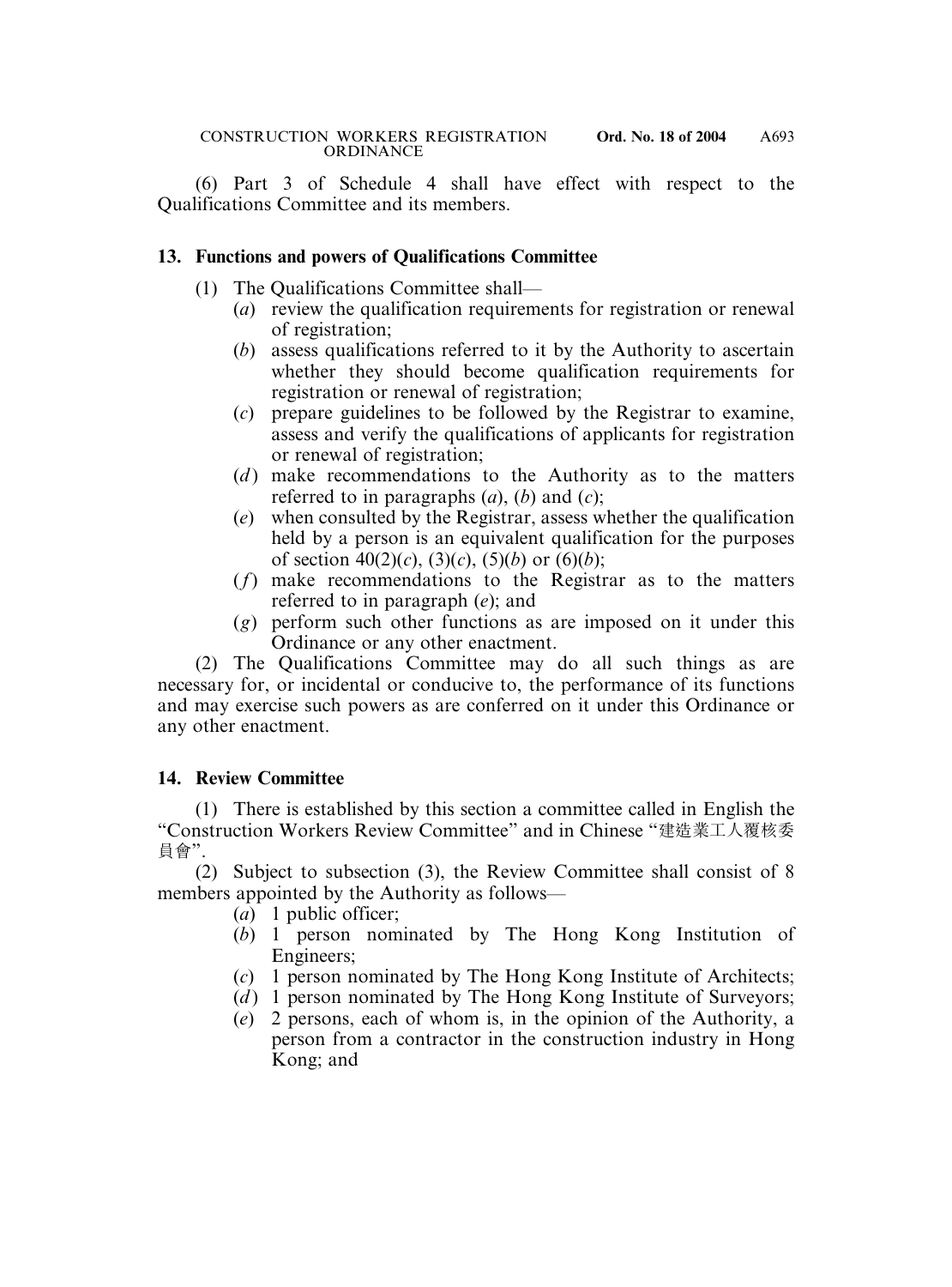(6) Part 3 of Schedule 4 shall have effect with respect to the Qualifications Committee and its members.

### 13. Functions and powers of Qualifications Committee

(1) The Qualifications Committee shall—

- (*a*) review the qualification requirements for registration or renewal of registration;
- (*b*) assess qualifications referred to it by the Authority to ascertain whether they should become qualification requirements for registration or renewal of registration;
- (*c*) prepare guidelines to be followed by the Registrar to examine, assess and verify the qualifications of applicants for registration or renewal of registration;
- (*d*) make recommendations to the Authority as to the matters referred to in paragraphs (*a*), (*b*) and (*c*);
- (*e*) when consulted by the Registrar, assess whether the qualification held by a person is an equivalent qualification for the purposes of section 40(2)(*c*), (3)(*c*), (5)(*b*) or (6)(*b*);
- (*f*) make recommendations to the Registrar as to the matters referred to in paragraph (*e*); and
- (*g*) perform such other functions as are imposed on it under this Ordinance or any other enactment.

(2) The Qualifications Committee may do all such things as are necessary for, or incidental or conducive to, the performance of its functions and may exercise such powers as are conferred on it under this Ordinance or any other enactment.

### 14. Review Committee

(1) There is established by this section a committee called in English the "Construction Workers Review Committee" and in Chinese "建造業工人覆核委員會".

(2) Subject to subsection (3), the Review Committee shall consist of 8 members appointed by the Authority as follows—

- (*a*) 1 public officer;
- (*b*) 1 person nominated by The Hong Kong Institution of Engineers;
- (*c*) 1 person nominated by The Hong Kong Institute of Architects;
- (*d*) 1 person nominated by The Hong Kong Institute of Surveyors;
- (*e*) 2 persons, each of whom is, in the opinion of the Authority, a person from a contractor in the construction industry in Hong Kong; and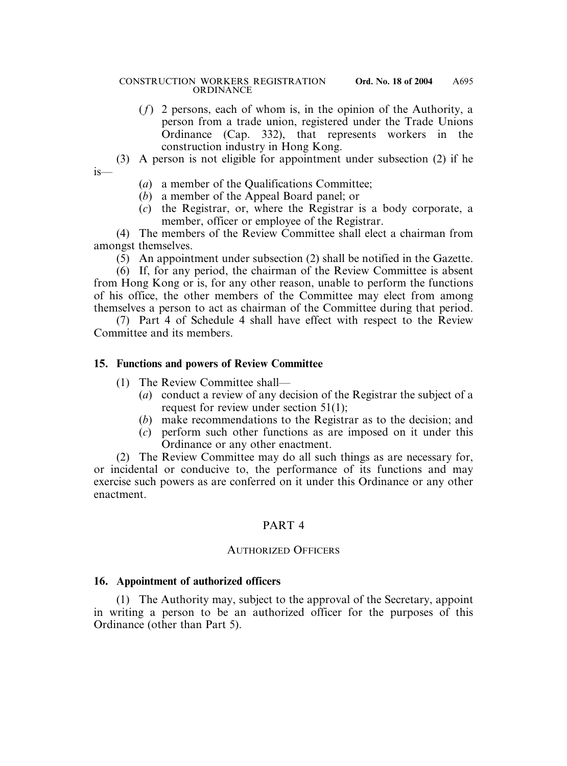(*f*) 2 persons, each of whom is, in the opinion of the Authority, a person from a trade union, registered under the Trade Unions Ordinance (Cap. 332), that represents workers in the construction industry in Hong Kong.

(3) A person is not eligible for appointment under subsection (2) if he is—

(*a*) a member of the Qualifications Committee;

(*b*) a member of the Appeal Board panel; or

(*c*) the Registrar, or, where the Registrar is a body corporate, a member, officer or employee of the Registrar.

(4) The members of the Review Committee shall elect a chairman from amongst themselves.

(5) An appointment under subsection (2) shall be notified in the Gazette.

(6) If, for any period, the chairman of the Review Committee is absent from Hong Kong or is, for any other reason, unable to perform the functions of his office, the other members of the Committee may elect from among themselves a person to act as chairman of the Committee during that period.

(7) Part 4 of Schedule 4 shall have effect with respect to the Review Committee and its members.

### 15. Functions and powers of Review Committee

(1) The Review Committee shall—

(*a*) conduct a review of any decision of the Registrar the subject of a request for review under section 51(1);

(*b*) make recommendations to the Registrar as to the decision; and

(*c*) perform such other functions as are imposed on it under this Ordinance or any other enactment.

(2) The Review Committee may do all such things as are necessary for, or incidental or conducive to, the performance of its functions and may exercise such powers as are conferred on it under this Ordinance or any other enactment.

## PART 4

## AUTHORIZED OFFICERS

### 16. Appointment of authorized officers

(1) The Authority may, subject to the approval of the Secretary, appoint in writing a person to be an authorized officer for the purposes of this Ordinance (other than Part 5).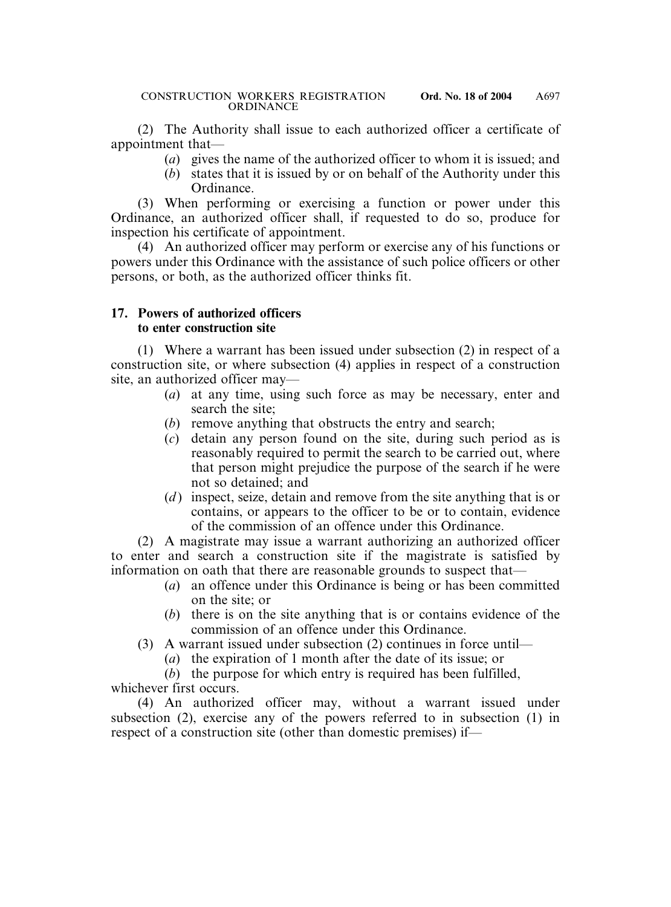(2) The Authority shall issue to each authorized officer a certificate of appointment that—

- (*a*) gives the name of the authorized officer to whom it is issued; and
- (*b*) states that it is issued by or on behalf of the Authority under this Ordinance.

(3) When performing or exercising a function or power under this Ordinance, an authorized officer shall, if requested to do so, produce for inspection his certificate of appointment.

(4) An authorized officer may perform or exercise any of his functions or powers under this Ordinance with the assistance of such police officers or other persons, or both, as the authorized officer thinks fit.

**17. Powers of authorized officers to enter construction site**

(1) Where a warrant has been issued under subsection (2) in respect of a construction site, or where subsection (4) applies in respect of a construction site, an authorized officer may—

- (*a*) at any time, using such force as may be necessary, enter and search the site;
- (*b*) remove anything that obstructs the entry and search;
- (*c*) detain any person found on the site, during such period as is reasonably required to permit the search to be carried out, where that person might prejudice the purpose of the search if he were not so detained; and
- (*d*) inspect, seize, detain and remove from the site anything that is or contains, or appears to the officer to be or to contain, evidence of the commission of an offence under this Ordinance.

(2) A magistrate may issue a warrant authorizing an authorized officer to enter and search a construction site if the magistrate is satisfied by information on oath that there are reasonable grounds to suspect that—

- (*a*) an offence under this Ordinance is being or has been committed on the site; or
- (*b*) there is on the site anything that is or contains evidence of the commission of an offence under this Ordinance.

(3) A warrant issued under subsection (2) continues in force until—

- (*a*) the expiration of 1 month after the date of its issue; or
- (*b*) the purpose for which entry is required has been fulfilled,

whichever first occurs.

(4) An authorized officer may, without a warrant issued under subsection (2), exercise any of the powers referred to in subsection (1) in respect of a construction site (other than domestic premises) if—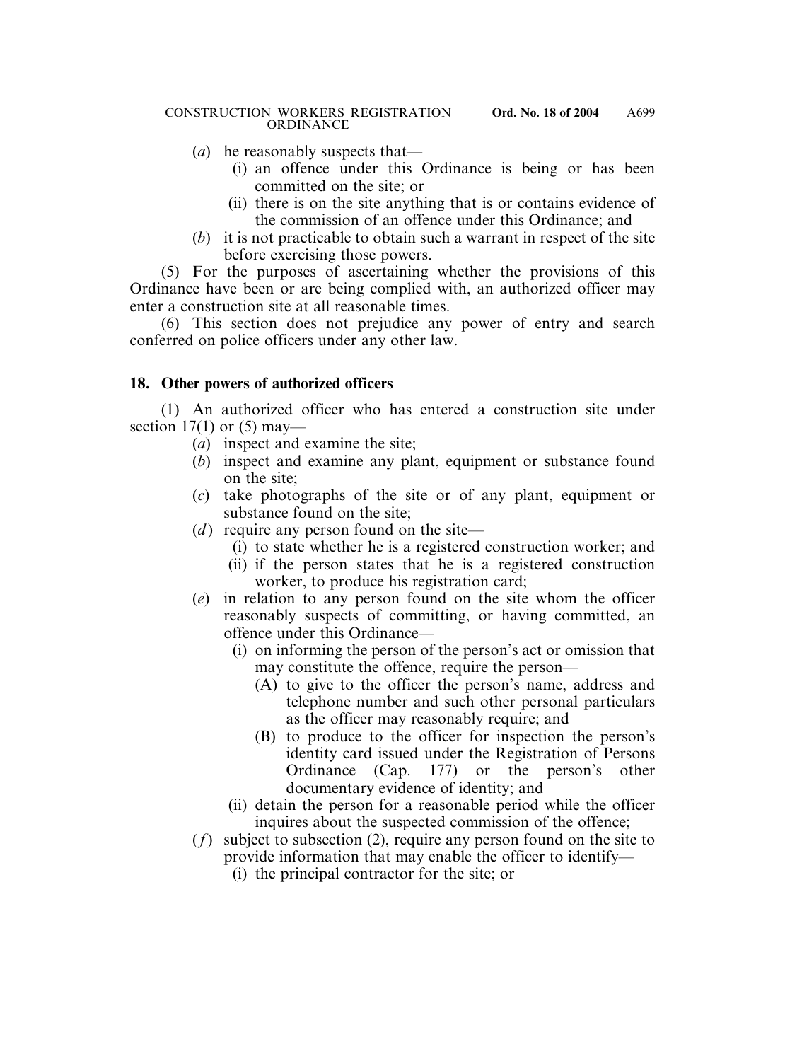(*a*) he reasonably suspects that—

(i) an offence under this Ordinance is being or has been committed on the site; or

(ii) there is on the site anything that is or contains evidence of the commission of an offence under this Ordinance; and

(*b*) it is not practicable to obtain such a warrant in respect of the site before exercising those powers.

(5) For the purposes of ascertaining whether the provisions of this Ordinance have been or are being complied with, an authorized officer may enter a construction site at all reasonable times.

(6) This section does not prejudice any power of entry and search conferred on police officers under any other law.

**18. Other powers of authorized officers**

(1) An authorized officer who has entered a construction site under section 17(1) or (5) may—

(*a*) inspect and examine the site;

(*b*) inspect and examine any plant, equipment or substance found on the site;

(*c*) take photographs of the site or of any plant, equipment or substance found on the site;

(*d*) require any person found on the site—

(i) to state whether he is a registered construction worker; and

(ii) if the person states that he is a registered construction worker, to produce his registration card;

(*e*) in relation to any person found on the site whom the officer reasonably suspects of committing, or having committed, an offence under this Ordinance—

(i) on informing the person of the person's act or omission that may constitute the offence, require the person—

(A) to give to the officer the person's name, address and telephone number and such other personal particulars as the officer may reasonably require; and

(B) to produce to the officer for inspection the person's identity card issued under the Registration of Persons Ordinance (Cap. 177) or the person's other documentary evidence of identity; and

(ii) detain the person for a reasonable period while the officer inquires about the suspected commission of the offence;

(*f*) subject to subsection (2), require any person found on the site to provide information that may enable the officer to identify—

(i) the principal contractor for the site; or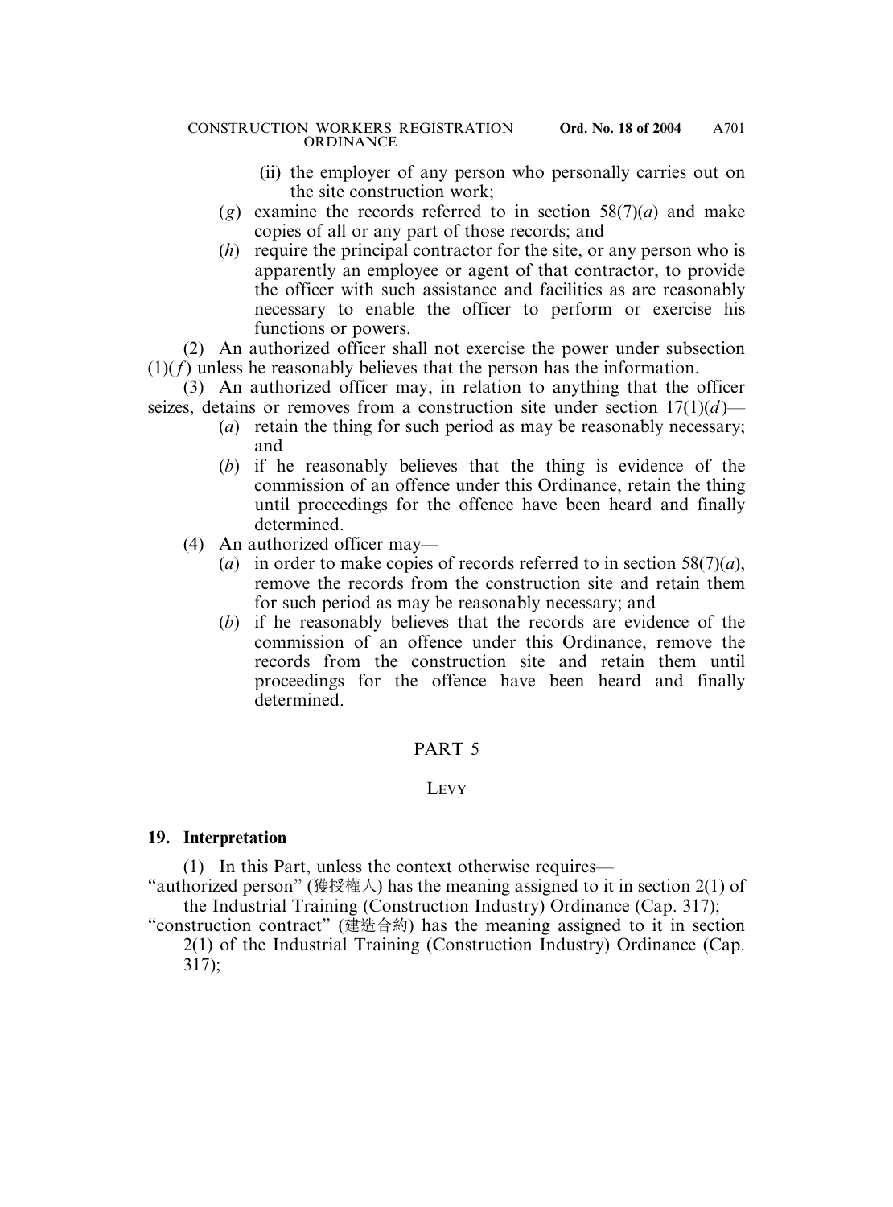(ii) the employer of any person who personally carries out on the site construction work;

(*g*) examine the records referred to in section 58(7)(*a*) and make copies of all or any part of those records; and

(*h*) require the principal contractor for the site, or any person who is apparently an employee or agent of that contractor, to provide the officer with such assistance and facilities as are reasonably necessary to enable the officer to perform or exercise his functions or powers.

(2) An authorized officer shall not exercise the power under subsection (1)(*f*) unless he reasonably believes that the person has the information.

(3) An authorized officer may, in relation to anything that the officer seizes, detains or removes from a construction site under section 17(1)(*d*)—

(*a*) retain the thing for such period as may be reasonably necessary; and

(*b*) if he reasonably believes that the thing is evidence of the commission of an offence under this Ordinance, retain the thing until proceedings for the offence have been heard and finally determined.

(4) An authorized officer may—

(*a*) in order to make copies of records referred to in section 58(7)(*a*), remove the records from the construction site and retain them for such period as may be reasonably necessary; and

(*b*) if he reasonably believes that the records are evidence of the commission of an offence under this Ordinance, remove the records from the construction site and retain them until proceedings for the offence have been heard and finally determined.

## PART 5

## LEVY

**19. Interpretation**

(1) In this Part, unless the context otherwise requires—

"authorized person" (獲授權人) has the meaning assigned to it in section 2(1) of the Industrial Training (Construction Industry) Ordinance (Cap. 317);

"construction contract" (建造合約) has the meaning assigned to it in section 2(1) of the Industrial Training (Construction Industry) Ordinance (Cap. 317);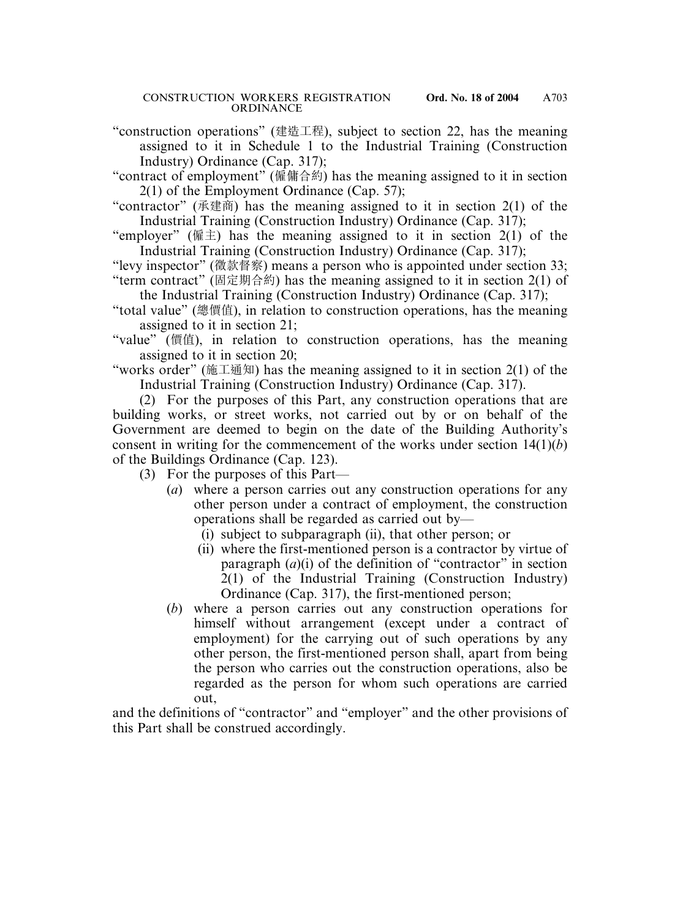"construction operations" (建造工程), subject to section 22, has the meaning assigned to it in Schedule 1 to the Industrial Training (Construction Industry) Ordinance (Cap. 317);

"contract of employment" (僱傭合約) has the meaning assigned to it in section 2(1) of the Employment Ordinance (Cap. 57);

"contractor" (承建商) has the meaning assigned to it in section 2(1) of the Industrial Training (Construction Industry) Ordinance (Cap. 317);

"employer" (僱主) has the meaning assigned to it in section 2(1) of the Industrial Training (Construction Industry) Ordinance (Cap. 317);

"levy inspector" (徵款督察) means a person who is appointed under section 33;

"term contract" (固定期合約) has the meaning assigned to it in section 2(1) of the Industrial Training (Construction Industry) Ordinance (Cap. 317);

"total value" (總價值), in relation to construction operations, has the meaning assigned to it in section 21;

"value" (價值), in relation to construction operations, has the meaning assigned to it in section 20;

"works order" (施工通知) has the meaning assigned to it in section 2(1) of the Industrial Training (Construction Industry) Ordinance (Cap. 317).

(2) For the purposes of this Part, any construction operations that are building works, or street works, not carried out by or on behalf of the Government are deemed to begin on the date of the Building Authority's consent in writing for the commencement of the works under section 14(1)(*b*) of the Buildings Ordinance (Cap. 123).

(3) For the purposes of this Part—

(*a*) where a person carries out any construction operations for any other person under a contract of employment, the construction operations shall be regarded as carried out by—

(i) subject to subparagraph (ii), that other person; or

(ii) where the first-mentioned person is a contractor by virtue of paragraph (*a*)(i) of the definition of "contractor" in section 2(1) of the Industrial Training (Construction Industry) Ordinance (Cap. 317), the first-mentioned person;

(*b*) where a person carries out any construction operations for himself without arrangement (except under a contract of employment) for the carrying out of such operations by any other person, the first-mentioned person shall, apart from being the person who carries out the construction operations, also be regarded as the person for whom such operations are carried out,

and the definitions of "contractor" and "employer" and the other provisions of this Part shall be construed accordingly.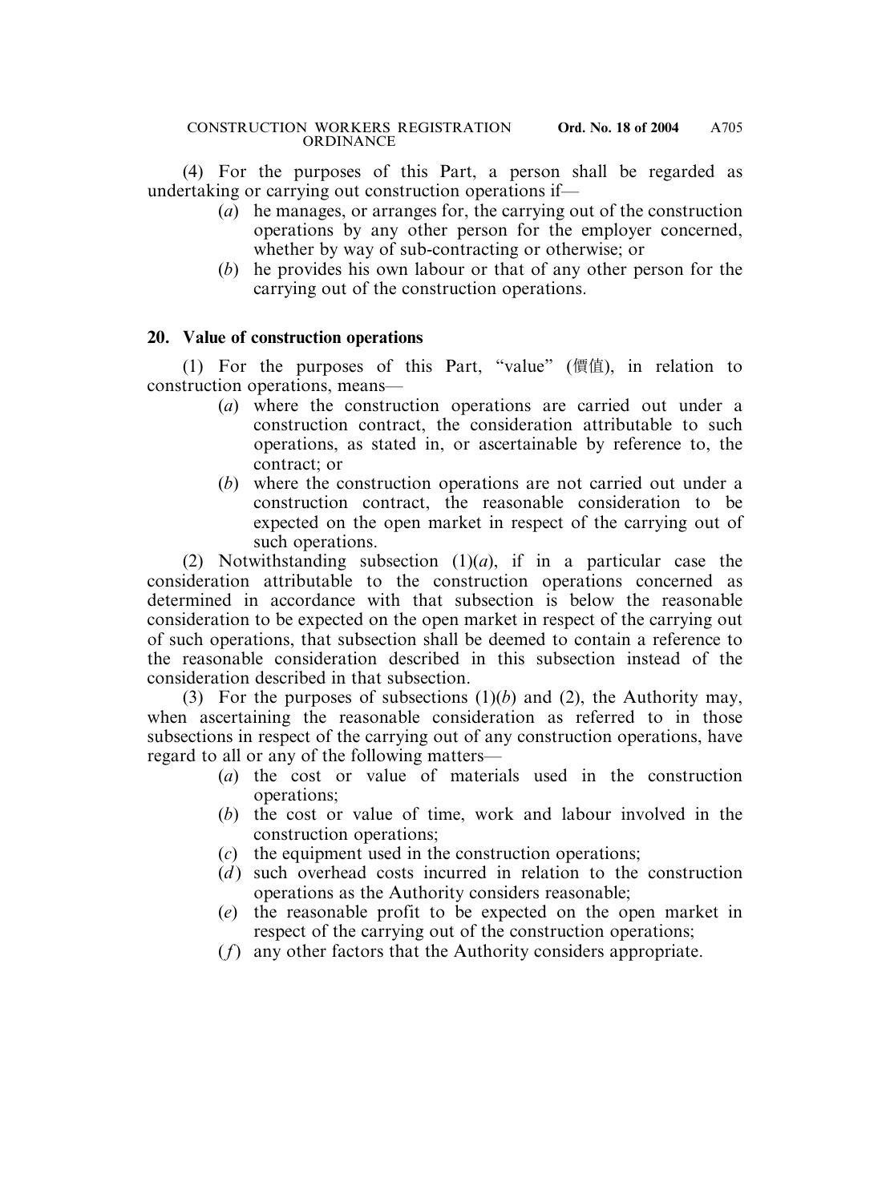(4) For the purposes of this Part, a person shall be regarded as undertaking or carrying out construction operations if—

(*a*) he manages, or arranges for, the carrying out of the construction operations by any other person for the employer concerned, whether by way of sub-contracting or otherwise; or

(*b*) he provides his own labour or that of any other person for the carrying out of the construction operations.

## 20. Value of construction operations

(1) For the purposes of this Part, "value" (價值), in relation to construction operations, means—

(*a*) where the construction operations are carried out under a construction contract, the consideration attributable to such operations, as stated in, or ascertainable by reference to, the contract; or

(*b*) where the construction operations are not carried out under a construction contract, the reasonable consideration to be expected on the open market in respect of the carrying out of such operations.

(2) Notwithstanding subsection (1)(*a*), if in a particular case the consideration attributable to the construction operations concerned as determined in accordance with that subsection is below the reasonable consideration to be expected on the open market in respect of the carrying out of such operations, that subsection shall be deemed to contain a reference to the reasonable consideration described in this subsection instead of the consideration described in that subsection.

(3) For the purposes of subsections (1)(*b*) and (2), the Authority may, when ascertaining the reasonable consideration as referred to in those subsections in respect of the carrying out of any construction operations, have regard to all or any of the following matters—

(*a*) the cost or value of materials used in the construction operations;

(*b*) the cost or value of time, work and labour involved in the construction operations;

(*c*) the equipment used in the construction operations;

(*d*) such overhead costs incurred in relation to the construction operations as the Authority considers reasonable;

(*e*) the reasonable profit to be expected on the open market in respect of the carrying out of the construction operations;

(*f*) any other factors that the Authority considers appropriate.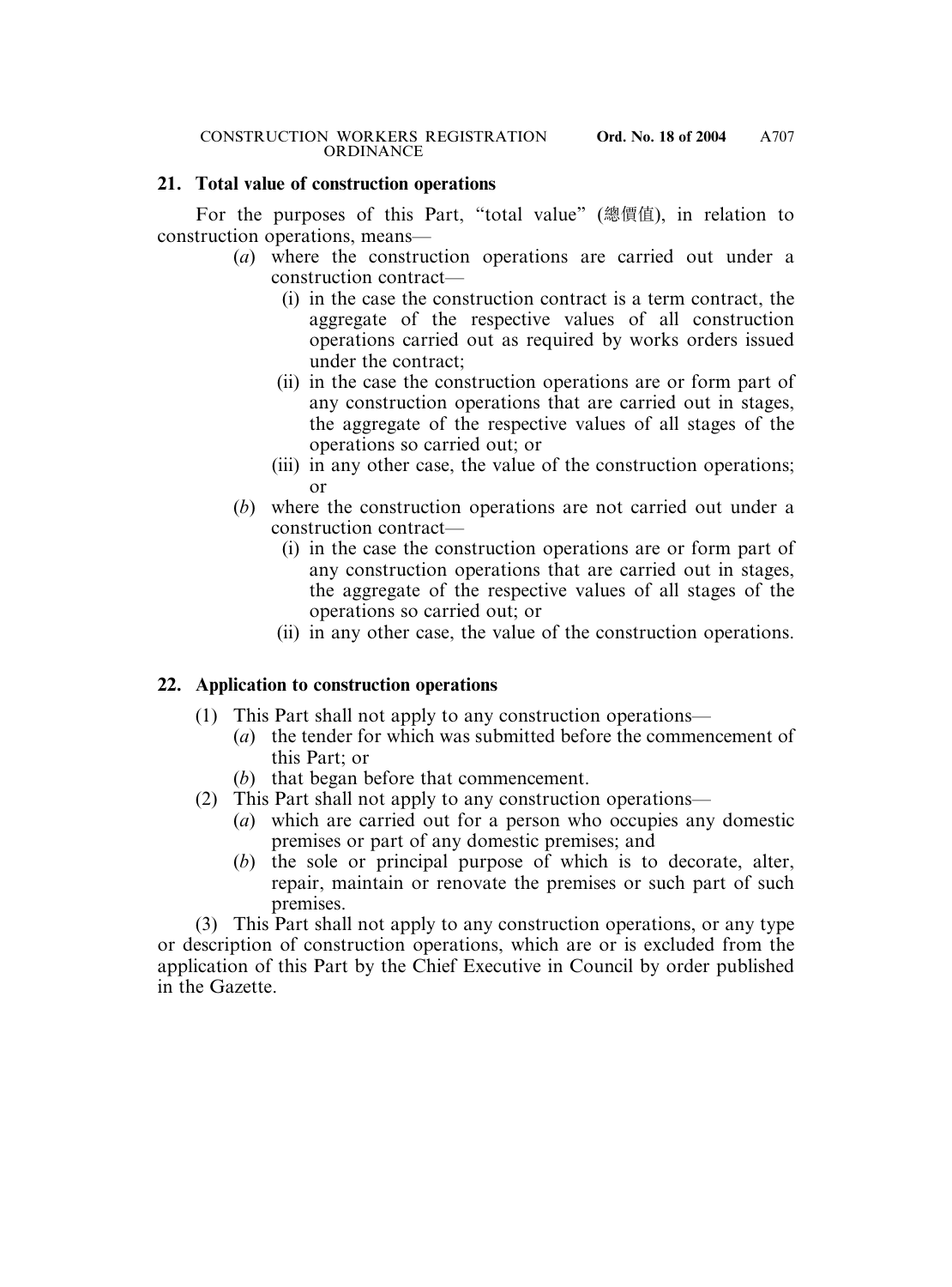**21. Total value of construction operations**

For the purposes of this Part, "total value" (總價值), in relation to construction operations, means—

(*a*) where the construction operations are carried out under a construction contract—

(i) in the case the construction contract is a term contract, the aggregate of the respective values of all construction operations carried out as required by works orders issued under the contract;

(ii) in the case the construction operations are or form part of any construction operations that are carried out in stages, the aggregate of the respective values of all stages of the operations so carried out; or

(iii) in any other case, the value of the construction operations; or

(*b*) where the construction operations are not carried out under a construction contract—

(i) in the case the construction operations are or form part of any construction operations that are carried out in stages, the aggregate of the respective values of all stages of the operations so carried out; or

(ii) in any other case, the value of the construction operations.

**22. Application to construction operations**

(1) This Part shall not apply to any construction operations—

(*a*) the tender for which was submitted before the commencement of this Part; or

(*b*) that began before that commencement.

(2) This Part shall not apply to any construction operations—

(*a*) which are carried out for a person who occupies any domestic premises or part of any domestic premises; and

(*b*) the sole or principal purpose of which is to decorate, alter, repair, maintain or renovate the premises or such part of such premises.

(3) This Part shall not apply to any construction operations, or any type or description of construction operations, which are or is excluded from the application of this Part by the Chief Executive in Council by order published in the Gazette.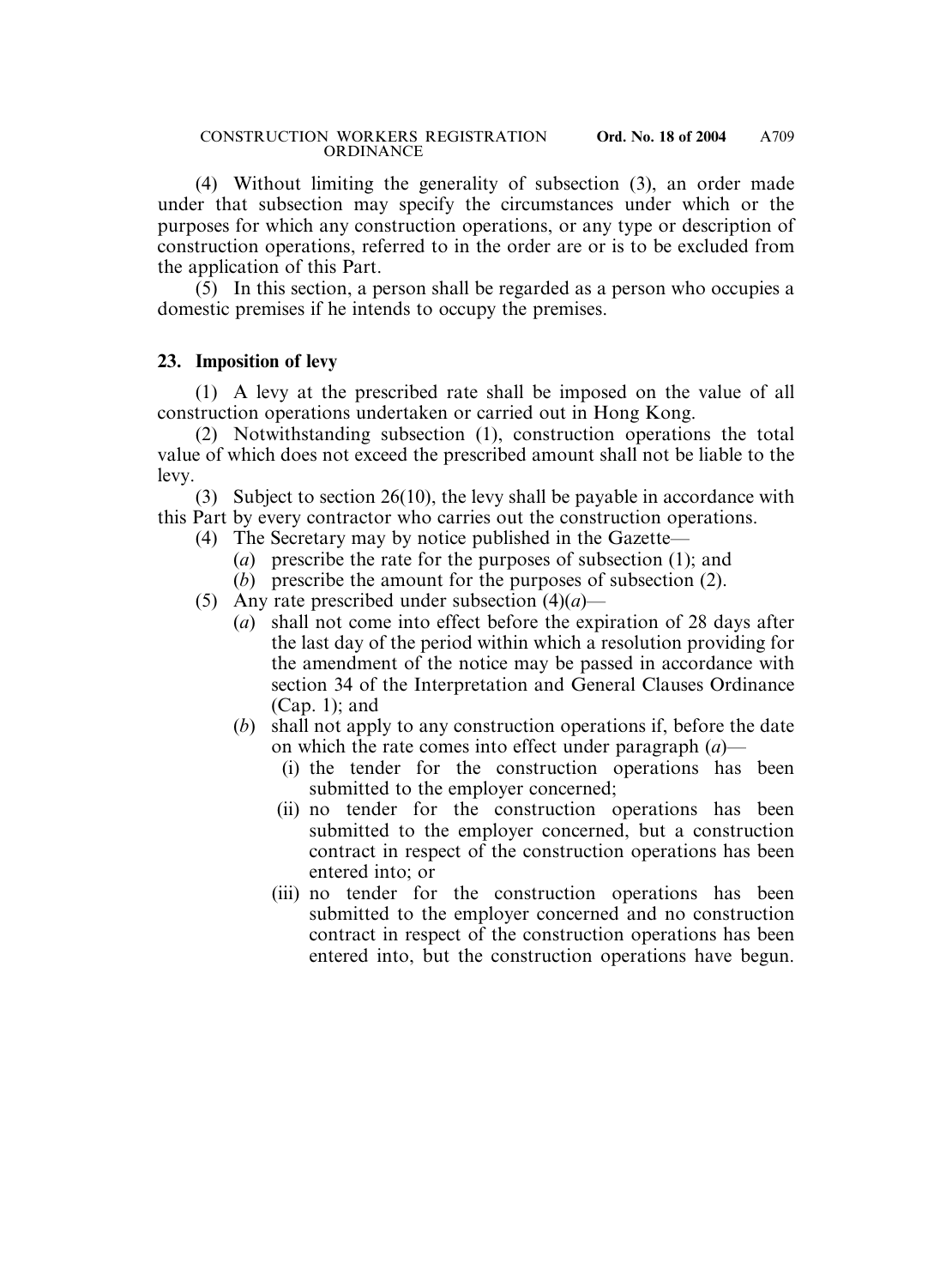(4) Without limiting the generality of subsection (3), an order made under that subsection may specify the circumstances under which or the purposes for which any construction operations, or any type or description of construction operations, referred to in the order are or is to be excluded from the application of this Part.

(5) In this section, a person shall be regarded as a person who occupies a domestic premises if he intends to occupy the premises.

**23. Imposition of levy**

(1) A levy at the prescribed rate shall be imposed on the value of all construction operations undertaken or carried out in Hong Kong.

(2) Notwithstanding subsection (1), construction operations the total value of which does not exceed the prescribed amount shall not be liable to the levy.

(3) Subject to section 26(10), the levy shall be payable in accordance with this Part by every contractor who carries out the construction operations.

(4) The Secretary may by notice published in the Gazette—

- (*a*) prescribe the rate for the purposes of subsection (1); and
- (*b*) prescribe the amount for the purposes of subsection (2).

(5) Any rate prescribed under subsection (4)(*a*)—

- (*a*) shall not come into effect before the expiration of 28 days after the last day of the period within which a resolution providing for the amendment of the notice may be passed in accordance with section 34 of the Interpretation and General Clauses Ordinance (Cap. 1); and
- (*b*) shall not apply to any construction operations if, before the date on which the rate comes into effect under paragraph (*a*)—
  - (i) the tender for the construction operations has been submitted to the employer concerned;
  - (ii) no tender for the construction operations has been submitted to the employer concerned, but a construction contract in respect of the construction operations has been entered into; or
  - (iii) no tender for the construction operations has been submitted to the employer concerned and no construction contract in respect of the construction operations has been entered into, but the construction operations have begun.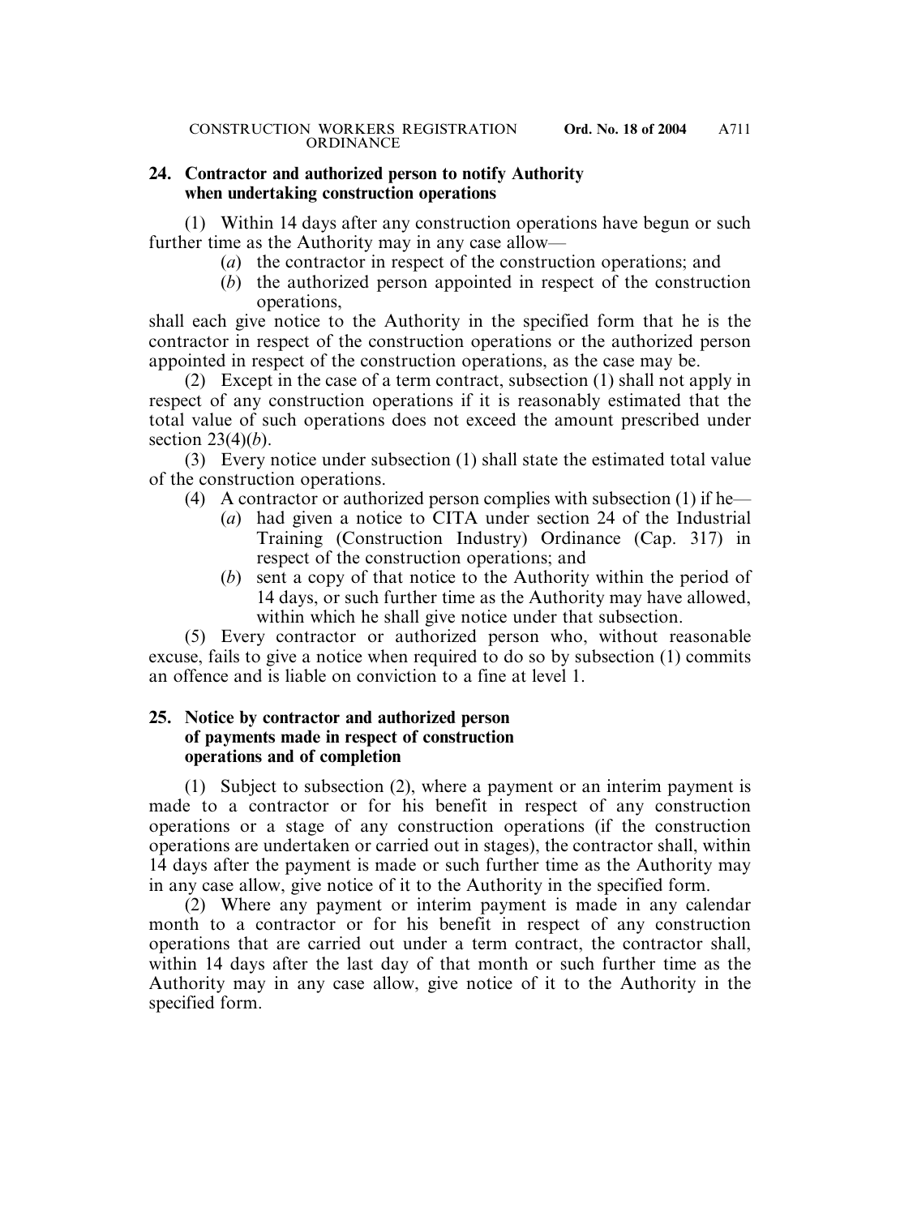**24. Contractor and authorized person to notify Authority when undertaking construction operations**

(1) Within 14 days after any construction operations have begun or such further time as the Authority may in any case allow—

(*a*) the contractor in respect of the construction operations; and

(*b*) the authorized person appointed in respect of the construction operations,

shall each give notice to the Authority in the specified form that he is the contractor in respect of the construction operations or the authorized person appointed in respect of the construction operations, as the case may be.

(2) Except in the case of a term contract, subsection (1) shall not apply in respect of any construction operations if it is reasonably estimated that the total value of such operations does not exceed the amount prescribed under section 23(4)(*b*).

(3) Every notice under subsection (1) shall state the estimated total value of the construction operations.

(4) A contractor or authorized person complies with subsection (1) if he—

(*a*) had given a notice to CITA under section 24 of the Industrial Training (Construction Industry) Ordinance (Cap. 317) in respect of the construction operations; and

(*b*) sent a copy of that notice to the Authority within the period of 14 days, or such further time as the Authority may have allowed, within which he shall give notice under that subsection.

(5) Every contractor or authorized person who, without reasonable excuse, fails to give a notice when required to do so by subsection (1) commits an offence and is liable on conviction to a fine at level 1.

**25. Notice by contractor and authorized person of payments made in respect of construction operations and of completion**

(1) Subject to subsection (2), where a payment or an interim payment is made to a contractor or for his benefit in respect of any construction operations or a stage of any construction operations (if the construction operations are undertaken or carried out in stages), the contractor shall, within 14 days after the payment is made or such further time as the Authority may in any case allow, give notice of it to the Authority in the specified form.

(2) Where any payment or interim payment is made in any calendar month to a contractor or for his benefit in respect of any construction operations that are carried out under a term contract, the contractor shall, within 14 days after the last day of that month or such further time as the Authority may in any case allow, give notice of it to the Authority in the specified form.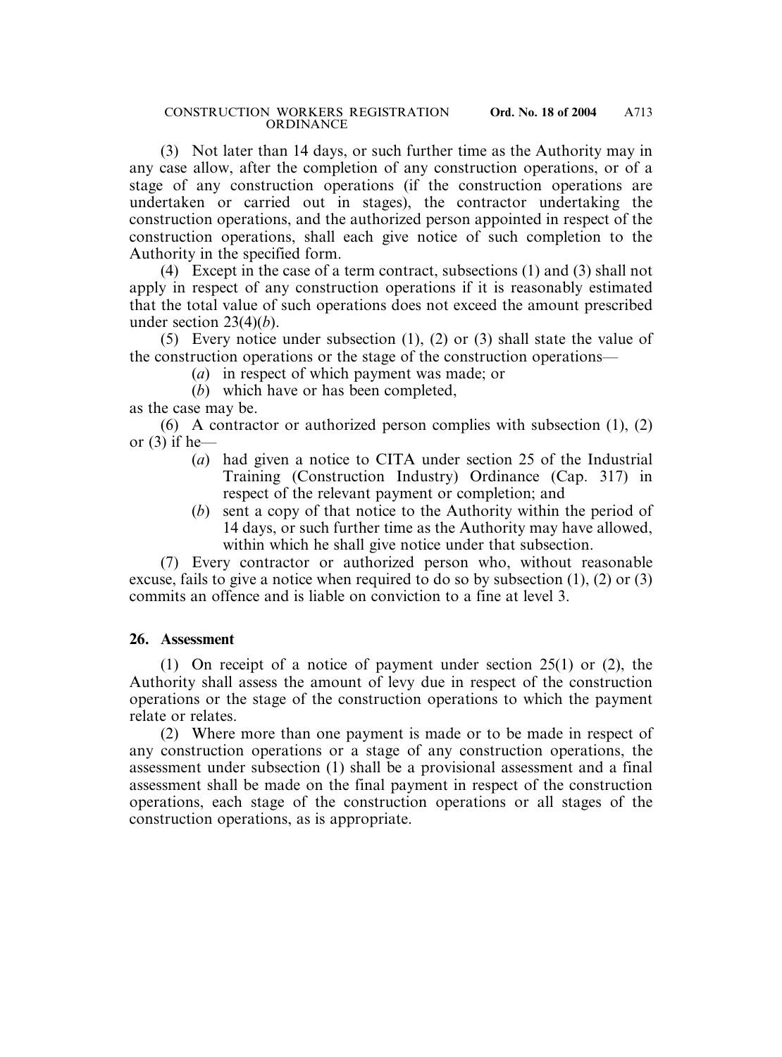(3) Not later than 14 days, or such further time as the Authority may in any case allow, after the completion of any construction operations, or of a stage of any construction operations (if the construction operations are undertaken or carried out in stages), the contractor undertaking the construction operations, and the authorized person appointed in respect of the construction operations, shall each give notice of such completion to the Authority in the specified form.

(4) Except in the case of a term contract, subsections (1) and (3) shall not apply in respect of any construction operations if it is reasonably estimated that the total value of such operations does not exceed the amount prescribed under section 23(4)(*b*).

(5) Every notice under subsection (1), (2) or (3) shall state the value of the construction operations or the stage of the construction operations—

(*a*) in respect of which payment was made; or

(*b*) which have or has been completed,

as the case may be.

(6) A contractor or authorized person complies with subsection (1), (2) or (3) if he—

(*a*) had given a notice to CITA under section 25 of the Industrial Training (Construction Industry) Ordinance (Cap. 317) in respect of the relevant payment or completion; and

(*b*) sent a copy of that notice to the Authority within the period of 14 days, or such further time as the Authority may have allowed, within which he shall give notice under that subsection.

(7) Every contractor or authorized person who, without reasonable excuse, fails to give a notice when required to do so by subsection (1), (2) or (3) commits an offence and is liable on conviction to a fine at level 3.

**26. Assessment**

(1) On receipt of a notice of payment under section 25(1) or (2), the Authority shall assess the amount of levy due in respect of the construction operations or the stage of the construction operations to which the payment relate or relates.

(2) Where more than one payment is made or to be made in respect of any construction operations or a stage of any construction operations, the assessment under subsection (1) shall be a provisional assessment and a final assessment shall be made on the final payment in respect of the construction operations, each stage of the construction operations or all stages of the construction operations, as is appropriate.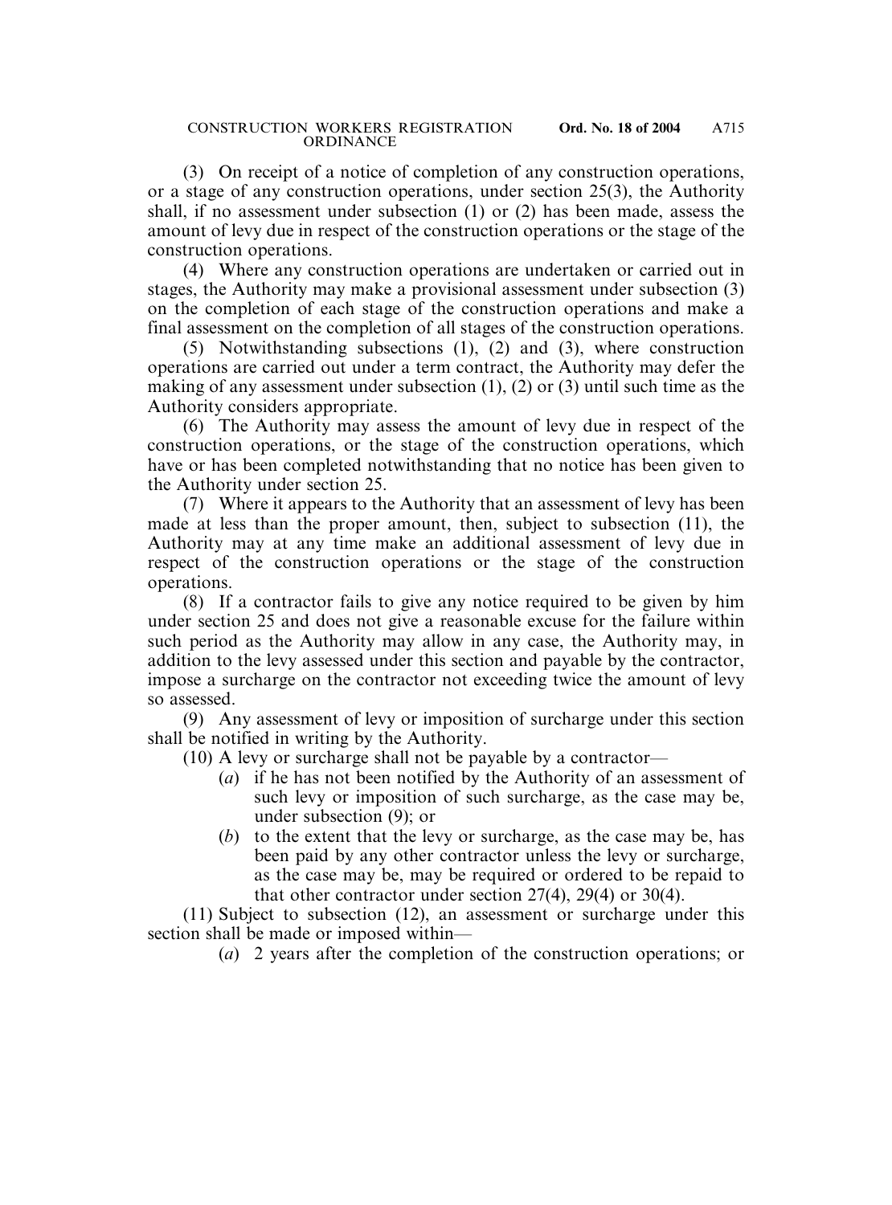(3) On receipt of a notice of completion of any construction operations, or a stage of any construction operations, under section 25(3), the Authority shall, if no assessment under subsection (1) or (2) has been made, assess the amount of levy due in respect of the construction operations or the stage of the construction operations.

(4) Where any construction operations are undertaken or carried out in stages, the Authority may make a provisional assessment under subsection (3) on the completion of each stage of the construction operations and make a final assessment on the completion of all stages of the construction operations.

(5) Notwithstanding subsections (1), (2) and (3), where construction operations are carried out under a term contract, the Authority may defer the making of any assessment under subsection (1), (2) or (3) until such time as the Authority considers appropriate.

(6) The Authority may assess the amount of levy due in respect of the construction operations, or the stage of the construction operations, which have or has been completed notwithstanding that no notice has been given to the Authority under section 25.

(7) Where it appears to the Authority that an assessment of levy has been made at less than the proper amount, then, subject to subsection (11), the Authority may at any time make an additional assessment of levy due in respect of the construction operations or the stage of the construction operations.

(8) If a contractor fails to give any notice required to be given by him under section 25 and does not give a reasonable excuse for the failure within such period as the Authority may allow in any case, the Authority may, in addition to the levy assessed under this section and payable by the contractor, impose a surcharge on the contractor not exceeding twice the amount of levy so assessed.

(9) Any assessment of levy or imposition of surcharge under this section shall be notified in writing by the Authority.

(10) A levy or surcharge shall not be payable by a contractor—

(*a*) if he has not been notified by the Authority of an assessment of such levy or imposition of such surcharge, as the case may be, under subsection (9); or

(*b*) to the extent that the levy or surcharge, as the case may be, has been paid by any other contractor unless the levy or surcharge, as the case may be, may be required or ordered to be repaid to that other contractor under section 27(4), 29(4) or 30(4).

(11) Subject to subsection (12), an assessment or surcharge under this section shall be made or imposed within—

(*a*) 2 years after the completion of the construction operations; or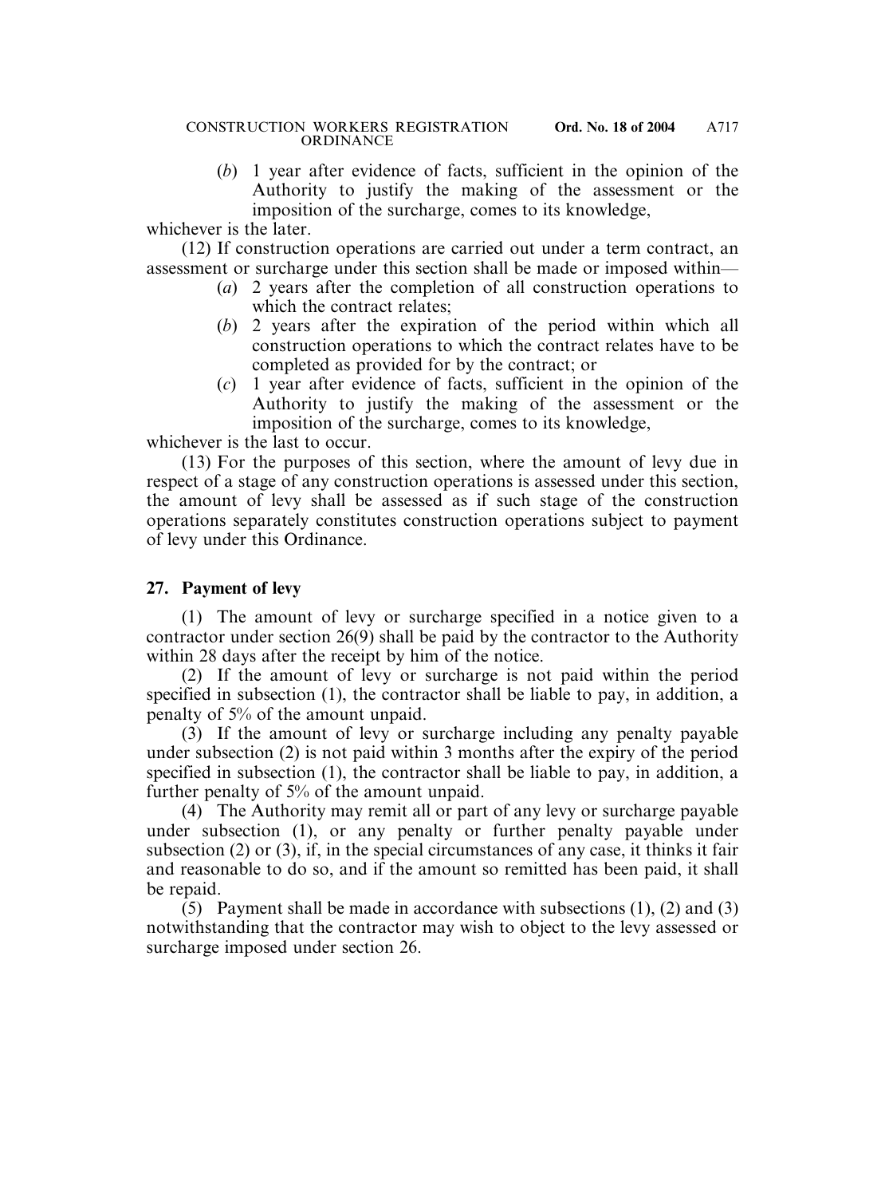(*b*) 1 year after evidence of facts, sufficient in the opinion of the Authority to justify the making of the assessment or the imposition of the surcharge, comes to its knowledge,

whichever is the later.

(12) If construction operations are carried out under a term contract, an assessment or surcharge under this section shall be made or imposed within—

(*a*) 2 years after the completion of all construction operations to which the contract relates;

(*b*) 2 years after the expiration of the period within which all construction operations to which the contract relates have to be completed as provided for by the contract; or

(*c*) 1 year after evidence of facts, sufficient in the opinion of the Authority to justify the making of the assessment or the imposition of the surcharge, comes to its knowledge,

whichever is the last to occur.

(13) For the purposes of this section, where the amount of levy due in respect of a stage of any construction operations is assessed under this section, the amount of levy shall be assessed as if such stage of the construction operations separately constitutes construction operations subject to payment of levy under this Ordinance.

**27. Payment of levy**

(1) The amount of levy or surcharge specified in a notice given to a contractor under section 26(9) shall be paid by the contractor to the Authority within 28 days after the receipt by him of the notice.

(2) If the amount of levy or surcharge is not paid within the period specified in subsection (1), the contractor shall be liable to pay, in addition, a penalty of 5% of the amount unpaid.

(3) If the amount of levy or surcharge including any penalty payable under subsection (2) is not paid within 3 months after the expiry of the period specified in subsection (1), the contractor shall be liable to pay, in addition, a further penalty of 5% of the amount unpaid.

(4) The Authority may remit all or part of any levy or surcharge payable under subsection (1), or any penalty or further penalty payable under subsection (2) or (3), if, in the special circumstances of any case, it thinks it fair and reasonable to do so, and if the amount so remitted has been paid, it shall be repaid.

(5) Payment shall be made in accordance with subsections (1), (2) and (3) notwithstanding that the contractor may wish to object to the levy assessed or surcharge imposed under section 26.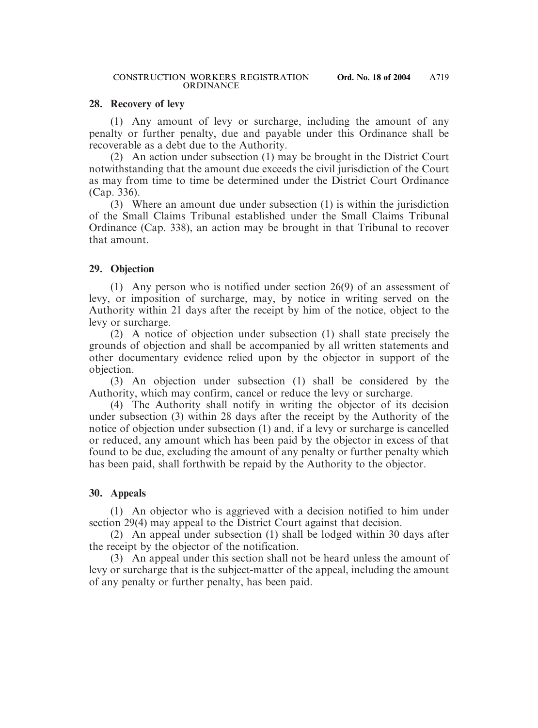### 28. Recovery of levy

(1) Any amount of levy or surcharge, including the amount of any penalty or further penalty, due and payable under this Ordinance shall be recoverable as a debt due to the Authority.

(2) An action under subsection (1) may be brought in the District Court notwithstanding that the amount due exceeds the civil jurisdiction of the Court as may from time to time be determined under the District Court Ordinance (Cap. 336).

(3) Where an amount due under subsection (1) is within the jurisdiction of the Small Claims Tribunal established under the Small Claims Tribunal Ordinance (Cap. 338), an action may be brought in that Tribunal to recover that amount.

### 29. Objection

(1) Any person who is notified under section 26(9) of an assessment of levy, or imposition of surcharge, may, by notice in writing served on the Authority within 21 days after the receipt by him of the notice, object to the levy or surcharge.

(2) A notice of objection under subsection (1) shall state precisely the grounds of objection and shall be accompanied by all written statements and other documentary evidence relied upon by the objector in support of the objection.

(3) An objection under subsection (1) shall be considered by the Authority, which may confirm, cancel or reduce the levy or surcharge.

(4) The Authority shall notify in writing the objector of its decision under subsection (3) within 28 days after the receipt by the Authority of the notice of objection under subsection (1) and, if a levy or surcharge is cancelled or reduced, any amount which has been paid by the objector in excess of that found to be due, excluding the amount of any penalty or further penalty which has been paid, shall forthwith be repaid by the Authority to the objector.

### 30. Appeals

(1) An objector who is aggrieved with a decision notified to him under section 29(4) may appeal to the District Court against that decision.

(2) An appeal under subsection (1) shall be lodged within 30 days after the receipt by the objector of the notification.

(3) An appeal under this section shall not be heard unless the amount of levy or surcharge that is the subject-matter of the appeal, including the amount of any penalty or further penalty, has been paid.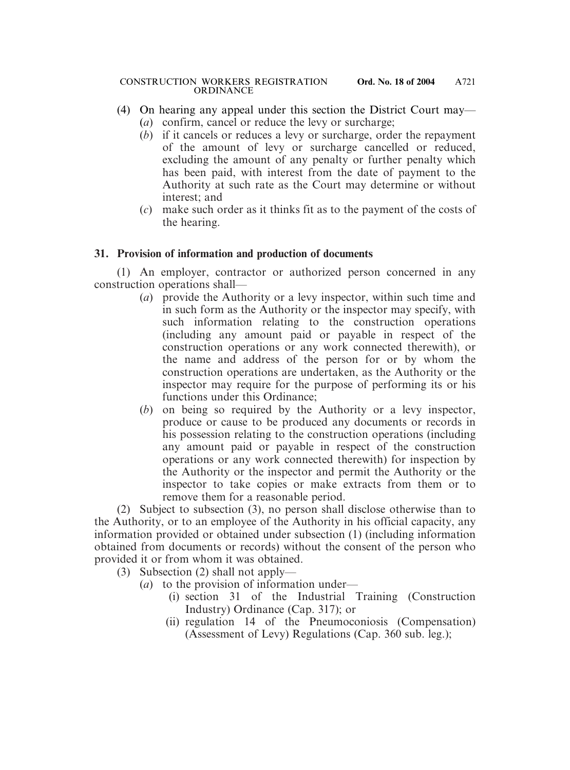(4) On hearing any appeal under this section the District Court may—

(*a*) confirm, cancel or reduce the levy or surcharge;

(*b*) if it cancels or reduces a levy or surcharge, order the repayment of the amount of levy or surcharge cancelled or reduced, excluding the amount of any penalty or further penalty which has been paid, with interest from the date of payment to the Authority at such rate as the Court may determine or without interest; and

(*c*) make such order as it thinks fit as to the payment of the costs of the hearing.

### 31. Provision of information and production of documents

(1) An employer, contractor or authorized person concerned in any construction operations shall—

(*a*) provide the Authority or a levy inspector, within such time and in such form as the Authority or the inspector may specify, with such information relating to the construction operations (including any amount paid or payable in respect of the construction operations or any work connected therewith), or the name and address of the person for or by whom the construction operations are undertaken, as the Authority or the inspector may require for the purpose of performing its or his functions under this Ordinance;

(*b*) on being so required by the Authority or a levy inspector, produce or cause to be produced any documents or records in his possession relating to the construction operations (including any amount paid or payable in respect of the construction operations or any work connected therewith) for inspection by the Authority or the inspector and permit the Authority or the inspector to take copies or make extracts from them or to remove them for a reasonable period.

(2) Subject to subsection (3), no person shall disclose otherwise than to the Authority, or to an employee of the Authority in his official capacity, any information provided or obtained under subsection (1) (including information obtained from documents or records) without the consent of the person who provided it or from whom it was obtained.

(3) Subsection (2) shall not apply—

(*a*) to the provision of information under—

(i) section 31 of the Industrial Training (Construction Industry) Ordinance (Cap. 317); or

(ii) regulation 14 of the Pneumoconiosis (Compensation) (Assessment of Levy) Regulations (Cap. 360 sub. leg.);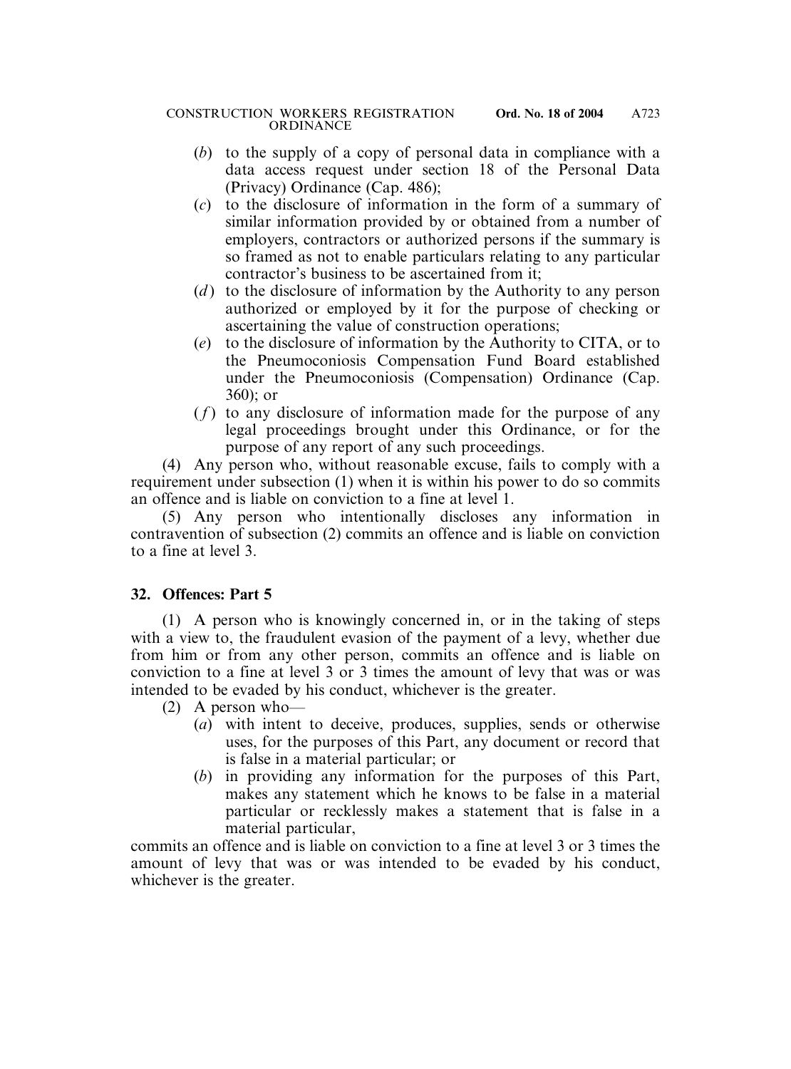(*b*) to the supply of a copy of personal data in compliance with a data access request under section 18 of the Personal Data (Privacy) Ordinance (Cap. 486);

(*c*) to the disclosure of information in the form of a summary of similar information provided by or obtained from a number of employers, contractors or authorized persons if the summary is so framed as not to enable particulars relating to any particular contractor's business to be ascertained from it;

(*d*) to the disclosure of information by the Authority to any person authorized or employed by it for the purpose of checking or ascertaining the value of construction operations;

(*e*) to the disclosure of information by the Authority to CITA, or to the Pneumoconiosis Compensation Fund Board established under the Pneumoconiosis (Compensation) Ordinance (Cap. 360); or

(*f*) to any disclosure of information made for the purpose of any legal proceedings brought under this Ordinance, or for the purpose of any report of any such proceedings.

(4) Any person who, without reasonable excuse, fails to comply with a requirement under subsection (1) when it is within his power to do so commits an offence and is liable on conviction to a fine at level 1.

(5) Any person who intentionally discloses any information in contravention of subsection (2) commits an offence and is liable on conviction to a fine at level 3.

**32. Offences: Part 5**

(1) A person who is knowingly concerned in, or in the taking of steps with a view to, the fraudulent evasion of the payment of a levy, whether due from him or from any other person, commits an offence and is liable on conviction to a fine at level 3 or 3 times the amount of levy that was or was intended to be evaded by his conduct, whichever is the greater.

(2) A person who—

(*a*) with intent to deceive, produces, supplies, sends or otherwise uses, for the purposes of this Part, any document or record that is false in a material particular; or

(*b*) in providing any information for the purposes of this Part, makes any statement which he knows to be false in a material particular or recklessly makes a statement that is false in a material particular,

commits an offence and is liable on conviction to a fine at level 3 or 3 times the amount of levy that was or was intended to be evaded by his conduct, whichever is the greater.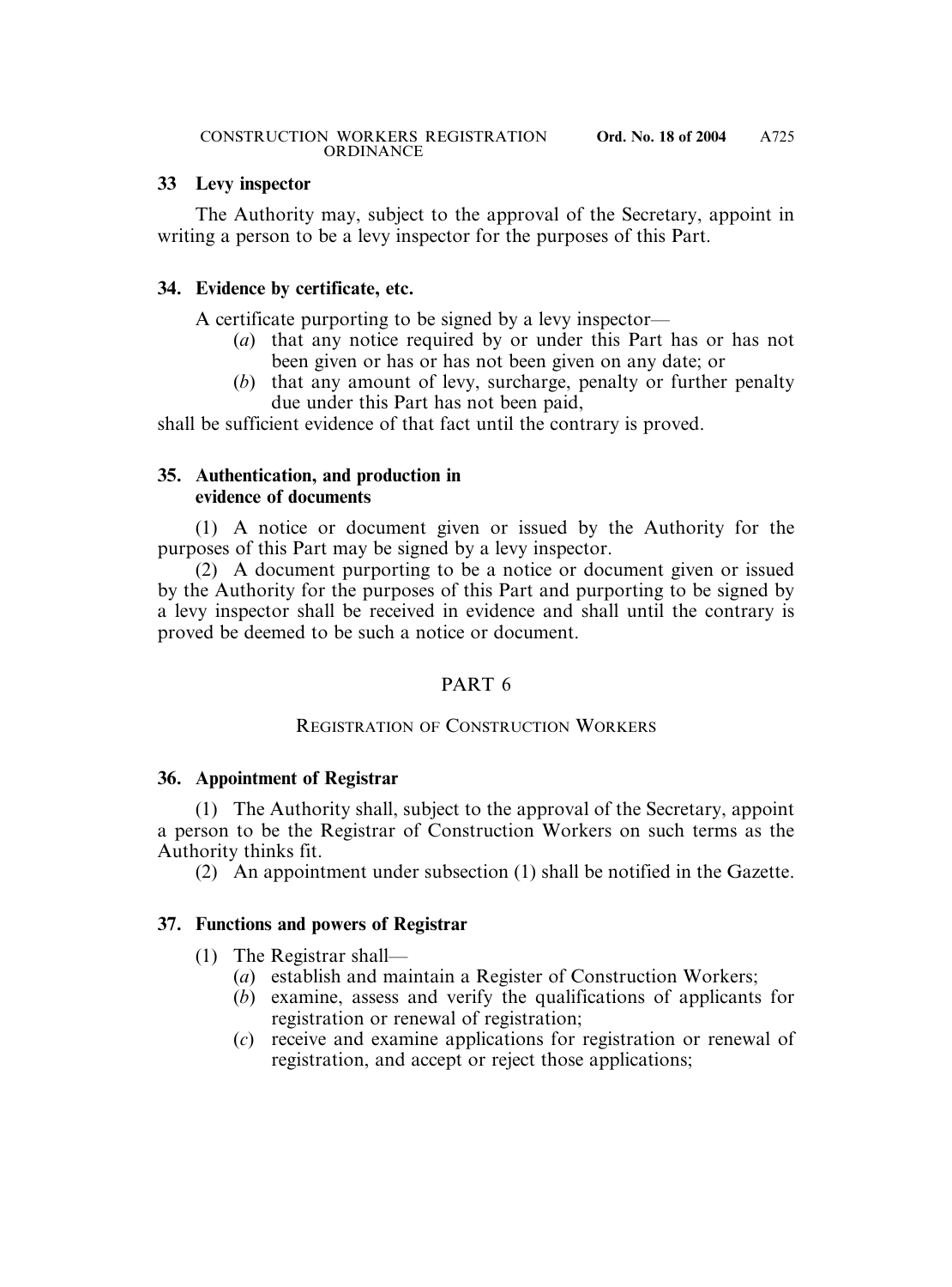**33 Levy inspector**

The Authority may, subject to the approval of the Secretary, appoint in writing a person to be a levy inspector for the purposes of this Part.

**34. Evidence by certificate, etc.**

A certificate purporting to be signed by a levy inspector—

- (*a*) that any notice required by or under this Part has or has not been given or has or has not been given on any date; or
- (*b*) that any amount of levy, surcharge, penalty or further penalty due under this Part has not been paid,

shall be sufficient evidence of that fact until the contrary is proved.

**35. Authentication, and production in evidence of documents**

(1) A notice or document given or issued by the Authority for the purposes of this Part may be signed by a levy inspector.

(2) A document purporting to be a notice or document given or issued by the Authority for the purposes of this Part and purporting to be signed by a levy inspector shall be received in evidence and shall until the contrary is proved be deemed to be such a notice or document.

## PART 6

## REGISTRATION OF CONSTRUCTION WORKERS

**36. Appointment of Registrar**

(1) The Authority shall, subject to the approval of the Secretary, appoint a person to be the Registrar of Construction Workers on such terms as the Authority thinks fit.

(2) An appointment under subsection (1) shall be notified in the Gazette.

**37. Functions and powers of Registrar**

(1) The Registrar shall—

- (*a*) establish and maintain a Register of Construction Workers;
- (*b*) examine, assess and verify the qualifications of applicants for registration or renewal of registration;
- (*c*) receive and examine applications for registration or renewal of registration, and accept or reject those applications;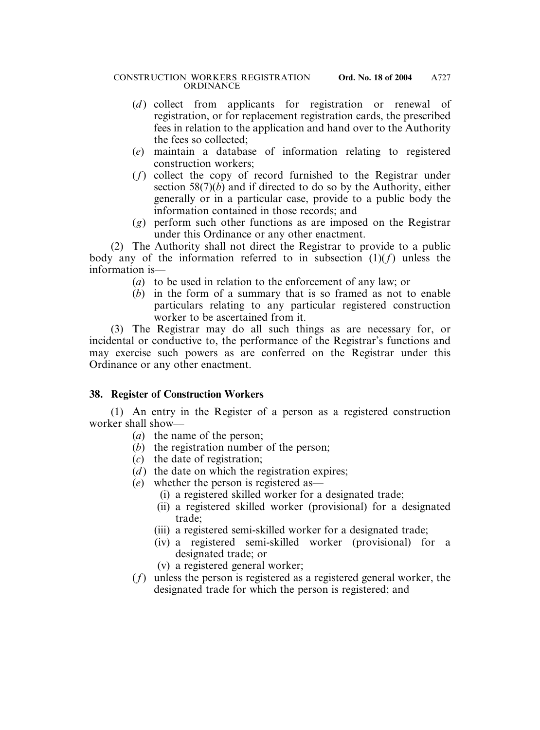(*d*) collect from applicants for registration or renewal of registration, or for replacement registration cards, the prescribed fees in relation to the application and hand over to the Authority the fees so collected;

(*e*) maintain a database of information relating to registered construction workers;

(*f*) collect the copy of record furnished to the Registrar under section 58(7)(*b*) and if directed to do so by the Authority, either generally or in a particular case, provide to a public body the information contained in those records; and

(*g*) perform such other functions as are imposed on the Registrar under this Ordinance or any other enactment.

(2) The Authority shall not direct the Registrar to provide to a public body any of the information referred to in subsection (1)(*f*) unless the information is—

(*a*) to be used in relation to the enforcement of any law; or

(*b*) in the form of a summary that is so framed as not to enable particulars relating to any particular registered construction worker to be ascertained from it.

(3) The Registrar may do all such things as are necessary for, or incidental or conductive to, the performance of the Registrar's functions and may exercise such powers as are conferred on the Registrar under this Ordinance or any other enactment.

**38. Register of Construction Workers**

(1) An entry in the Register of a person as a registered construction worker shall show—

(*a*) the name of the person;

(*b*) the registration number of the person;

(*c*) the date of registration;

(*d*) the date on which the registration expires;

(*e*) whether the person is registered as—

(i) a registered skilled worker for a designated trade;

(ii) a registered skilled worker (provisional) for a designated trade;

(iii) a registered semi-skilled worker for a designated trade;

(iv) a registered semi-skilled worker (provisional) for a designated trade; or

(v) a registered general worker;

(*f*) unless the person is registered as a registered general worker, the designated trade for which the person is registered; and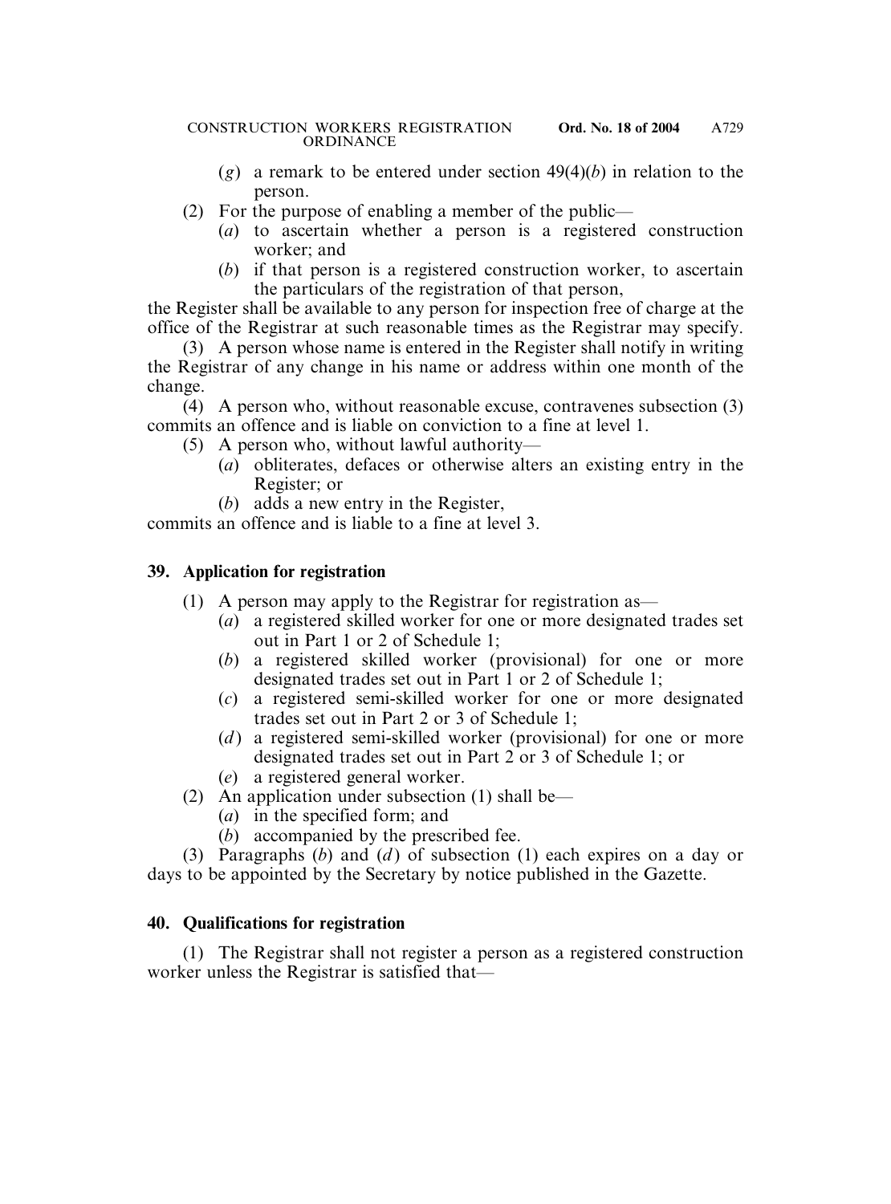(*g*) a remark to be entered under section 49(4)(*b*) in relation to the person.

(2) For the purpose of enabling a member of the public—

(*a*) to ascertain whether a person is a registered construction worker; and

(*b*) if that person is a registered construction worker, to ascertain the particulars of the registration of that person,

the Register shall be available to any person for inspection free of charge at the office of the Registrar at such reasonable times as the Registrar may specify.

(3) A person whose name is entered in the Register shall notify in writing the Registrar of any change in his name or address within one month of the change.

(4) A person who, without reasonable excuse, contravenes subsection (3) commits an offence and is liable on conviction to a fine at level 1.

(5) A person who, without lawful authority—

(*a*) obliterates, defaces or otherwise alters an existing entry in the Register; or

(*b*) adds a new entry in the Register,

commits an offence and is liable to a fine at level 3.

**39. Application for registration**

(1) A person may apply to the Registrar for registration as—

(*a*) a registered skilled worker for one or more designated trades set out in Part 1 or 2 of Schedule 1;

(*b*) a registered skilled worker (provisional) for one or more designated trades set out in Part 1 or 2 of Schedule 1;

(*c*) a registered semi-skilled worker for one or more designated trades set out in Part 2 or 3 of Schedule 1;

(*d*) a registered semi-skilled worker (provisional) for one or more designated trades set out in Part 2 or 3 of Schedule 1; or

(*e*) a registered general worker.

(2) An application under subsection (1) shall be—

(*a*) in the specified form; and

(*b*) accompanied by the prescribed fee.

(3) Paragraphs (*b*) and (*d*) of subsection (1) each expires on a day or days to be appointed by the Secretary by notice published in the Gazette.

**40. Qualifications for registration**

(1) The Registrar shall not register a person as a registered construction worker unless the Registrar is satisfied that—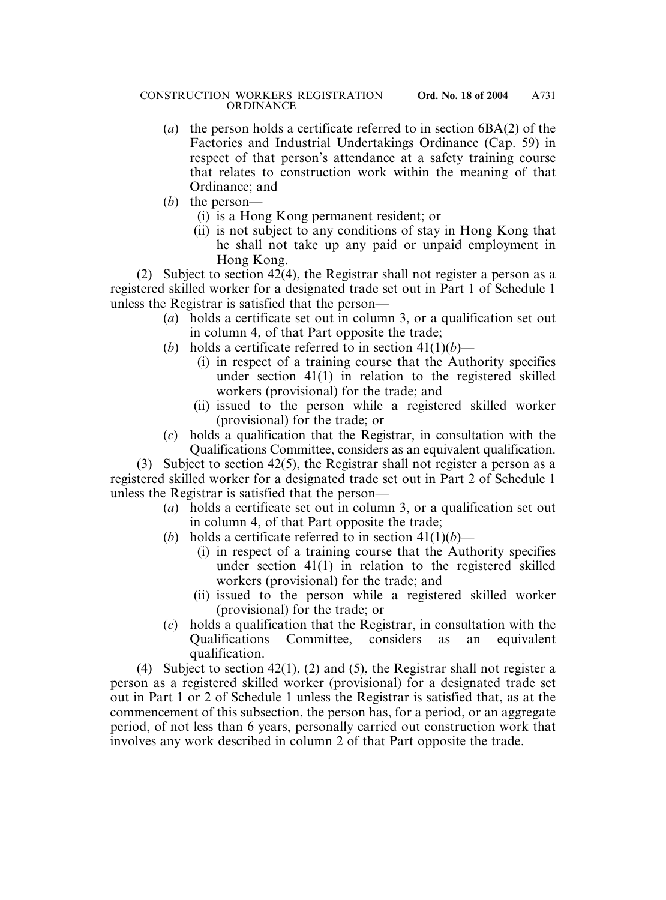(*a*) the person holds a certificate referred to in section 6BA(2) of the Factories and Industrial Undertakings Ordinance (Cap. 59) in respect of that person's attendance at a safety training course that relates to construction work within the meaning of that Ordinance; and

(*b*) the person—

(i) is a Hong Kong permanent resident; or

(ii) is not subject to any conditions of stay in Hong Kong that he shall not take up any paid or unpaid employment in Hong Kong.

(2) Subject to section 42(4), the Registrar shall not register a person as a registered skilled worker for a designated trade set out in Part 1 of Schedule 1 unless the Registrar is satisfied that the person—

(*a*) holds a certificate set out in column 3, or a qualification set out in column 4, of that Part opposite the trade;

(*b*) holds a certificate referred to in section 41(1)(*b*)—

(i) in respect of a training course that the Authority specifies under section 41(1) in relation to the registered skilled workers (provisional) for the trade; and

(ii) issued to the person while a registered skilled worker (provisional) for the trade; or

(*c*) holds a qualification that the Registrar, in consultation with the Qualifications Committee, considers as an equivalent qualification.

(3) Subject to section 42(5), the Registrar shall not register a person as a registered skilled worker for a designated trade set out in Part 2 of Schedule 1 unless the Registrar is satisfied that the person—

(*a*) holds a certificate set out in column 3, or a qualification set out in column 4, of that Part opposite the trade;

(*b*) holds a certificate referred to in section 41(1)(*b*)—

(i) in respect of a training course that the Authority specifies under section 41(1) in relation to the registered skilled workers (provisional) for the trade; and

(ii) issued to the person while a registered skilled worker (provisional) for the trade; or

(*c*) holds a qualification that the Registrar, in consultation with the Qualifications Committee, considers as an equivalent qualification.

(4) Subject to section 42(1), (2) and (5), the Registrar shall not register a person as a registered skilled worker (provisional) for a designated trade set out in Part 1 or 2 of Schedule 1 unless the Registrar is satisfied that, as at the commencement of this subsection, the person has, for a period, or an aggregate period, of not less than 6 years, personally carried out construction work that involves any work described in column 2 of that Part opposite the trade.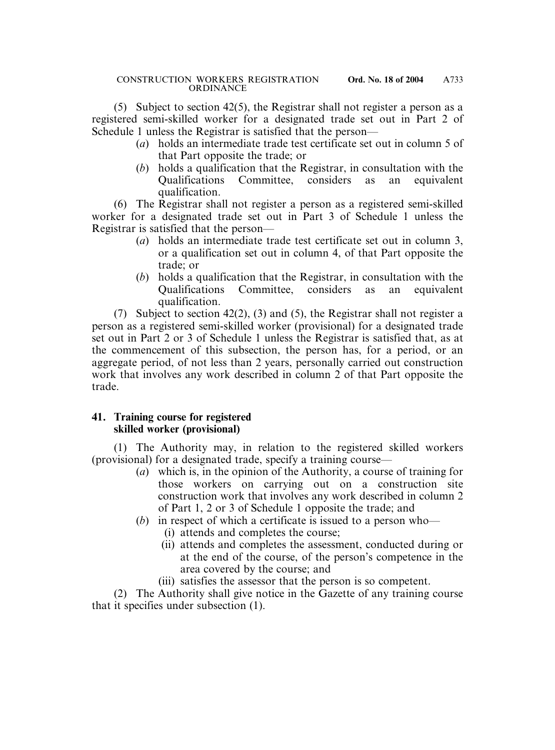(5) Subject to section 42(5), the Registrar shall not register a person as a registered semi-skilled worker for a designated trade set out in Part 2 of Schedule 1 unless the Registrar is satisfied that the person—

- (*a*) holds an intermediate trade test certificate set out in column 5 of that Part opposite the trade; or
- (*b*) holds a qualification that the Registrar, in consultation with the Qualifications Committee, considers as an equivalent qualification.

(6) The Registrar shall not register a person as a registered semi-skilled worker for a designated trade set out in Part 3 of Schedule 1 unless the Registrar is satisfied that the person—

- (*a*) holds an intermediate trade test certificate set out in column 3, or a qualification set out in column 4, of that Part opposite the trade; or
- (*b*) holds a qualification that the Registrar, in consultation with the Qualifications Committee, considers as an equivalent qualification.

(7) Subject to section 42(2), (3) and (5), the Registrar shall not register a person as a registered semi-skilled worker (provisional) for a designated trade set out in Part 2 or 3 of Schedule 1 unless the Registrar is satisfied that, as at the commencement of this subsection, the person has, for a period, or an aggregate period, of not less than 2 years, personally carried out construction work that involves any work described in column 2 of that Part opposite the trade.

### 41. Training course for registered skilled worker (provisional)

(1) The Authority may, in relation to the registered skilled workers (provisional) for a designated trade, specify a training course—

- (*a*) which is, in the opinion of the Authority, a course of training for those workers on carrying out on a construction site construction work that involves any work described in column 2 of Part 1, 2 or 3 of Schedule 1 opposite the trade; and
- (*b*) in respect of which a certificate is issued to a person who—
  - (i) attends and completes the course;
  - (ii) attends and completes the assessment, conducted during or at the end of the course, of the person's competence in the area covered by the course; and
  - (iii) satisfies the assessor that the person is so competent.

(2) The Authority shall give notice in the Gazette of any training course that it specifies under subsection (1).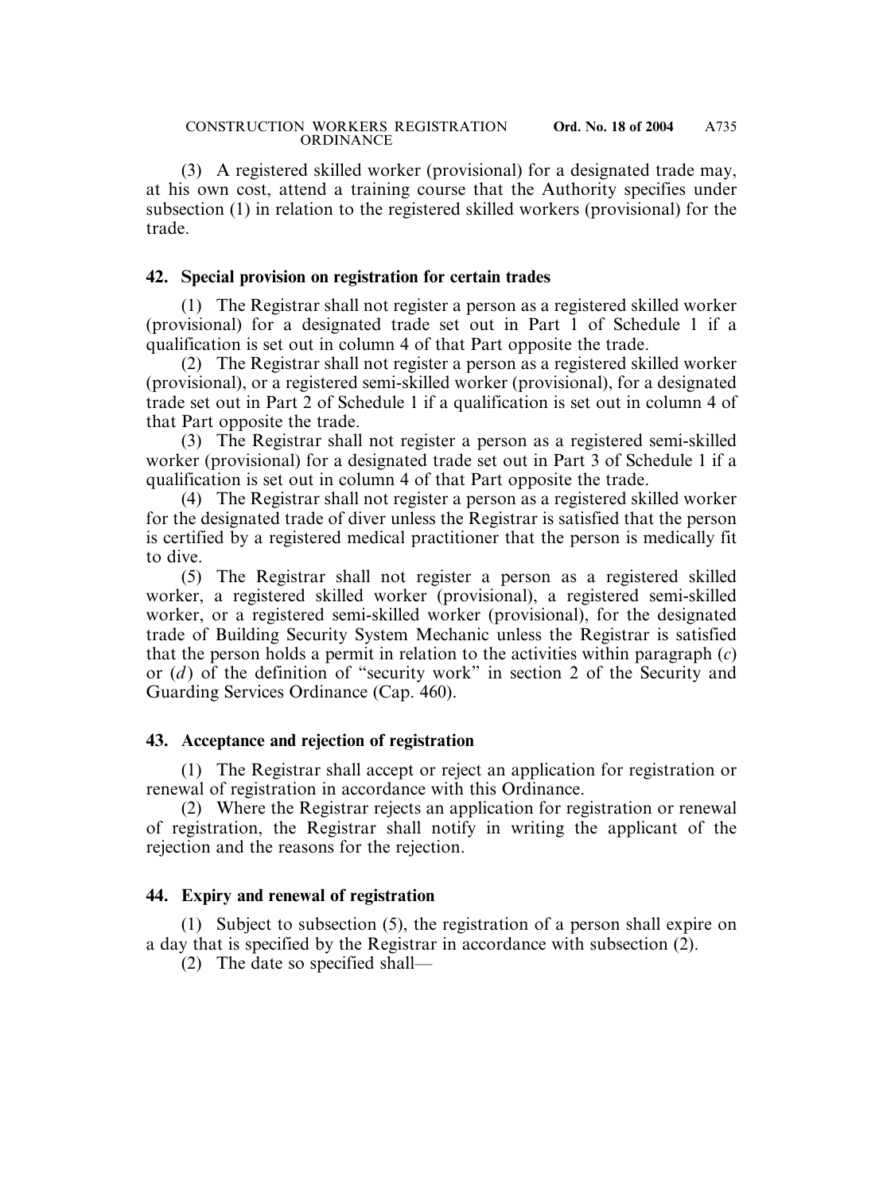(3) A registered skilled worker (provisional) for a designated trade may, at his own cost, attend a training course that the Authority specifies under subsection (1) in relation to the registered skilled workers (provisional) for the trade.

**42. Special provision on registration for certain trades**

(1) The Registrar shall not register a person as a registered skilled worker (provisional) for a designated trade set out in Part 1 of Schedule 1 if a qualification is set out in column 4 of that Part opposite the trade.

(2) The Registrar shall not register a person as a registered skilled worker (provisional), or a registered semi-skilled worker (provisional), for a designated trade set out in Part 2 of Schedule 1 if a qualification is set out in column 4 of that Part opposite the trade.

(3) The Registrar shall not register a person as a registered semi-skilled worker (provisional) for a designated trade set out in Part 3 of Schedule 1 if a qualification is set out in column 4 of that Part opposite the trade.

(4) The Registrar shall not register a person as a registered skilled worker for the designated trade of diver unless the Registrar is satisfied that the person is certified by a registered medical practitioner that the person is medically fit to dive.

(5) The Registrar shall not register a person as a registered skilled worker, a registered skilled worker (provisional), a registered semi-skilled worker, or a registered semi-skilled worker (provisional), for the designated trade of Building Security System Mechanic unless the Registrar is satisfied that the person holds a permit in relation to the activities within paragraph (*c*) or (*d*) of the definition of "security work" in section 2 of the Security and Guarding Services Ordinance (Cap. 460).

**43. Acceptance and rejection of registration**

(1) The Registrar shall accept or reject an application for registration or renewal of registration in accordance with this Ordinance.

(2) Where the Registrar rejects an application for registration or renewal of registration, the Registrar shall notify in writing the applicant of the rejection and the reasons for the rejection.

**44. Expiry and renewal of registration**

(1) Subject to subsection (5), the registration of a person shall expire on a day that is specified by the Registrar in accordance with subsection (2).

(2) The date so specified shall—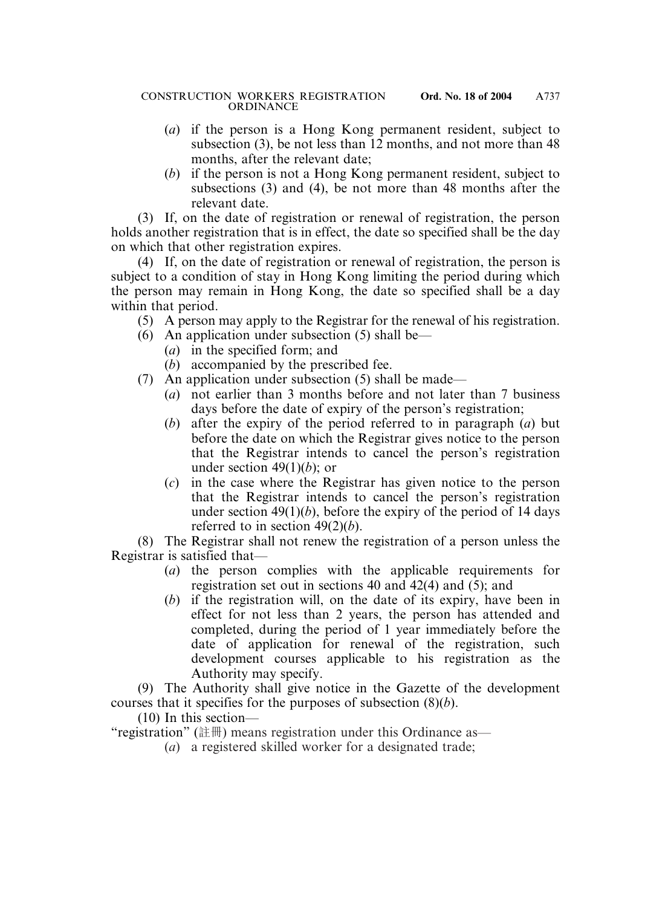(*a*) if the person is a Hong Kong permanent resident, subject to subsection (3), be not less than 12 months, and not more than 48 months, after the relevant date;

(*b*) if the person is not a Hong Kong permanent resident, subject to subsections (3) and (4), be not more than 48 months after the relevant date.

(3) If, on the date of registration or renewal of registration, the person holds another registration that is in effect, the date so specified shall be the day on which that other registration expires.

(4) If, on the date of registration or renewal of registration, the person is subject to a condition of stay in Hong Kong limiting the period during which the person may remain in Hong Kong, the date so specified shall be a day within that period.

(5) A person may apply to the Registrar for the renewal of his registration.

(6) An application under subsection (5) shall be—

(*a*) in the specified form; and

(*b*) accompanied by the prescribed fee.

(7) An application under subsection (5) shall be made—

(*a*) not earlier than 3 months before and not later than 7 business days before the date of expiry of the person's registration;

(*b*) after the expiry of the period referred to in paragraph (*a*) but before the date on which the Registrar gives notice to the person that the Registrar intends to cancel the person's registration under section 49(1)(*b*); or

(*c*) in the case where the Registrar has given notice to the person that the Registrar intends to cancel the person's registration under section 49(1)(*b*), before the expiry of the period of 14 days referred to in section 49(2)(*b*).

(8) The Registrar shall not renew the registration of a person unless the Registrar is satisfied that—

(*a*) the person complies with the applicable requirements for registration set out in sections 40 and 42(4) and (5); and

(*b*) if the registration will, on the date of its expiry, have been in effect for not less than 2 years, the person has attended and completed, during the period of 1 year immediately before the date of application for renewal of the registration, such development courses applicable to his registration as the Authority may specify.

(9) The Authority shall give notice in the Gazette of the development courses that it specifies for the purposes of subsection (8)(*b*).

(10) In this section—

"registration" (註冊) means registration under this Ordinance as—

(*a*) a registered skilled worker for a designated trade;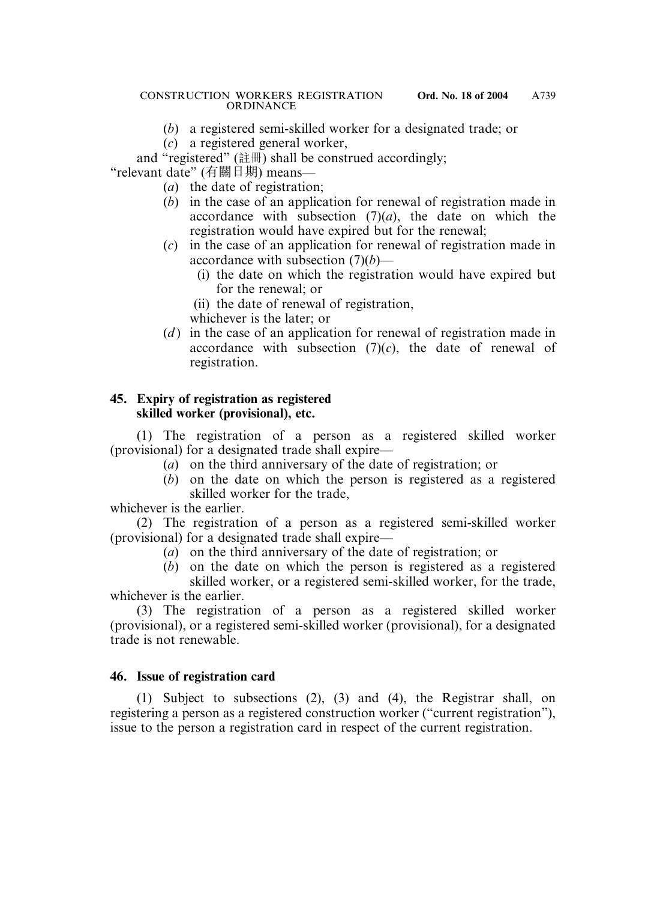(*b*) a registered semi-skilled worker for a designated trade; or

(*c*) a registered general worker,

and "registered" (註冊) shall be construed accordingly;

"relevant date" (有關日期) means—

(*a*) the date of registration;

(*b*) in the case of an application for renewal of registration made in accordance with subsection (7)(*a*), the date on which the registration would have expired but for the renewal;

(*c*) in the case of an application for renewal of registration made in accordance with subsection (7)(*b*)—

(i) the date on which the registration would have expired but for the renewal; or

(ii) the date of renewal of registration,

whichever is the later; or

(*d*) in the case of an application for renewal of registration made in accordance with subsection (7)(*c*), the date of renewal of registration.

### 45. Expiry of registration as registered skilled worker (provisional), etc.

(1) The registration of a person as a registered skilled worker (provisional) for a designated trade shall expire—

(*a*) on the third anniversary of the date of registration; or

(*b*) on the date on which the person is registered as a registered skilled worker for the trade,

whichever is the earlier.

(2) The registration of a person as a registered semi-skilled worker (provisional) for a designated trade shall expire—

(*a*) on the third anniversary of the date of registration; or

(*b*) on the date on which the person is registered as a registered skilled worker, or a registered semi-skilled worker, for the trade,

whichever is the earlier.

(3) The registration of a person as a registered skilled worker (provisional), or a registered semi-skilled worker (provisional), for a designated trade is not renewable.

### 46. Issue of registration card

(1) Subject to subsections (2), (3) and (4), the Registrar shall, on registering a person as a registered construction worker ("current registration"), issue to the person a registration card in respect of the current registration.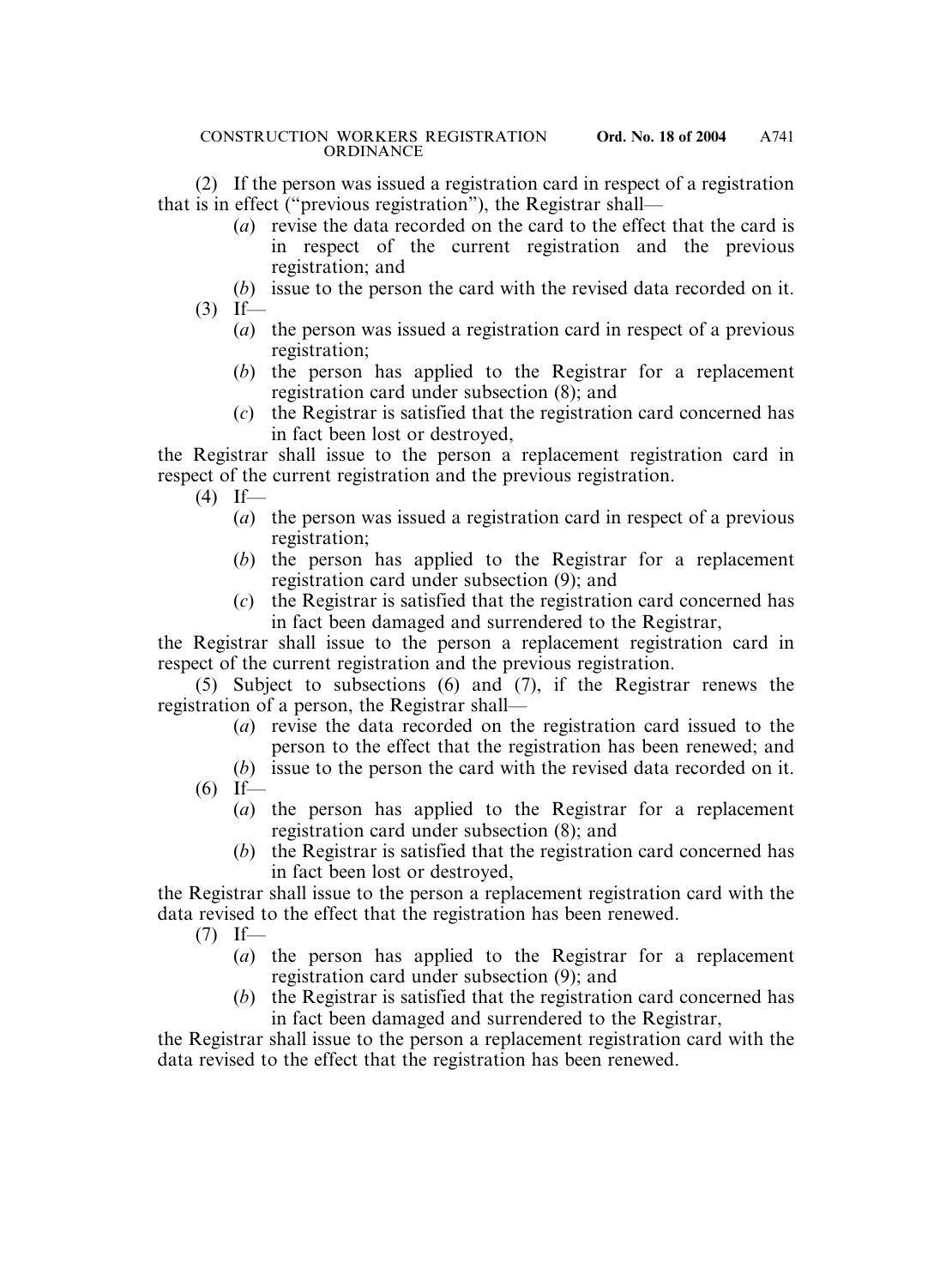(2) If the person was issued a registration card in respect of a registration that is in effect ("previous registration"), the Registrar shall—

- (*a*) revise the data recorded on the card to the effect that the card is in respect of the current registration and the previous registration; and
- (*b*) issue to the person the card with the revised data recorded on it.

(3) If—

- (*a*) the person was issued a registration card in respect of a previous registration;
- (*b*) the person has applied to the Registrar for a replacement registration card under subsection (8); and
- (*c*) the Registrar is satisfied that the registration card concerned has in fact been lost or destroyed,

the Registrar shall issue to the person a replacement registration card in respect of the current registration and the previous registration.

(4) If—

- (*a*) the person was issued a registration card in respect of a previous registration;
- (*b*) the person has applied to the Registrar for a replacement registration card under subsection (9); and
- (*c*) the Registrar is satisfied that the registration card concerned has in fact been damaged and surrendered to the Registrar,

the Registrar shall issue to the person a replacement registration card in respect of the current registration and the previous registration.

(5) Subject to subsections (6) and (7), if the Registrar renews the registration of a person, the Registrar shall—

- (*a*) revise the data recorded on the registration card issued to the person to the effect that the registration has been renewed; and
- (*b*) issue to the person the card with the revised data recorded on it.

(6) If—

- (*a*) the person has applied to the Registrar for a replacement registration card under subsection (8); and
- (*b*) the Registrar is satisfied that the registration card concerned has in fact been lost or destroyed,

the Registrar shall issue to the person a replacement registration card with the data revised to the effect that the registration has been renewed.

(7) If—

- (*a*) the person has applied to the Registrar for a replacement registration card under subsection (9); and
- (*b*) the Registrar is satisfied that the registration card concerned has in fact been damaged and surrendered to the Registrar,

the Registrar shall issue to the person a replacement registration card with the data revised to the effect that the registration has been renewed.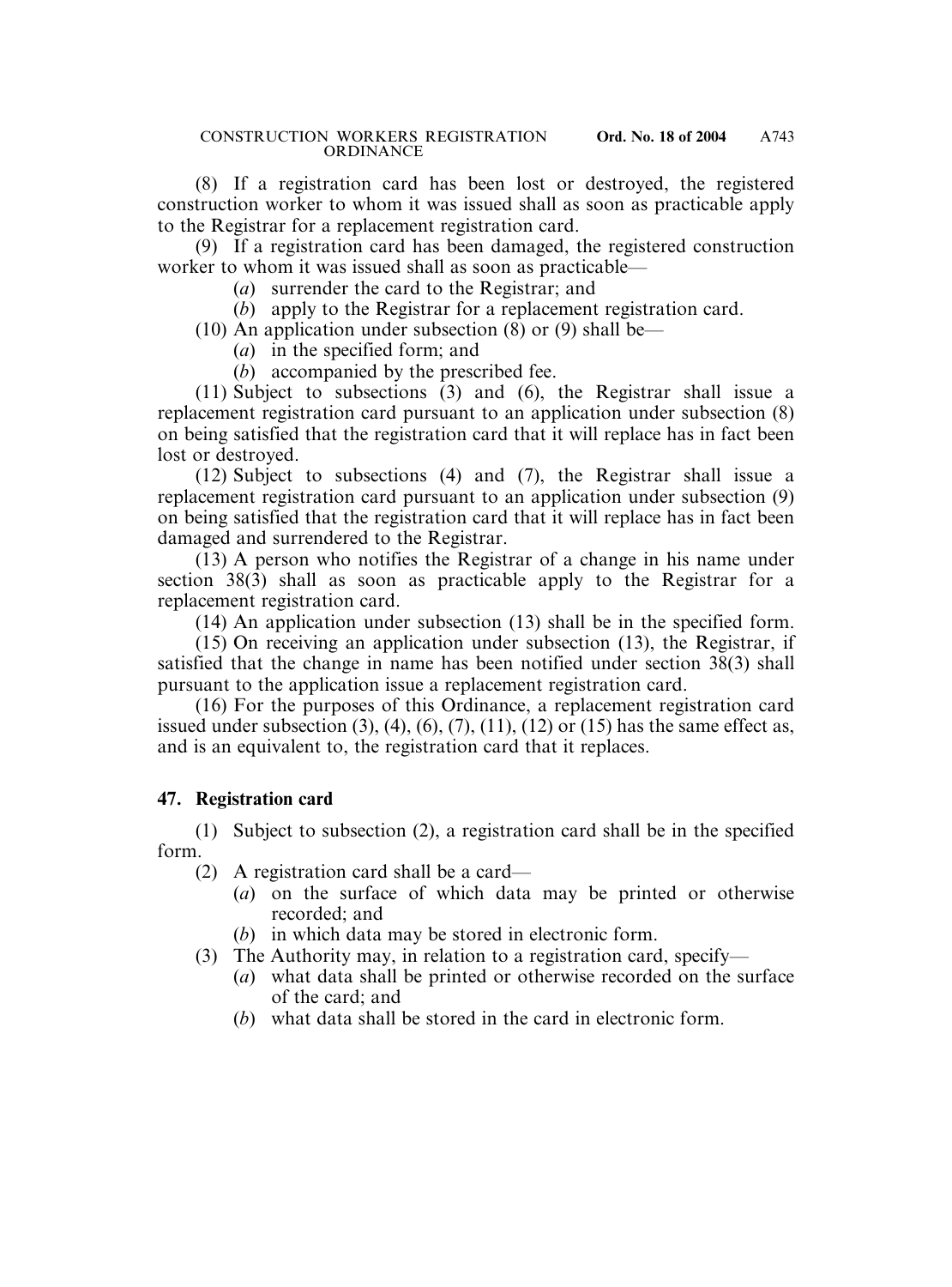(8) If a registration card has been lost or destroyed, the registered construction worker to whom it was issued shall as soon as practicable apply to the Registrar for a replacement registration card.

(9) If a registration card has been damaged, the registered construction worker to whom it was issued shall as soon as practicable—

(*a*) surrender the card to the Registrar; and

(*b*) apply to the Registrar for a replacement registration card.

(10) An application under subsection (8) or (9) shall be—

(*a*) in the specified form; and

(*b*) accompanied by the prescribed fee.

(11) Subject to subsections (3) and (6), the Registrar shall issue a replacement registration card pursuant to an application under subsection (8) on being satisfied that the registration card that it will replace has in fact been lost or destroyed.

(12) Subject to subsections (4) and (7), the Registrar shall issue a replacement registration card pursuant to an application under subsection (9) on being satisfied that the registration card that it will replace has in fact been damaged and surrendered to the Registrar.

(13) A person who notifies the Registrar of a change in his name under section 38(3) shall as soon as practicable apply to the Registrar for a replacement registration card.

(14) An application under subsection (13) shall be in the specified form.

(15) On receiving an application under subsection (13), the Registrar, if satisfied that the change in name has been notified under section 38(3) shall pursuant to the application issue a replacement registration card.

(16) For the purposes of this Ordinance, a replacement registration card issued under subsection (3), (4), (6), (7), (11), (12) or (15) has the same effect as, and is an equivalent to, the registration card that it replaces.

## 47. Registration card

(1) Subject to subsection (2), a registration card shall be in the specified form.

(2) A registration card shall be a card—

(*a*) on the surface of which data may be printed or otherwise recorded; and

(*b*) in which data may be stored in electronic form.

(3) The Authority may, in relation to a registration card, specify—

(*a*) what data shall be printed or otherwise recorded on the surface of the card; and

(*b*) what data shall be stored in the card in electronic form.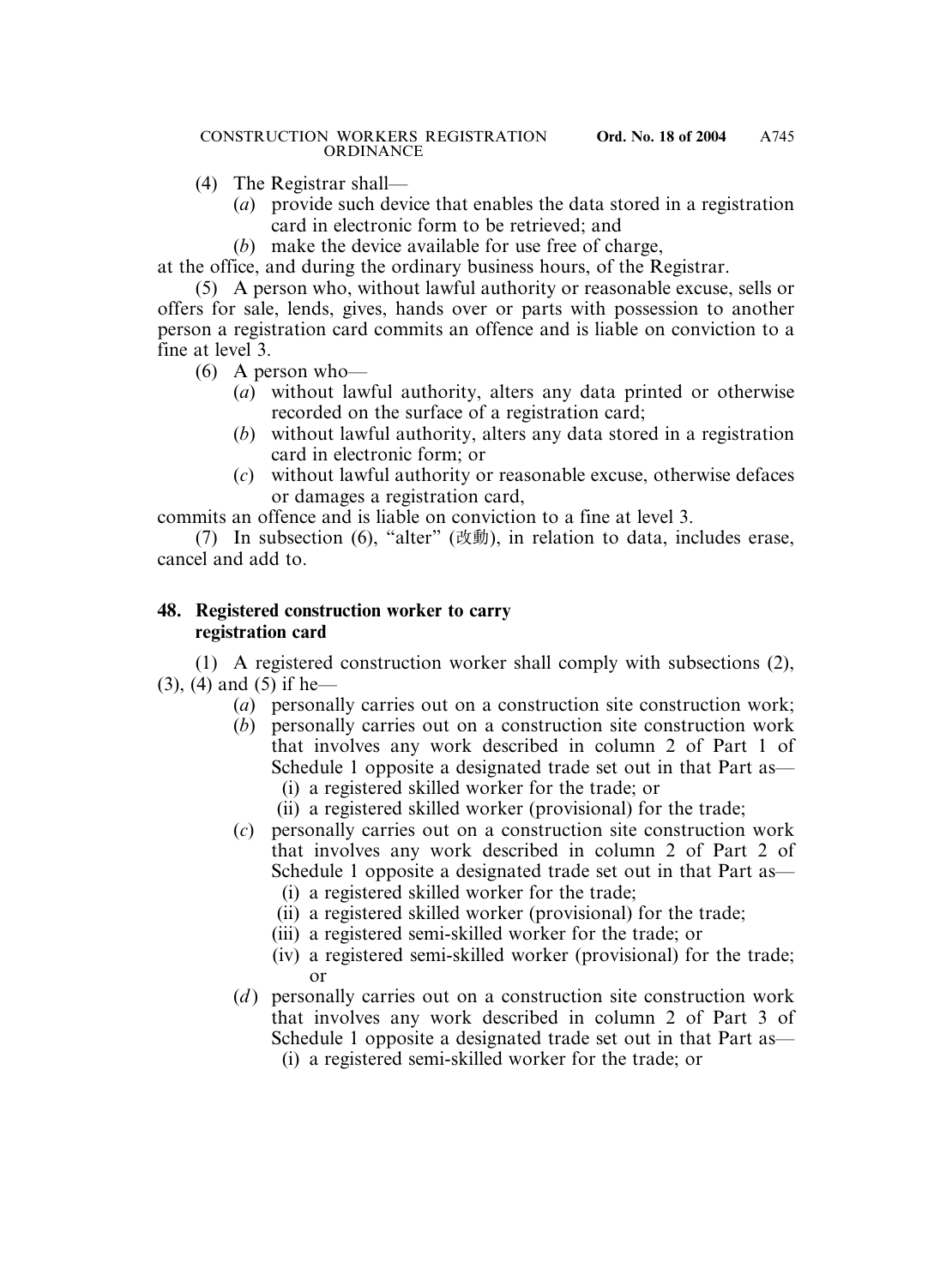(4) The Registrar shall—

(*a*) provide such device that enables the data stored in a registration card in electronic form to be retrieved; and

(*b*) make the device available for use free of charge,

at the office, and during the ordinary business hours, of the Registrar.

(5) A person who, without lawful authority or reasonable excuse, sells or offers for sale, lends, gives, hands over or parts with possession to another person a registration card commits an offence and is liable on conviction to a fine at level 3.

(6) A person who—

(*a*) without lawful authority, alters any data printed or otherwise recorded on the surface of a registration card;

(*b*) without lawful authority, alters any data stored in a registration card in electronic form; or

(*c*) without lawful authority or reasonable excuse, otherwise defaces or damages a registration card,

commits an offence and is liable on conviction to a fine at level 3.

(7) In subsection (6), "alter" (改動), in relation to data, includes erase, cancel and add to.

**48. Registered construction worker to carry registration card**

(1) A registered construction worker shall comply with subsections (2), (3), (4) and (5) if he—

(*a*) personally carries out on a construction site construction work;

(*b*) personally carries out on a construction site construction work that involves any work described in column 2 of Part 1 of Schedule 1 opposite a designated trade set out in that Part as—

(i) a registered skilled worker for the trade; or

(ii) a registered skilled worker (provisional) for the trade;

(*c*) personally carries out on a construction site construction work that involves any work described in column 2 of Part 2 of Schedule 1 opposite a designated trade set out in that Part as—

(i) a registered skilled worker for the trade;

(ii) a registered skilled worker (provisional) for the trade;

(iii) a registered semi-skilled worker for the trade; or

(iv) a registered semi-skilled worker (provisional) for the trade; or

(*d*) personally carries out on a construction site construction work that involves any work described in column 2 of Part 3 of Schedule 1 opposite a designated trade set out in that Part as—

(i) a registered semi-skilled worker for the trade; or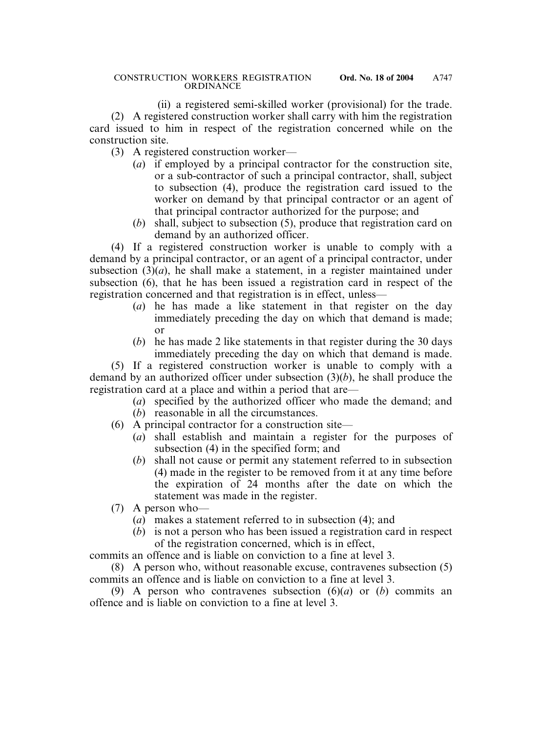(ii) a registered semi-skilled worker (provisional) for the trade.

(2) A registered construction worker shall carry with him the registration card issued to him in respect of the registration concerned while on the construction site.

(3) A registered construction worker—

(*a*) if employed by a principal contractor for the construction site, or a sub-contractor of such a principal contractor, shall, subject to subsection (4), produce the registration card issued to the worker on demand by that principal contractor or an agent of that principal contractor authorized for the purpose; and

(*b*) shall, subject to subsection (5), produce that registration card on demand by an authorized officer.

(4) If a registered construction worker is unable to comply with a demand by a principal contractor, or an agent of a principal contractor, under subsection (3)(*a*), he shall make a statement, in a register maintained under subsection (6), that he has been issued a registration card in respect of the registration concerned and that registration is in effect, unless—

(*a*) he has made a like statement in that register on the day immediately preceding the day on which that demand is made; or

(*b*) he has made 2 like statements in that register during the 30 days immediately preceding the day on which that demand is made.

(5) If a registered construction worker is unable to comply with a demand by an authorized officer under subsection (3)(*b*), he shall produce the registration card at a place and within a period that are—

(*a*) specified by the authorized officer who made the demand; and

(*b*) reasonable in all the circumstances.

(6) A principal contractor for a construction site—

(*a*) shall establish and maintain a register for the purposes of subsection (4) in the specified form; and

(*b*) shall not cause or permit any statement referred to in subsection (4) made in the register to be removed from it at any time before the expiration of 24 months after the date on which the statement was made in the register.

(7) A person who—

(*a*) makes a statement referred to in subsection (4); and

(*b*) is not a person who has been issued a registration card in respect of the registration concerned, which is in effect,

commits an offence and is liable on conviction to a fine at level 3.

(8) A person who, without reasonable excuse, contravenes subsection (5) commits an offence and is liable on conviction to a fine at level 3.

(9) A person who contravenes subsection (6)(*a*) or (*b*) commits an offence and is liable on conviction to a fine at level 3.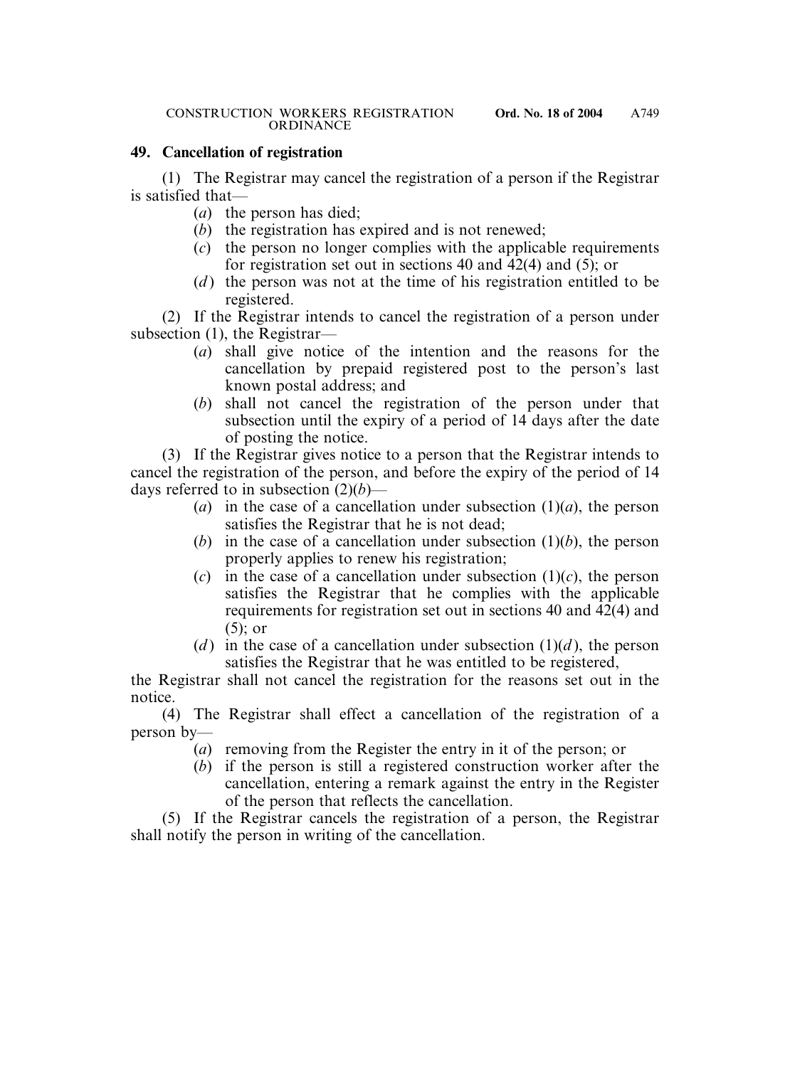## 49. Cancellation of registration

(1) The Registrar may cancel the registration of a person if the Registrar is satisfied that—

- (*a*) the person has died;
- (*b*) the registration has expired and is not renewed;
- (*c*) the person no longer complies with the applicable requirements for registration set out in sections 40 and 42(4) and (5); or
- (*d*) the person was not at the time of his registration entitled to be registered.

(2) If the Registrar intends to cancel the registration of a person under subsection (1), the Registrar—

- (*a*) shall give notice of the intention and the reasons for the cancellation by prepaid registered post to the person's last known postal address; and
- (*b*) shall not cancel the registration of the person under that subsection until the expiry of a period of 14 days after the date of posting the notice.

(3) If the Registrar gives notice to a person that the Registrar intends to cancel the registration of the person, and before the expiry of the period of 14 days referred to in subsection (2)(*b*)—

- (*a*) in the case of a cancellation under subsection (1)(*a*), the person satisfies the Registrar that he is not dead;
- (*b*) in the case of a cancellation under subsection (1)(*b*), the person properly applies to renew his registration;
- (*c*) in the case of a cancellation under subsection (1)(*c*), the person satisfies the Registrar that he complies with the applicable requirements for registration set out in sections 40 and 42(4) and (5); or
- (*d*) in the case of a cancellation under subsection (1)(*d*), the person satisfies the Registrar that he was entitled to be registered,

the Registrar shall not cancel the registration for the reasons set out in the notice.

(4) The Registrar shall effect a cancellation of the registration of a person by—

- (*a*) removing from the Register the entry in it of the person; or
- (*b*) if the person is still a registered construction worker after the cancellation, entering a remark against the entry in the Register of the person that reflects the cancellation.

(5) If the Registrar cancels the registration of a person, the Registrar shall notify the person in writing of the cancellation.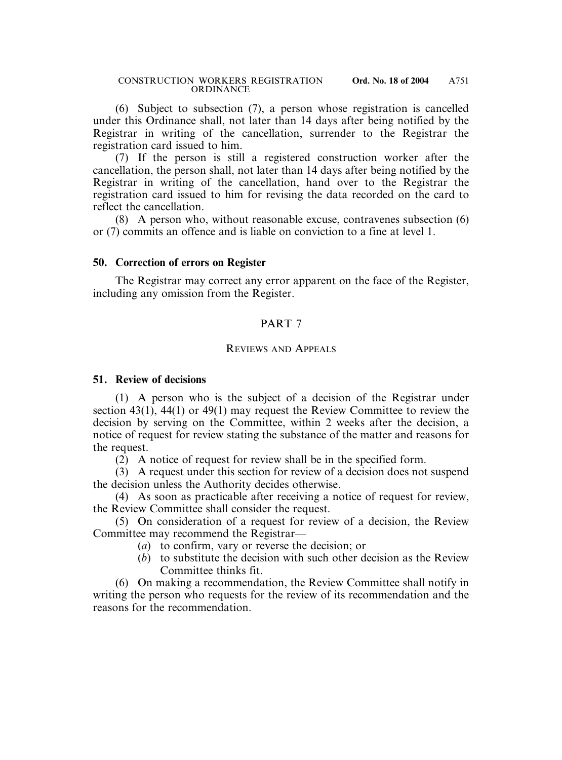(6) Subject to subsection (7), a person whose registration is cancelled under this Ordinance shall, not later than 14 days after being notified by the Registrar in writing of the cancellation, surrender to the Registrar the registration card issued to him.

(7) If the person is still a registered construction worker after the cancellation, the person shall, not later than 14 days after being notified by the Registrar in writing of the cancellation, hand over to the Registrar the registration card issued to him for revising the data recorded on the card to reflect the cancellation.

(8) A person who, without reasonable excuse, contravenes subsection (6) or (7) commits an offence and is liable on conviction to a fine at level 1.

### 50. Correction of errors on Register

The Registrar may correct any error apparent on the face of the Register, including any omission from the Register.

## PART 7

## REVIEWS AND APPEALS

### 51. Review of decisions

(1) A person who is the subject of a decision of the Registrar under section 43(1), 44(1) or 49(1) may request the Review Committee to review the decision by serving on the Committee, within 2 weeks after the decision, a notice of request for review stating the substance of the matter and reasons for the request.

(2) A notice of request for review shall be in the specified form.

(3) A request under this section for review of a decision does not suspend the decision unless the Authority decides otherwise.

(4) As soon as practicable after receiving a notice of request for review, the Review Committee shall consider the request.

(5) On consideration of a request for review of a decision, the Review Committee may recommend the Registrar—

(*a*) to confirm, vary or reverse the decision; or

(*b*) to substitute the decision with such other decision as the Review Committee thinks fit.

(6) On making a recommendation, the Review Committee shall notify in writing the person who requests for the review of its recommendation and the reasons for the recommendation.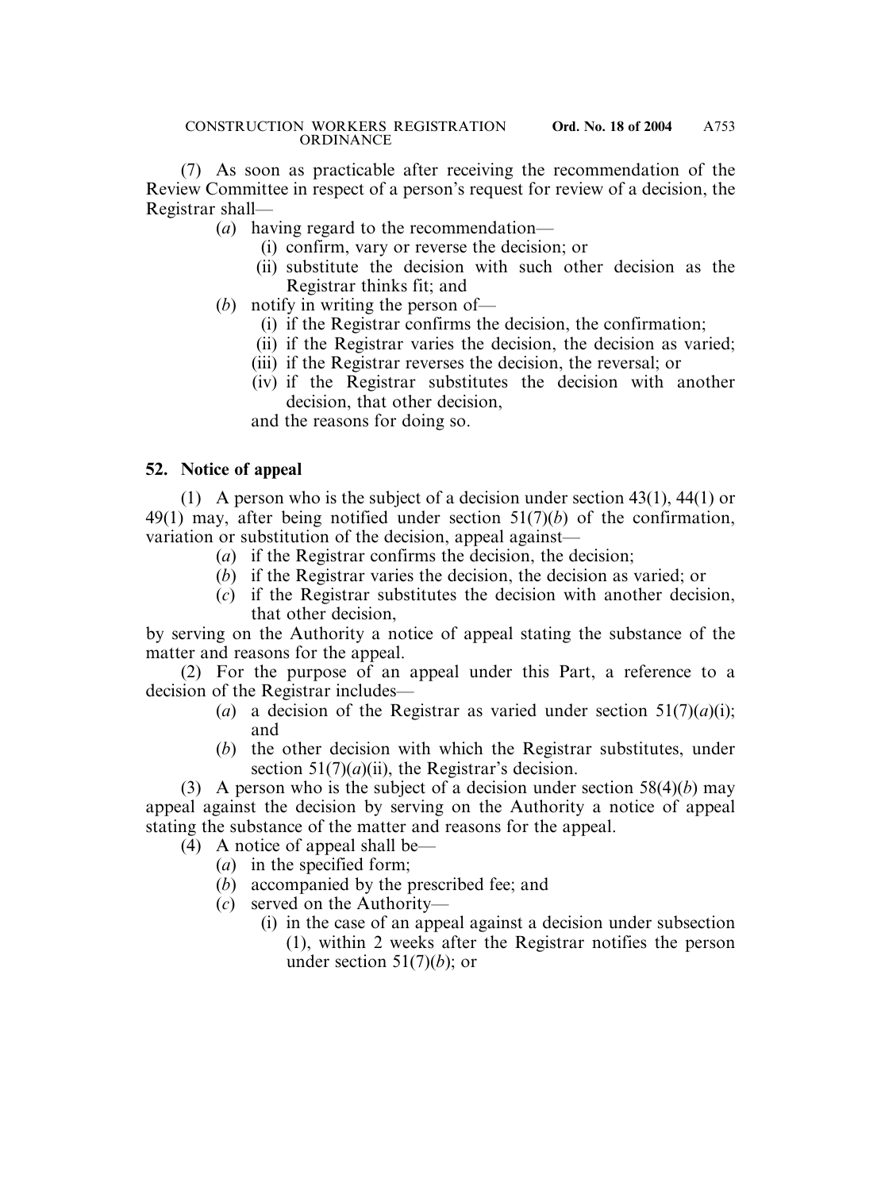(7) As soon as practicable after receiving the recommendation of the Review Committee in respect of a person's request for review of a decision, the Registrar shall—

- (*a*) having regard to the recommendation—
  - (i) confirm, vary or reverse the decision; or
  - (ii) substitute the decision with such other decision as the Registrar thinks fit; and
- (*b*) notify in writing the person of—
  - (i) if the Registrar confirms the decision, the confirmation;
  - (ii) if the Registrar varies the decision, the decision as varied;
  - (iii) if the Registrar reverses the decision, the reversal; or
  - (iv) if the Registrar substitutes the decision with another decision, that other decision,

  and the reasons for doing so.

**52. Notice of appeal**

(1) A person who is the subject of a decision under section 43(1), 44(1) or 49(1) may, after being notified under section 51(7)(*b*) of the confirmation, variation or substitution of the decision, appeal against—

- (*a*) if the Registrar confirms the decision, the decision;
- (*b*) if the Registrar varies the decision, the decision as varied; or
- (*c*) if the Registrar substitutes the decision with another decision, that other decision,

by serving on the Authority a notice of appeal stating the substance of the matter and reasons for the appeal.

(2) For the purpose of an appeal under this Part, a reference to a decision of the Registrar includes—

- (*a*) a decision of the Registrar as varied under section 51(7)(*a*)(i); and
- (*b*) the other decision with which the Registrar substitutes, under section 51(7)(*a*)(ii), the Registrar's decision.

(3) A person who is the subject of a decision under section 58(4)(*b*) may appeal against the decision by serving on the Authority a notice of appeal stating the substance of the matter and reasons for the appeal.

(4) A notice of appeal shall be—

- (*a*) in the specified form;
- (*b*) accompanied by the prescribed fee; and
- (*c*) served on the Authority—
  - (i) in the case of an appeal against a decision under subsection (1), within 2 weeks after the Registrar notifies the person under section 51(7)(*b*); or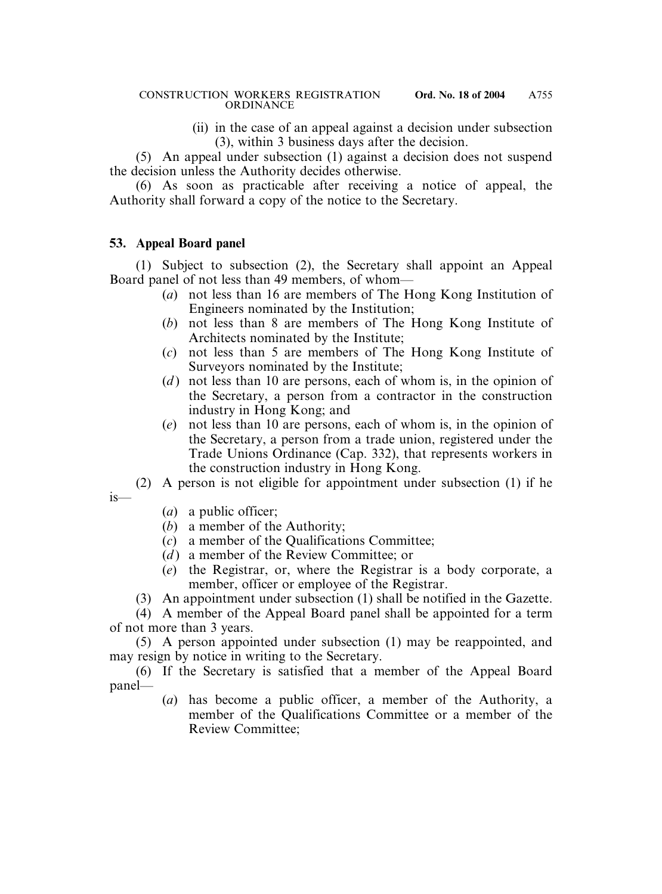(ii) in the case of an appeal against a decision under subsection (3), within 3 business days after the decision.

(5) An appeal under subsection (1) against a decision does not suspend the decision unless the Authority decides otherwise.

(6) As soon as practicable after receiving a notice of appeal, the Authority shall forward a copy of the notice to the Secretary.

**53. Appeal Board panel**

(1) Subject to subsection (2), the Secretary shall appoint an Appeal Board panel of not less than 49 members, of whom—

(*a*) not less than 16 are members of The Hong Kong Institution of Engineers nominated by the Institution;

(*b*) not less than 8 are members of The Hong Kong Institute of Architects nominated by the Institute;

(*c*) not less than 5 are members of The Hong Kong Institute of Surveyors nominated by the Institute;

(*d*) not less than 10 are persons, each of whom is, in the opinion of the Secretary, a person from a contractor in the construction industry in Hong Kong; and

(*e*) not less than 10 are persons, each of whom is, in the opinion of the Secretary, a person from a trade union, registered under the Trade Unions Ordinance (Cap. 332), that represents workers in the construction industry in Hong Kong.

(2) A person is not eligible for appointment under subsection (1) if he is—

(*a*) a public officer;

(*b*) a member of the Authority;

(*c*) a member of the Qualifications Committee;

(*d*) a member of the Review Committee; or

(*e*) the Registrar, or, where the Registrar is a body corporate, a member, officer or employee of the Registrar.

(3) An appointment under subsection (1) shall be notified in the Gazette.

(4) A member of the Appeal Board panel shall be appointed for a term of not more than 3 years.

(5) A person appointed under subsection (1) may be reappointed, and may resign by notice in writing to the Secretary.

(6) If the Secretary is satisfied that a member of the Appeal Board panel—

(*a*) has become a public officer, a member of the Authority, a member of the Qualifications Committee or a member of the Review Committee;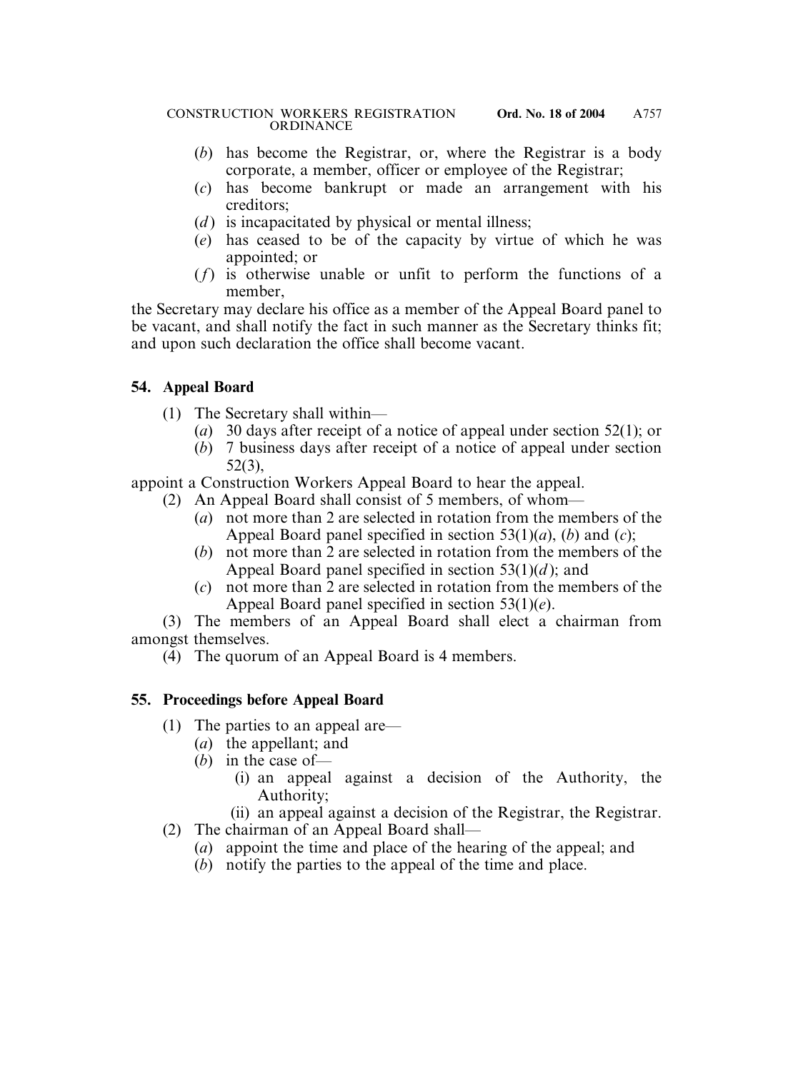(*b*) has become the Registrar, or, where the Registrar is a body corporate, a member, officer or employee of the Registrar;

(*c*) has become bankrupt or made an arrangement with his creditors;

(*d*) is incapacitated by physical or mental illness;

(*e*) has ceased to be of the capacity by virtue of which he was appointed; or

(*f*) is otherwise unable or unfit to perform the functions of a member,

the Secretary may declare his office as a member of the Appeal Board panel to be vacant, and shall notify the fact in such manner as the Secretary thinks fit; and upon such declaration the office shall become vacant.

## 54. Appeal Board

(1) The Secretary shall within—

(*a*) 30 days after receipt of a notice of appeal under section 52(1); or

(*b*) 7 business days after receipt of a notice of appeal under section 52(3),

appoint a Construction Workers Appeal Board to hear the appeal.

(2) An Appeal Board shall consist of 5 members, of whom—

(*a*) not more than 2 are selected in rotation from the members of the Appeal Board panel specified in section 53(1)(*a*), (*b*) and (*c*);

(*b*) not more than 2 are selected in rotation from the members of the Appeal Board panel specified in section 53(1)(*d*); and

(*c*) not more than 2 are selected in rotation from the members of the Appeal Board panel specified in section 53(1)(*e*).

(3) The members of an Appeal Board shall elect a chairman from amongst themselves.

(4) The quorum of an Appeal Board is 4 members.

## 55. Proceedings before Appeal Board

(1) The parties to an appeal are—

(*a*) the appellant; and

(*b*) in the case of—

(i) an appeal against a decision of the Authority, the Authority;

(ii) an appeal against a decision of the Registrar, the Registrar.

(2) The chairman of an Appeal Board shall—

(*a*) appoint the time and place of the hearing of the appeal; and

(*b*) notify the parties to the appeal of the time and place.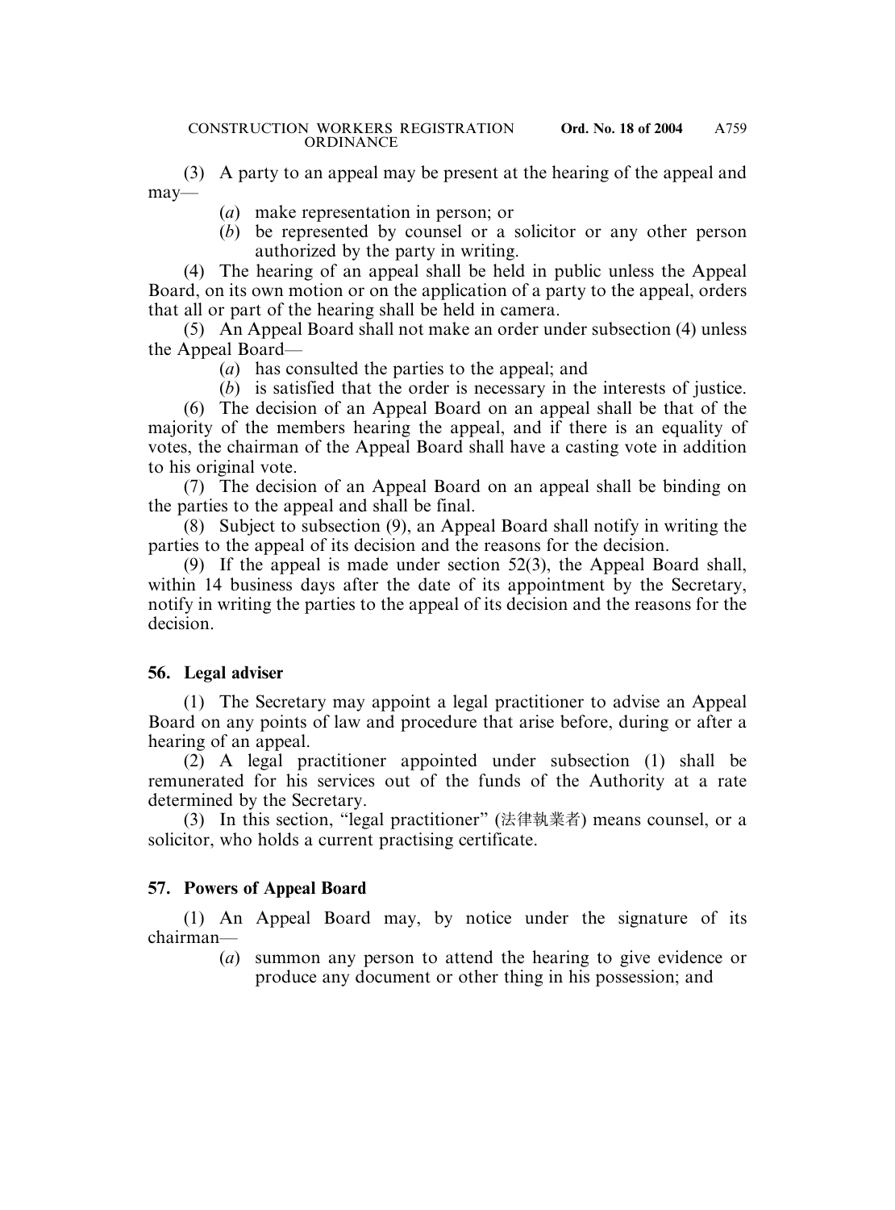(3) A party to an appeal may be present at the hearing of the appeal and may—

(*a*) make representation in person; or

(*b*) be represented by counsel or a solicitor or any other person authorized by the party in writing.

(4) The hearing of an appeal shall be held in public unless the Appeal Board, on its own motion or on the application of a party to the appeal, orders that all or part of the hearing shall be held in camera.

(5) An Appeal Board shall not make an order under subsection (4) unless the Appeal Board—

(*a*) has consulted the parties to the appeal; and

(*b*) is satisfied that the order is necessary in the interests of justice.

(6) The decision of an Appeal Board on an appeal shall be that of the majority of the members hearing the appeal, and if there is an equality of votes, the chairman of the Appeal Board shall have a casting vote in addition to his original vote.

(7) The decision of an Appeal Board on an appeal shall be binding on the parties to the appeal and shall be final.

(8) Subject to subsection (9), an Appeal Board shall notify in writing the parties to the appeal of its decision and the reasons for the decision.

(9) If the appeal is made under section 52(3), the Appeal Board shall, within 14 business days after the date of its appointment by the Secretary, notify in writing the parties to the appeal of its decision and the reasons for the decision.

**56. Legal adviser**

(1) The Secretary may appoint a legal practitioner to advise an Appeal Board on any points of law and procedure that arise before, during or after a hearing of an appeal.

(2) A legal practitioner appointed under subsection (1) shall be remunerated for his services out of the funds of the Authority at a rate determined by the Secretary.

(3) In this section, "legal practitioner" (法律執業者) means counsel, or a solicitor, who holds a current practising certificate.

**57. Powers of Appeal Board**

(1) An Appeal Board may, by notice under the signature of its chairman—

(*a*) summon any person to attend the hearing to give evidence or produce any document or other thing in his possession; and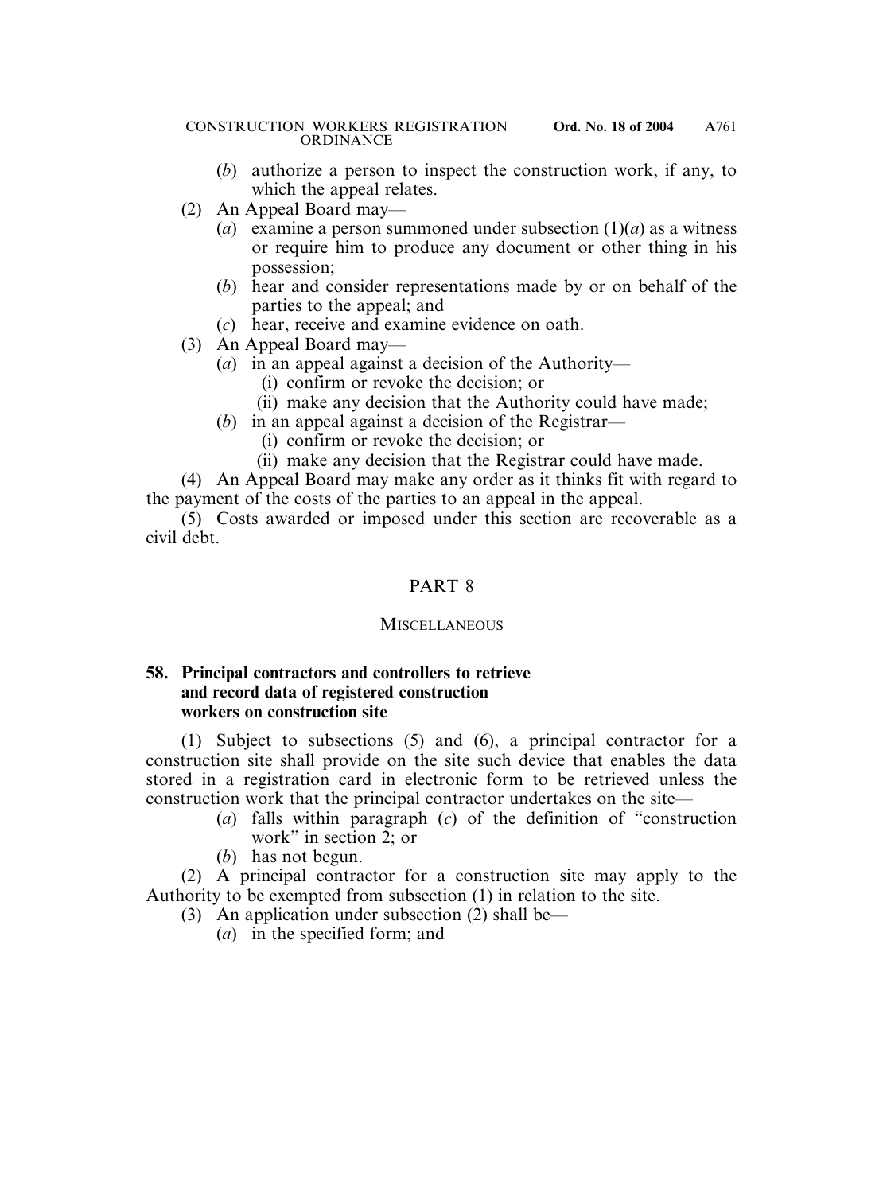(*b*) authorize a person to inspect the construction work, if any, to which the appeal relates.

(2) An Appeal Board may—

(*a*) examine a person summoned under subsection (1)(*a*) as a witness or require him to produce any document or other thing in his possession;

(*b*) hear and consider representations made by or on behalf of the parties to the appeal; and

(*c*) hear, receive and examine evidence on oath.

(3) An Appeal Board may—

(*a*) in an appeal against a decision of the Authority—

(i) confirm or revoke the decision; or

(ii) make any decision that the Authority could have made;

(*b*) in an appeal against a decision of the Registrar—

(i) confirm or revoke the decision; or

(ii) make any decision that the Registrar could have made.

(4) An Appeal Board may make any order as it thinks fit with regard to the payment of the costs of the parties to an appeal in the appeal.

(5) Costs awarded or imposed under this section are recoverable as a civil debt.

## PART 8

### MISCELLANEOUS

**58. Principal contractors and controllers to retrieve and record data of registered construction workers on construction site**

(1) Subject to subsections (5) and (6), a principal contractor for a construction site shall provide on the site such device that enables the data stored in a registration card in electronic form to be retrieved unless the construction work that the principal contractor undertakes on the site—

(*a*) falls within paragraph (*c*) of the definition of "construction work" in section 2; or

(*b*) has not begun.

(2) A principal contractor for a construction site may apply to the Authority to be exempted from subsection (1) in relation to the site.

(3) An application under subsection (2) shall be—

(*a*) in the specified form; and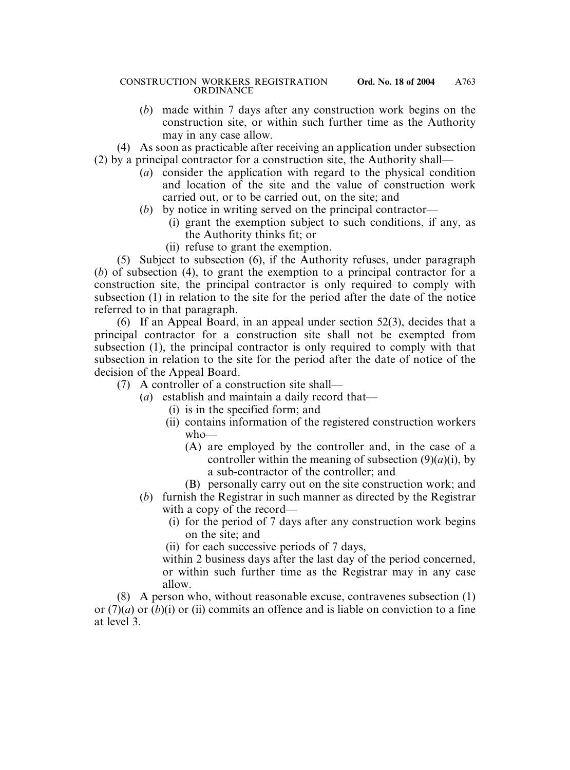(*b*) made within 7 days after any construction work begins on the construction site, or within such further time as the Authority may in any case allow.

(4) As soon as practicable after receiving an application under subsection (2) by a principal contractor for a construction site, the Authority shall—

(*a*) consider the application with regard to the physical condition and location of the site and the value of construction work carried out, or to be carried out, on the site; and

(*b*) by notice in writing served on the principal contractor—

(i) grant the exemption subject to such conditions, if any, as the Authority thinks fit; or

(ii) refuse to grant the exemption.

(5) Subject to subsection (6), if the Authority refuses, under paragraph (*b*) of subsection (4), to grant the exemption to a principal contractor for a construction site, the principal contractor is only required to comply with subsection (1) in relation to the site for the period after the date of the notice referred to in that paragraph.

(6) If an Appeal Board, in an appeal under section 52(3), decides that a principal contractor for a construction site shall not be exempted from subsection (1), the principal contractor is only required to comply with that subsection in relation to the site for the period after the date of notice of the decision of the Appeal Board.

(7) A controller of a construction site shall—

(*a*) establish and maintain a daily record that—

(i) is in the specified form; and

(ii) contains information of the registered construction workers who—

(A) are employed by the controller and, in the case of a controller within the meaning of subsection (9)(*a*)(i), by a sub-contractor of the controller; and

(B) personally carry out on the site construction work; and

(*b*) furnish the Registrar in such manner as directed by the Registrar with a copy of the record—

(i) for the period of 7 days after any construction work begins on the site; and

(ii) for each successive periods of 7 days,

within 2 business days after the last day of the period concerned, or within such further time as the Registrar may in any case allow.

(8) A person who, without reasonable excuse, contravenes subsection (1) or (7)(*a*) or (*b*)(i) or (ii) commits an offence and is liable on conviction to a fine at level 3.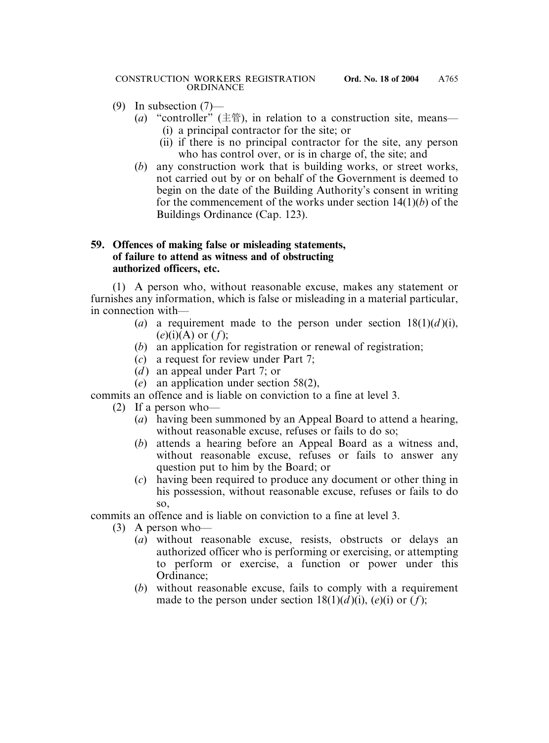(9) In subsection (7)—

(*a*) "controller" (主管), in relation to a construction site, means—

(i) a principal contractor for the site; or

(ii) if there is no principal contractor for the site, any person who has control over, or is in charge of, the site; and

(*b*) any construction work that is building works, or street works, not carried out by or on behalf of the Government is deemed to begin on the date of the Building Authority's consent in writing for the commencement of the works under section 14(1)(*b*) of the Buildings Ordinance (Cap. 123).

**59. Offences of making false or misleading statements, of failure to attend as witness and of obstructing authorized officers, etc.**

(1) A person who, without reasonable excuse, makes any statement or furnishes any information, which is false or misleading in a material particular, in connection with—

(*a*) a requirement made to the person under section 18(1)(*d*)(i), (*e*)(i)(A) or (*f*);

(*b*) an application for registration or renewal of registration;

(*c*) a request for review under Part 7;

(*d*) an appeal under Part 7; or

(*e*) an application under section 58(2),

commits an offence and is liable on conviction to a fine at level 3.

(2) If a person who—

(*a*) having been summoned by an Appeal Board to attend a hearing, without reasonable excuse, refuses or fails to do so;

(*b*) attends a hearing before an Appeal Board as a witness and, without reasonable excuse, refuses or fails to answer any question put to him by the Board; or

(*c*) having been required to produce any document or other thing in his possession, without reasonable excuse, refuses or fails to do so,

commits an offence and is liable on conviction to a fine at level 3.

(3) A person who—

(*a*) without reasonable excuse, resists, obstructs or delays an authorized officer who is performing or exercising, or attempting to perform or exercise, a function or power under this Ordinance;

(*b*) without reasonable excuse, fails to comply with a requirement made to the person under section 18(1)(*d*)(i), (*e*)(i) or (*f*);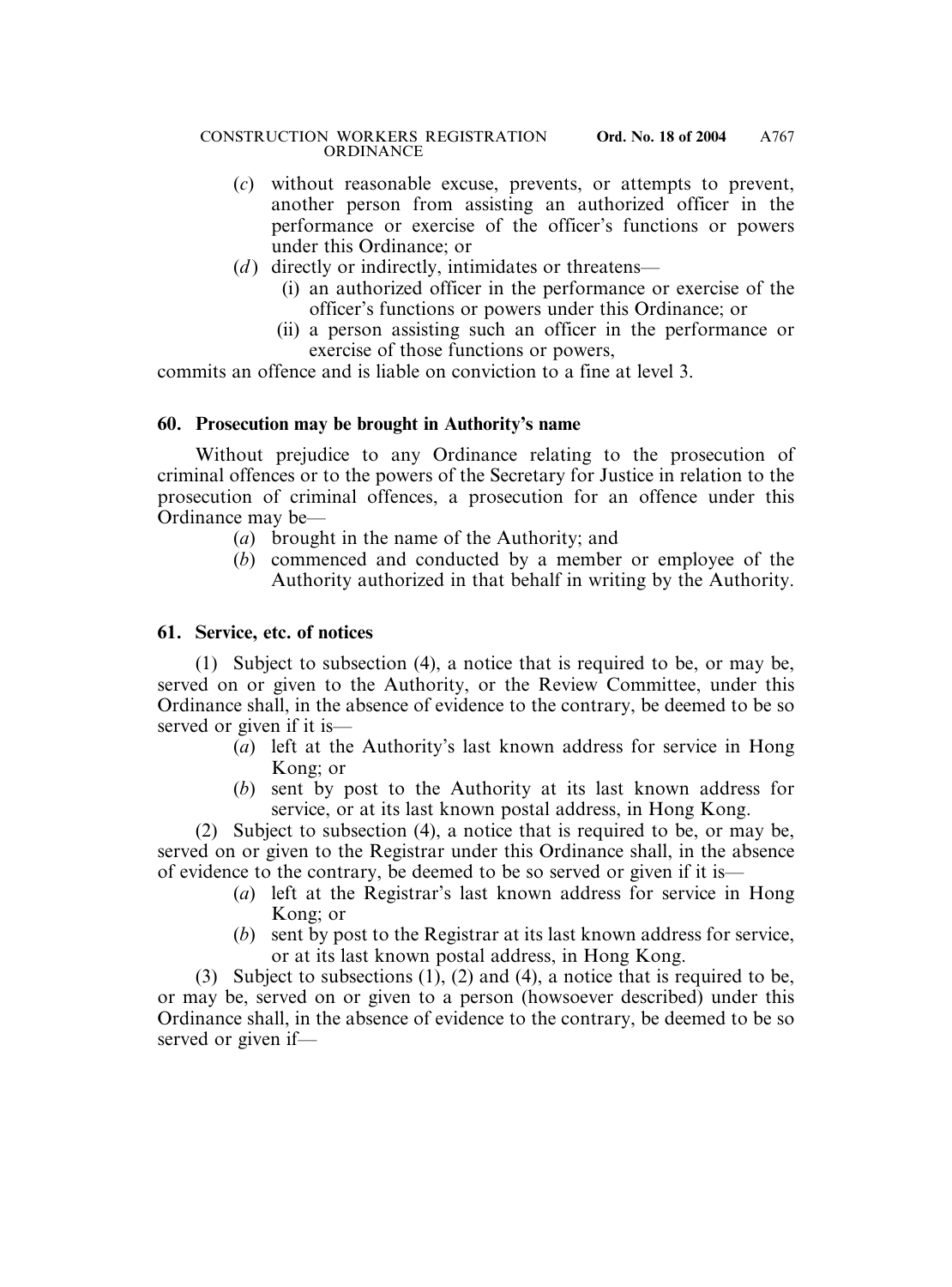(*c*) without reasonable excuse, prevents, or attempts to prevent, another person from assisting an authorized officer in the performance or exercise of the officer's functions or powers under this Ordinance; or

(*d*) directly or indirectly, intimidates or threatens—

(i) an authorized officer in the performance or exercise of the officer's functions or powers under this Ordinance; or

(ii) a person assisting such an officer in the performance or exercise of those functions or powers,

commits an offence and is liable on conviction to a fine at level 3.

### 60. Prosecution may be brought in Authority's name

Without prejudice to any Ordinance relating to the prosecution of criminal offences or to the powers of the Secretary for Justice in relation to the prosecution of criminal offences, a prosecution for an offence under this Ordinance may be—

(*a*) brought in the name of the Authority; and

(*b*) commenced and conducted by a member or employee of the Authority authorized in that behalf in writing by the Authority.

### 61. Service, etc. of notices

(1) Subject to subsection (4), a notice that is required to be, or may be, served on or given to the Authority, or the Review Committee, under this Ordinance shall, in the absence of evidence to the contrary, be deemed to be so served or given if it is—

(*a*) left at the Authority's last known address for service in Hong Kong; or

(*b*) sent by post to the Authority at its last known address for service, or at its last known postal address, in Hong Kong.

(2) Subject to subsection (4), a notice that is required to be, or may be, served on or given to the Registrar under this Ordinance shall, in the absence of evidence to the contrary, be deemed to be so served or given if it is—

(*a*) left at the Registrar's last known address for service in Hong Kong; or

(*b*) sent by post to the Registrar at its last known address for service, or at its last known postal address, in Hong Kong.

(3) Subject to subsections (1), (2) and (4), a notice that is required to be, or may be, served on or given to a person (howsoever described) under this Ordinance shall, in the absence of evidence to the contrary, be deemed to be so served or given if—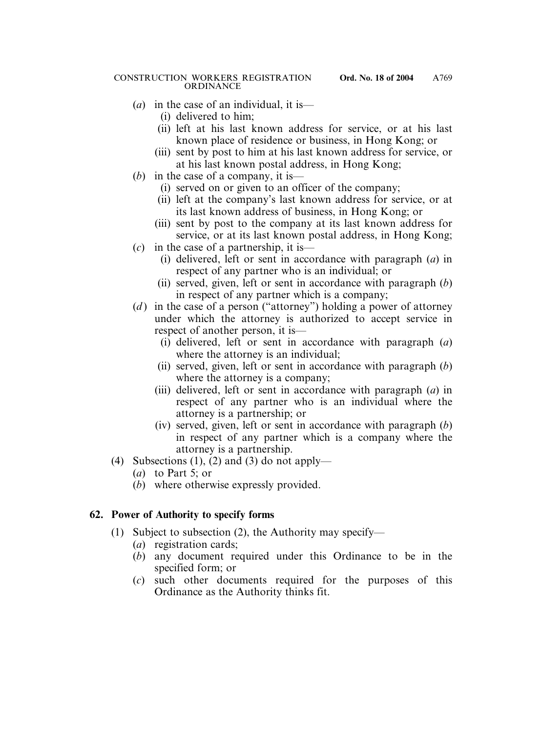(*a*) in the case of an individual, it is—
  (i) delivered to him;
  (ii) left at his last known address for service, or at his last known place of residence or business, in Hong Kong; or
  (iii) sent by post to him at his last known address for service, or at his last known postal address, in Hong Kong;

(*b*) in the case of a company, it is—
  (i) served on or given to an officer of the company;
  (ii) left at the company's last known address for service, or at its last known address of business, in Hong Kong; or
  (iii) sent by post to the company at its last known address for service, or at its last known postal address, in Hong Kong;

(*c*) in the case of a partnership, it is—
  (i) delivered, left or sent in accordance with paragraph (*a*) in respect of any partner who is an individual; or
  (ii) served, given, left or sent in accordance with paragraph (*b*) in respect of any partner which is a company;

(*d*) in the case of a person ("attorney") holding a power of attorney under which the attorney is authorized to accept service in respect of another person, it is—
  (i) delivered, left or sent in accordance with paragraph (*a*) where the attorney is an individual;
  (ii) served, given, left or sent in accordance with paragraph (*b*) where the attorney is a company;
  (iii) delivered, left or sent in accordance with paragraph (*a*) in respect of any partner who is an individual where the attorney is a partnership; or
  (iv) served, given, left or sent in accordance with paragraph (*b*) in respect of any partner which is a company where the attorney is a partnership.

(4) Subsections (1), (2) and (3) do not apply—
  (*a*) to Part 5; or
  (*b*) where otherwise expressly provided.

**62. Power of Authority to specify forms**

(1) Subject to subsection (2), the Authority may specify—
  (*a*) registration cards;
  (*b*) any document required under this Ordinance to be in the specified form; or
  (*c*) such other documents required for the purposes of this Ordinance as the Authority thinks fit.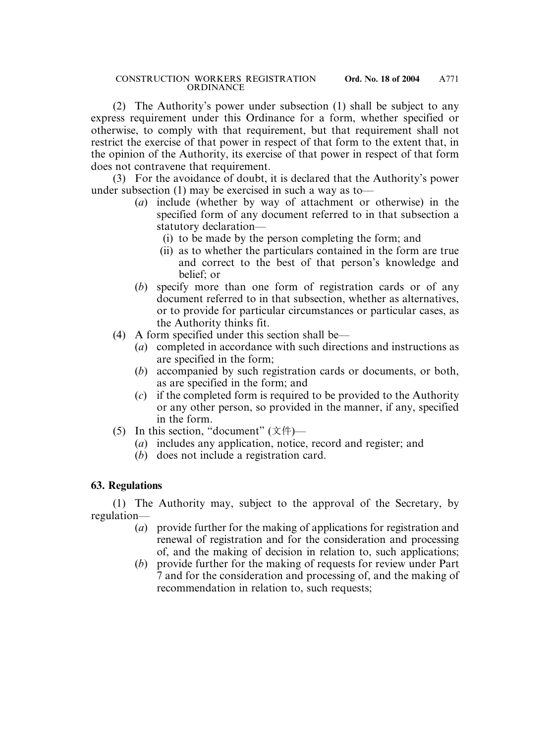(2) The Authority's power under subsection (1) shall be subject to any express requirement under this Ordinance for a form, whether specified or otherwise, to comply with that requirement, but that requirement shall not restrict the exercise of that power in respect of that form to the extent that, in the opinion of the Authority, its exercise of that power in respect of that form does not contravene that requirement.

(3) For the avoidance of doubt, it is declared that the Authority's power under subsection (1) may be exercised in such a way as to—

- (*a*) include (whether by way of attachment or otherwise) in the specified form of any document referred to in that subsection a statutory declaration—
  - (i) to be made by the person completing the form; and
  - (ii) as to whether the particulars contained in the form are true and correct to the best of that person's knowledge and belief; or
- (*b*) specify more than one form of registration cards or of any document referred to in that subsection, whether as alternatives, or to provide for particular circumstances or particular cases, as the Authority thinks fit.

(4) A form specified under this section shall be—

- (*a*) completed in accordance with such directions and instructions as are specified in the form;
- (*b*) accompanied by such registration cards or documents, or both, as are specified in the form; and
- (*c*) if the completed form is required to be provided to the Authority or any other person, so provided in the manner, if any, specified in the form.

(5) In this section, "document" (文件)—

- (*a*) includes any application, notice, record and register; and
- (*b*) does not include a registration card.

**63. Regulations**

(1) The Authority may, subject to the approval of the Secretary, by regulation—

- (*a*) provide further for the making of applications for registration and renewal of registration and for the consideration and processing of, and the making of decision in relation to, such applications;
- (*b*) provide further for the making of requests for review under Part 7 and for the consideration and processing of, and the making of recommendation in relation to, such requests;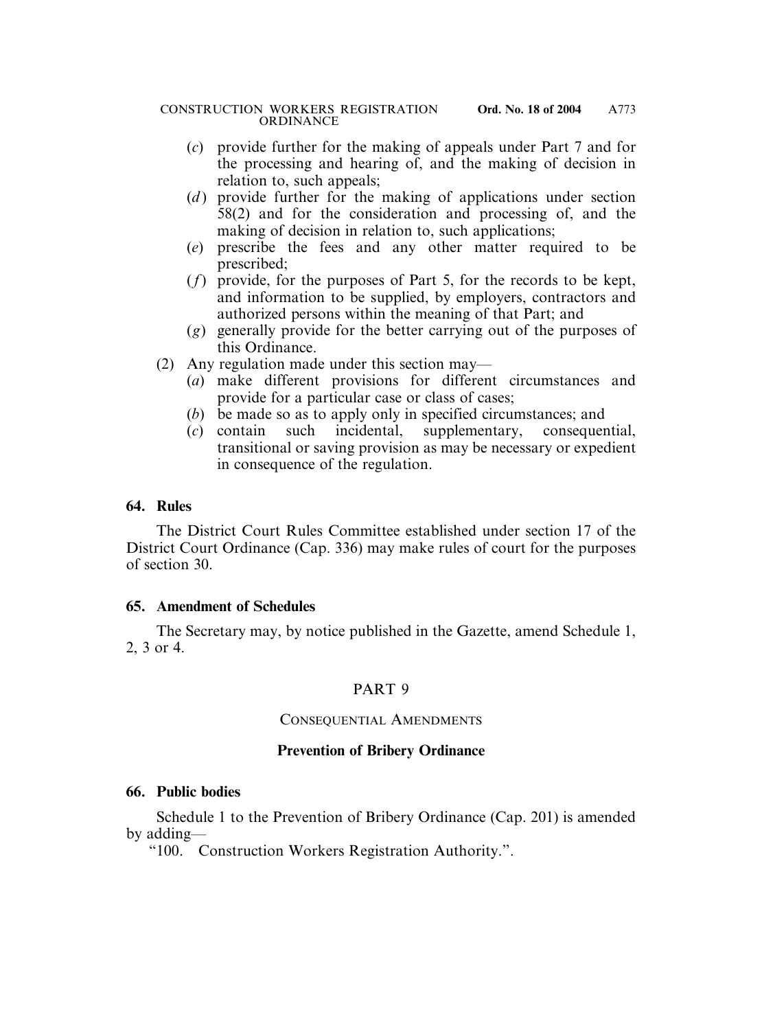(*c*) provide further for the making of appeals under Part 7 and for the processing and hearing of, and the making of decision in relation to, such appeals;

(*d*) provide further for the making of applications under section 58(2) and for the consideration and processing of, and the making of decision in relation to, such applications;

(*e*) prescribe the fees and any other matter required to be prescribed;

(*f*) provide, for the purposes of Part 5, for the records to be kept, and information to be supplied, by employers, contractors and authorized persons within the meaning of that Part; and

(*g*) generally provide for the better carrying out of the purposes of this Ordinance.

(2) Any regulation made under this section may—

(*a*) make different provisions for different circumstances and provide for a particular case or class of cases;

(*b*) be made so as to apply only in specified circumstances; and

(*c*) contain such incidental, supplementary, consequential, transitional or saving provision as may be necessary or expedient in consequence of the regulation.

**64. Rules**

The District Court Rules Committee established under section 17 of the District Court Ordinance (Cap. 336) may make rules of court for the purposes of section 30.

**65. Amendment of Schedules**

The Secretary may, by notice published in the Gazette, amend Schedule 1, 2, 3 or 4.

PART 9

CONSEQUENTIAL AMENDMENTS

**Prevention of Bribery Ordinance**

**66. Public bodies**

Schedule 1 to the Prevention of Bribery Ordinance (Cap. 201) is amended by adding—

"100. Construction Workers Registration Authority.".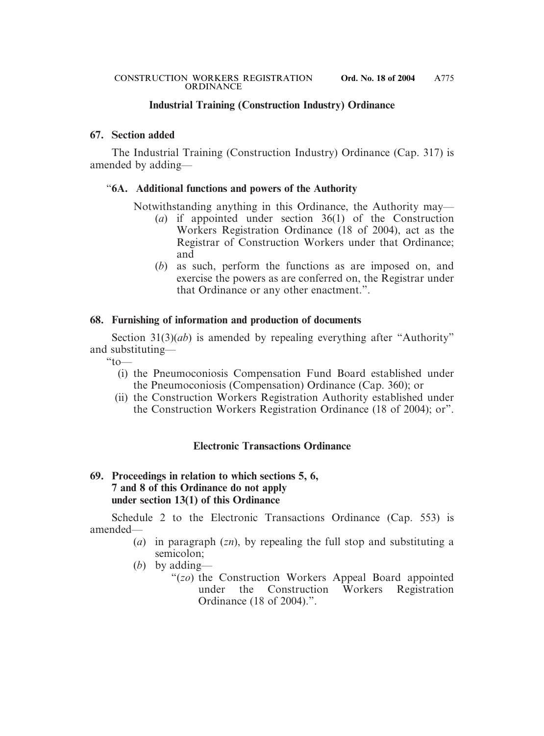### Industrial Training (Construction Industry) Ordinance

**67. Section added**

The Industrial Training (Construction Industry) Ordinance (Cap. 317) is amended by adding—

"**6A. Additional functions and powers of the Authority**

Notwithstanding anything in this Ordinance, the Authority may—

(*a*) if appointed under section 36(1) of the Construction Workers Registration Ordinance (18 of 2004), act as the Registrar of Construction Workers under that Ordinance; and

(*b*) as such, perform the functions as are imposed on, and exercise the powers as are conferred on, the Registrar under that Ordinance or any other enactment.".

**68. Furnishing of information and production of documents**

Section 31(3)(*ab*) is amended by repealing everything after "Authority" and substituting—

"to—

(i) the Pneumoconiosis Compensation Fund Board established under the Pneumoconiosis (Compensation) Ordinance (Cap. 360); or

(ii) the Construction Workers Registration Authority established under the Construction Workers Registration Ordinance (18 of 2004); or".

### Electronic Transactions Ordinance

**69. Proceedings in relation to which sections 5, 6, 7 and 8 of this Ordinance do not apply under section 13(1) of this Ordinance**

Schedule 2 to the Electronic Transactions Ordinance (Cap. 553) is amended—

(*a*) in paragraph (*zn*), by repealing the full stop and substituting a semicolon;

(*b*) by adding—

"(*zo*) the Construction Workers Appeal Board appointed under the Construction Workers Registration Ordinance (18 of 2004).".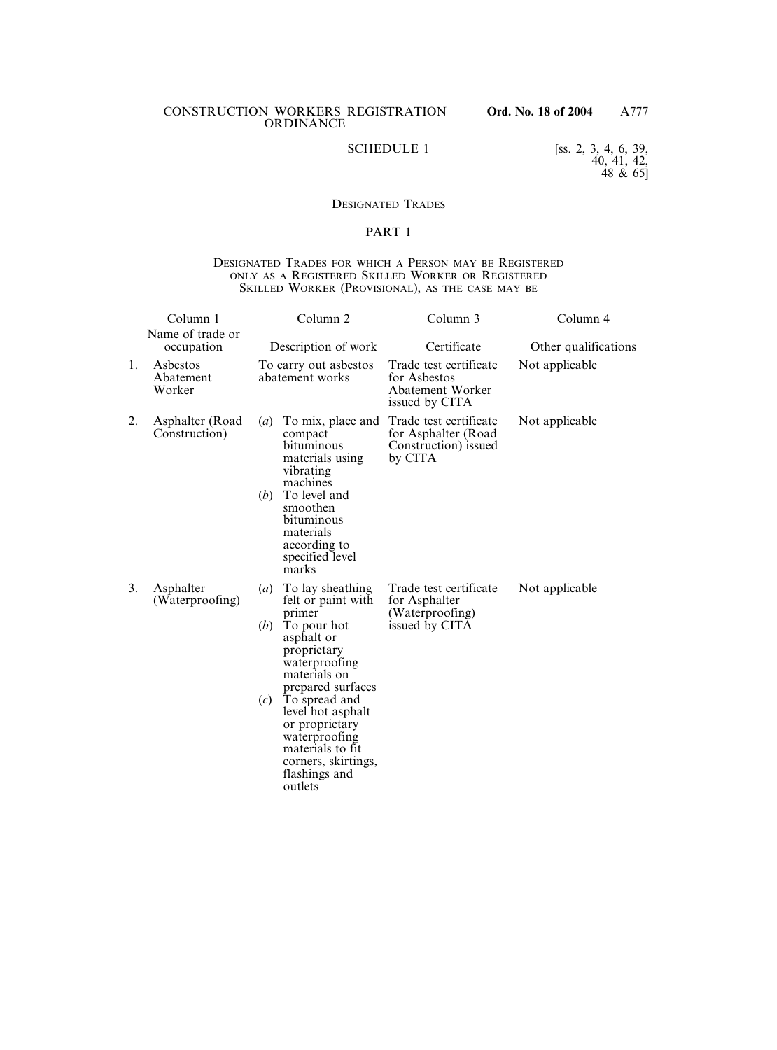SCHEDULE 1

[ss. 2, 3, 4, 6, 39, 40, 41, 42, 48 & 65]

## DESIGNATED TRADES

### PART 1

#### DESIGNATED TRADES FOR WHICH A PERSON MAY BE REGISTERED ONLY AS A REGISTERED SKILLED WORKER OR REGISTERED SKILLED WORKER (PROVISIONAL), AS THE CASE MAY BE

| | Column 1<br>Name of trade or occupation | Column 2<br>Description of work | Column 3<br>Certificate | Column 4<br>Other qualifications |
|---|---|---|---|---|
| 1. | Asbestos Abatement Worker | To carry out asbestos abatement works | Trade test certificate for Asbestos Abatement Worker issued by CITA | Not applicable |
| 2. | Asphalter (Road Construction) | (*a*) To mix, place and compact bituminous materials using vibrating machines<br>(*b*) To level and smoothen bituminous materials according to specified level marks | Trade test certificate for Asphalter (Road Construction) issued by CITA | Not applicable |
| 3. | Asphalter (Waterproofing) | (*a*) To lay sheathing felt or paint with primer<br>(*b*) To pour hot asphalt or proprietary waterproofing materials on prepared surfaces<br>(*c*) To spread and level hot asphalt or proprietary waterproofing materials to fit corners, skirtings, flashings and outlets | Trade test certificate for Asphalter (Waterproofing) issued by CITA | Not applicable |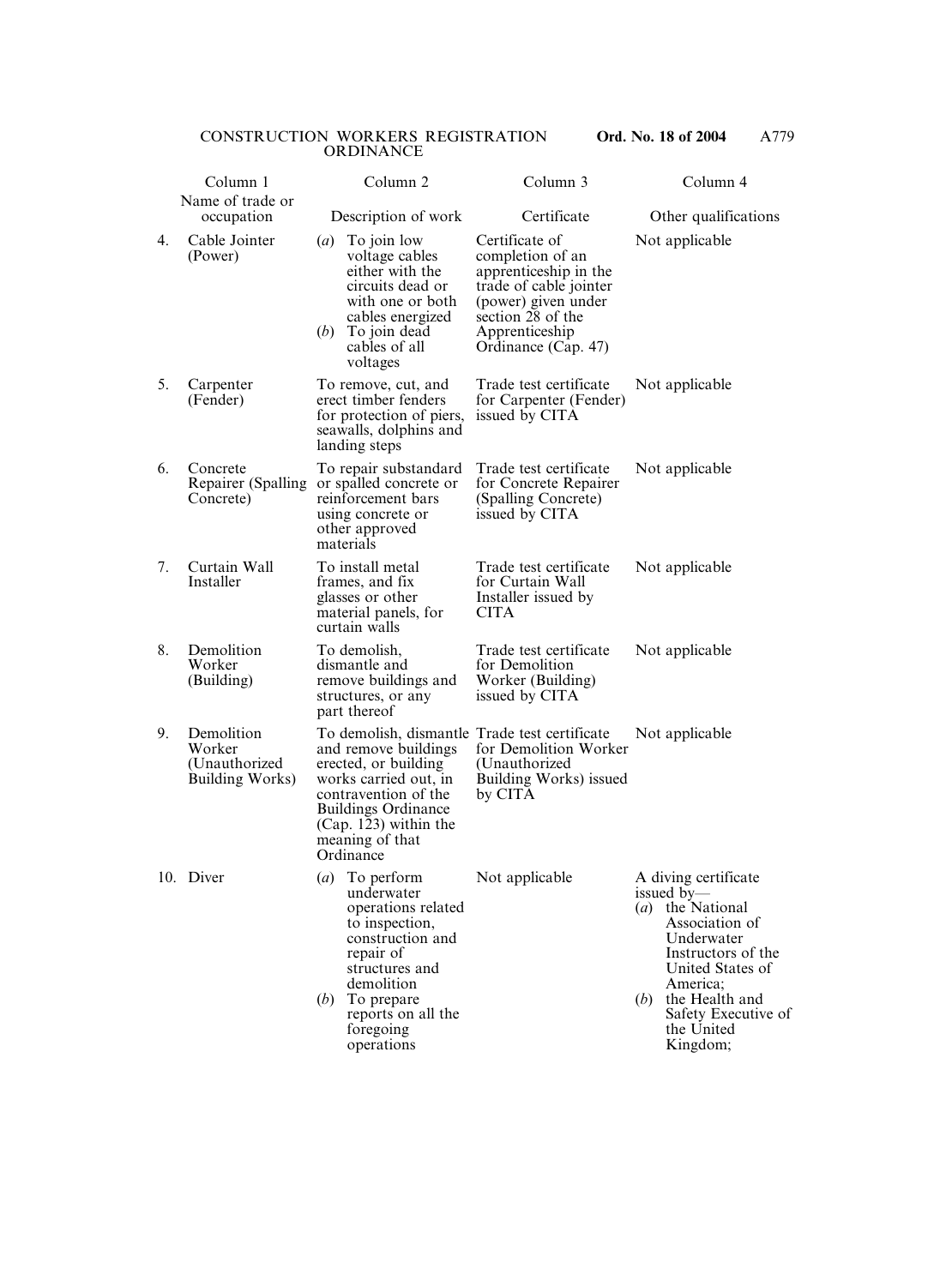| | Column 1<br>Name of trade or occupation | Column 2<br>Description of work | Column 3<br>Certificate | Column 4<br>Other qualifications |
|---|---|---|---|---|
| 4. | Cable Jointer (Power) | (*a*) To join low voltage cables either with the circuits dead or with one or both cables energized<br>(*b*) To join dead cables of all voltages | Certificate of completion of an apprenticeship in the trade of cable jointer (power) given under section 28 of the Apprenticeship Ordinance (Cap. 47) | Not applicable |
| 5. | Carpenter (Fender) | To remove, cut, and erect timber fenders for protection of piers, seawalls, dolphins and landing steps | Trade test certificate for Carpenter (Fender) issued by CITA | Not applicable |
| 6. | Concrete Repairer (Spalling Concrete) | To repair substandard or spalled concrete or reinforcement bars using concrete or other approved materials | Trade test certificate for Concrete Repairer (Spalling Concrete) issued by CITA | Not applicable |
| 7. | Curtain Wall Installer | To install metal frames, and fix glasses or other material panels, for curtain walls | Trade test certificate for Curtain Wall Installer issued by CITA | Not applicable |
| 8. | Demolition Worker (Building) | To demolish, dismantle and remove buildings and structures, or any part thereof | Trade test certificate for Demolition Worker (Building) issued by CITA | Not applicable |
| 9. | Demolition Worker (Unauthorized Building Works) | To demolish, dismantle and remove buildings erected, or building works carried out, in contravention of the Buildings Ordinance (Cap. 123) within the meaning of that Ordinance | Trade test certificate for Demolition Worker (Unauthorized Building Works) issued by CITA | Not applicable |
| 10. | Diver | (*a*) To perform underwater operations related to inspection, construction and repair of structures and demolition<br>(*b*) To prepare reports on all the foregoing operations | Not applicable | A diving certificate issued by—<br>(*a*) the National Association of Underwater Instructors of the United States of America;<br>(*b*) the Health and Safety Executive of the United Kingdom; |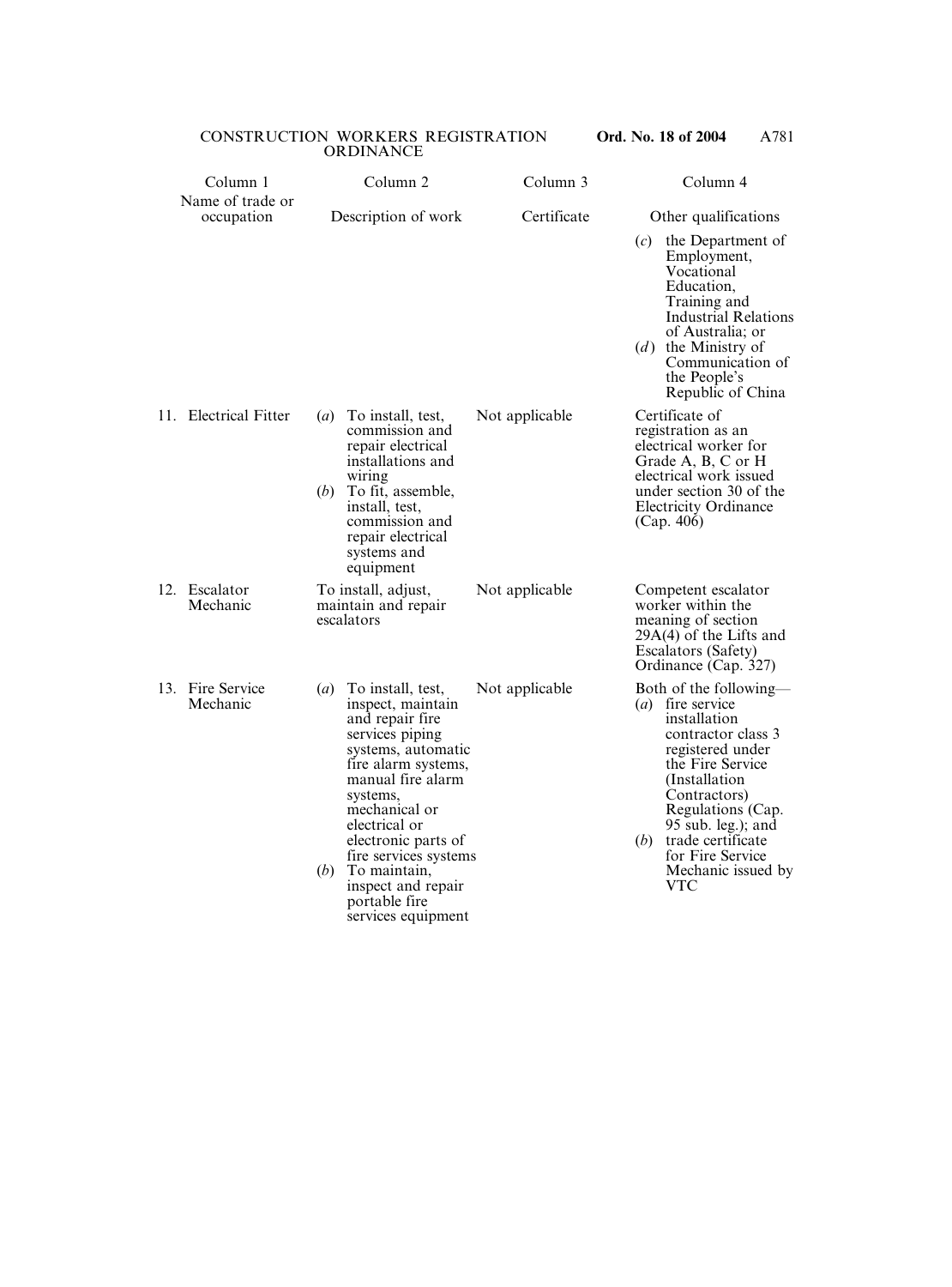| Column 1<br>Name of trade or occupation | Column 2<br>Description of work | Column 3<br>Certificate | Column 4<br>Other qualifications |
|---|---|---|---|
| | | | (*c*) the Department of Employment, Vocational Education, Training and Industrial Relations of Australia; or<br>(*d*) the Ministry of Communication of the People's Republic of China |
| 11. Electrical Fitter | (*a*) To install, test, commission and repair electrical installations and wiring<br>(*b*) To fit, assemble, install, test, commission and repair electrical systems and equipment | Not applicable | Certificate of registration as an electrical worker for Grade A, B, C or H electrical work issued under section 30 of the Electricity Ordinance (Cap. 406) |
| 12. Escalator Mechanic | To install, adjust, maintain and repair escalators | Not applicable | Competent escalator worker within the meaning of section 29A(4) of the Lifts and Escalators (Safety) Ordinance (Cap. 327) |
| 13. Fire Service Mechanic | (*a*) To install, test, inspect, maintain and repair fire services piping systems, automatic fire alarm systems, manual fire alarm systems, mechanical or electrical or electronic parts of fire services systems<br>(*b*) To maintain, inspect and repair portable fire services equipment | Not applicable | Both of the following—<br>(*a*) fire service installation contractor class 3 registered under the Fire Service (Installation Contractors) Regulations (Cap. 95 sub. leg.); and<br>(*b*) trade certificate for Fire Service Mechanic issued by VTC |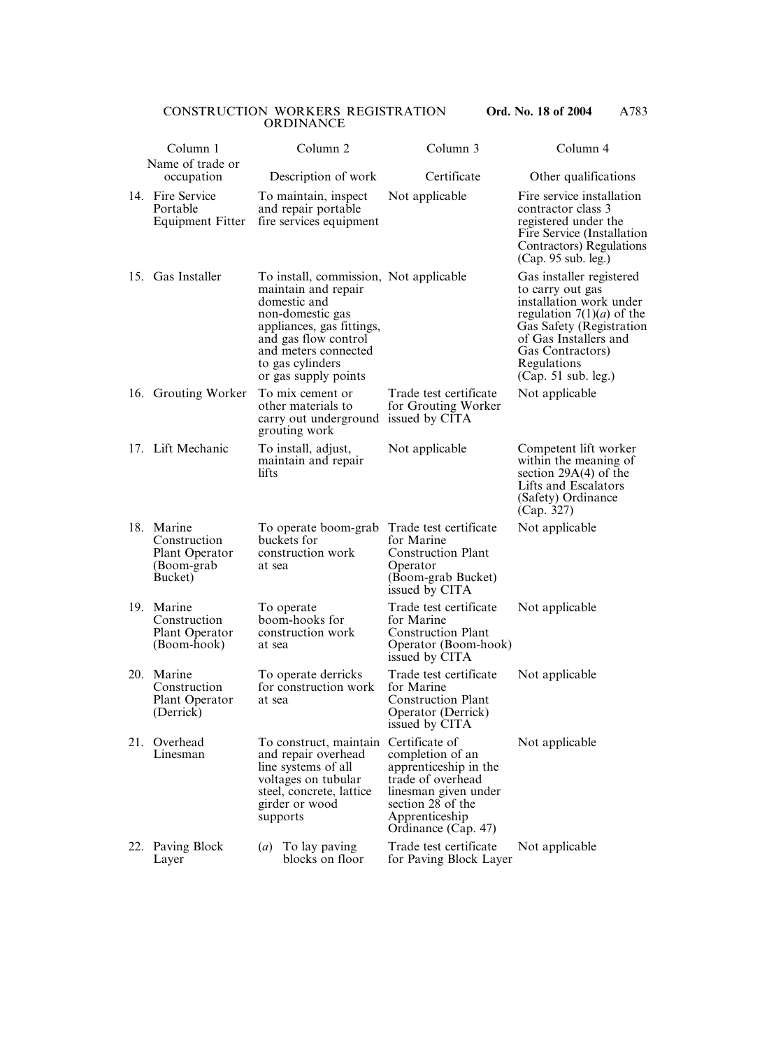| Column 1<br>Name of trade or occupation | Column 2<br>Description of work | Column 3<br>Certificate | Column 4<br>Other qualifications |
|---|---|---|---|
| 14. Fire Service Portable Equipment Fitter | To maintain, inspect and repair portable fire services equipment | Not applicable | Fire service installation contractor class 3 registered under the Fire Service (Installation Contractors) Regulations (Cap. 95 sub. leg.) |
| 15. Gas Installer | To install, commission, maintain and repair domestic and non-domestic gas appliances, gas fittings, and gas flow control and meters connected to gas cylinders or gas supply points | Not applicable | Gas installer registered to carry out gas installation work under regulation 7(1)(*a*) of the Gas Safety (Registration of Gas Installers and Gas Contractors) Regulations (Cap. 51 sub. leg.) |
| 16. Grouting Worker | To mix cement or other materials to carry out underground grouting work | Trade test certificate for Grouting Worker issued by CITA | Not applicable |
| 17. Lift Mechanic | To install, adjust, maintain and repair lifts | Not applicable | Competent lift worker within the meaning of section 29A(4) of the Lifts and Escalators (Safety) Ordinance (Cap. 327) |
| 18. Marine Construction Plant Operator (Boom-grab Bucket) | To operate boom-grab buckets for construction work at sea | Trade test certificate for Marine Construction Plant Operator (Boom-grab Bucket) issued by CITA | Not applicable |
| 19. Marine Construction Plant Operator (Boom-hook) | To operate boom-hooks for construction work at sea | Trade test certificate for Marine Construction Plant Operator (Boom-hook) issued by CITA | Not applicable |
| 20. Marine Construction Plant Operator (Derrick) | To operate derricks for construction work at sea | Trade test certificate for Marine Construction Plant Operator (Derrick) issued by CITA | Not applicable |
| 21. Overhead Linesman | To construct, maintain and repair overhead line systems of all voltages on tubular steel, concrete, lattice girder or wood supports | Certificate of completion of an apprenticeship in the trade of overhead linesman given under section 28 of the Apprenticeship Ordinance (Cap. 47) | Not applicable |
| 22. Paving Block Layer | (*a*) To lay paving blocks on floor | Trade test certificate for Paving Block Layer | Not applicable |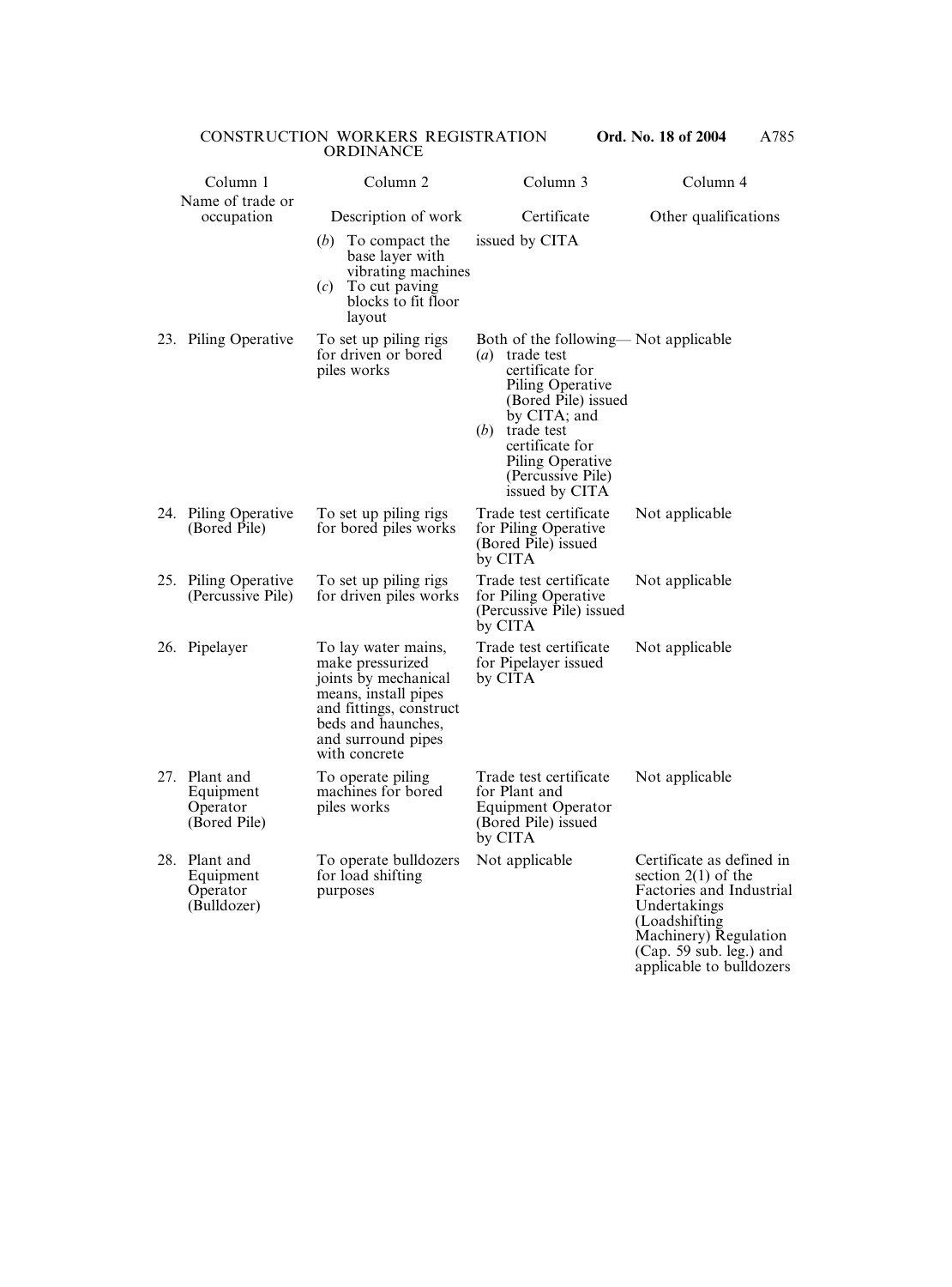| Column 1<br>Name of trade or occupation | Column 2<br>Description of work | Column 3<br>Certificate | Column 4<br>Other qualifications |
|---|---|---|---|
| | (*b*) To compact the base layer with vibrating machines<br>(*c*) To cut paving blocks to fit floor layout | issued by CITA | |
| 23. Piling Operative | To set up piling rigs for driven or bored piles works | Both of the following—<br>(*a*) trade test certificate for Piling Operative (Bored Pile) issued by CITA; and<br>(*b*) trade test certificate for Piling Operative (Percussive Pile) issued by CITA | Not applicable |
| 24. Piling Operative (Bored Pile) | To set up piling rigs for bored piles works | Trade test certificate for Piling Operative (Bored Pile) issued by CITA | Not applicable |
| 25. Piling Operative (Percussive Pile) | To set up piling rigs for driven piles works | Trade test certificate for Piling Operative (Percussive Pile) issued by CITA | Not applicable |
| 26. Pipelayer | To lay water mains, make pressurized joints by mechanical means, install pipes and fittings, construct beds and haunches, and surround pipes with concrete | Trade test certificate for Pipelayer issued by CITA | Not applicable |
| 27. Plant and Equipment Operator (Bored Pile) | To operate piling machines for bored piles works | Trade test certificate for Plant and Equipment Operator (Bored Pile) issued by CITA | Not applicable |
| 28. Plant and Equipment Operator (Bulldozer) | To operate bulldozers for load shifting purposes | Not applicable | Certificate as defined in section 2(1) of the Factories and Industrial Undertakings (Loadshifting Machinery) Regulation (Cap. 59 sub. leg.) and applicable to bulldozers |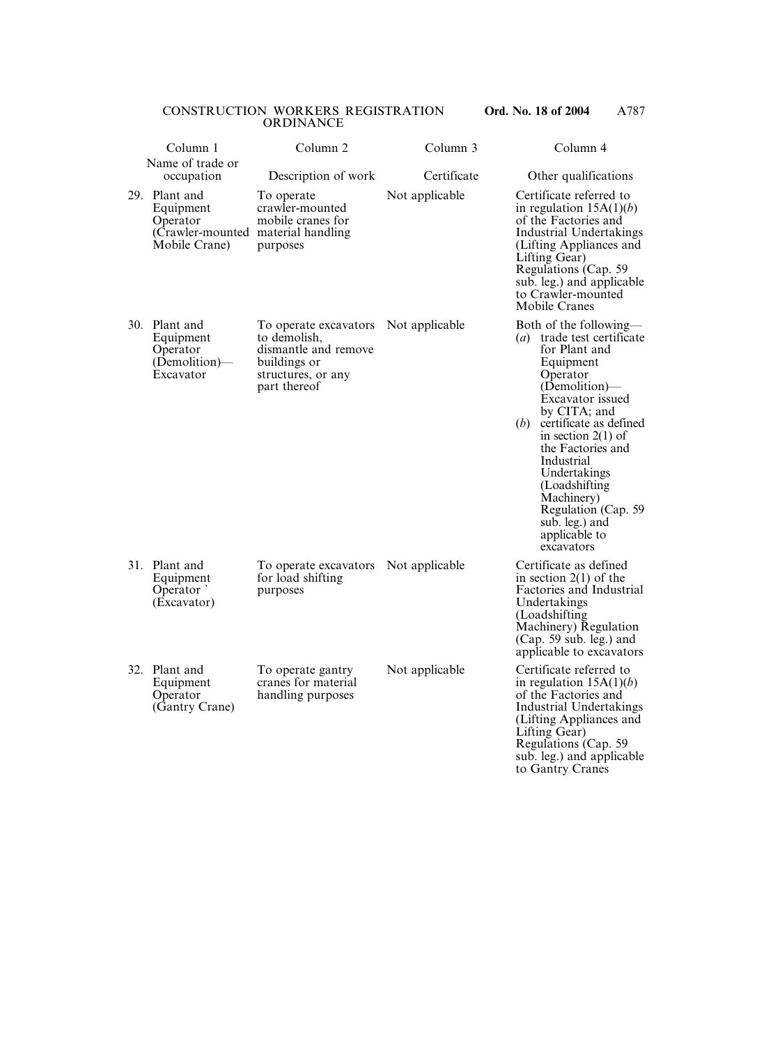| Column 1<br>Name of trade or occupation | Column 2<br>Description of work | Column 3<br>Certificate | Column 4<br>Other qualifications |
|---|---|---|---|
| 29. Plant and Equipment Operator (Crawler-mounted Mobile Crane) | To operate crawler-mounted mobile cranes for material handling purposes | Not applicable | Certificate referred to in regulation 15A(1)(*b*) of the Factories and Industrial Undertakings (Lifting Appliances and Lifting Gear) Regulations (Cap. 59 sub. leg.) and applicable to Crawler-mounted Mobile Cranes |
| 30. Plant and Equipment Operator (Demolition)— Excavator | To operate excavators to demolish, dismantle and remove buildings or structures, or any part thereof | Not applicable | Both of the following—<br>(*a*) trade test certificate for Plant and Equipment Operator (Demolition)— Excavator issued by CITA; and<br>(*b*) certificate as defined in section 2(1) of the Factories and Industrial Undertakings (Loadshifting Machinery) Regulation (Cap. 59 sub. leg.) and applicable to excavators |
| 31. Plant and Equipment Operator ` (Excavator) | To operate excavators for load shifting purposes | Not applicable | Certificate as defined in section 2(1) of the Factories and Industrial Undertakings (Loadshifting Machinery) Regulation (Cap. 59 sub. leg.) and applicable to excavators |
| 32. Plant and Equipment Operator (Gantry Crane) | To operate gantry cranes for material handling purposes | Not applicable | Certificate referred to in regulation 15A(1)(*b*) of the Factories and Industrial Undertakings (Lifting Appliances and Lifting Gear) Regulations (Cap. 59 sub. leg.) and applicable to Gantry Cranes |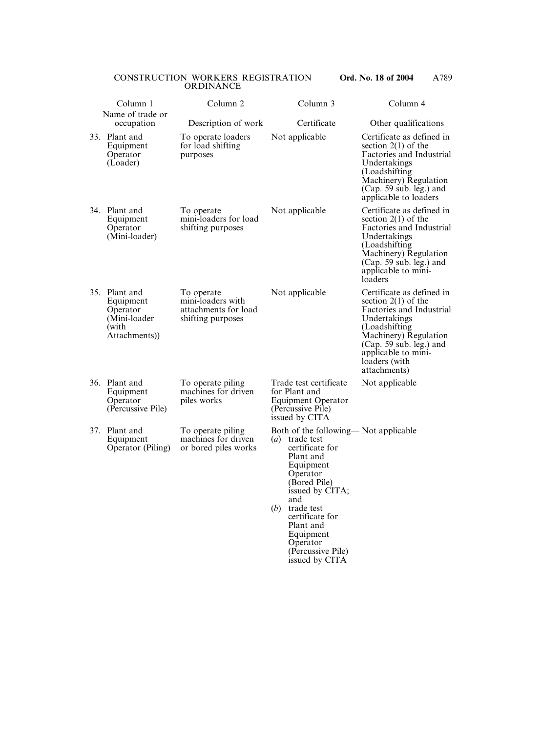| Column 1<br>Name of trade or occupation | Column 2<br>Description of work | Column 3<br>Certificate | Column 4<br>Other qualifications |
|---|---|---|---|
| 33. Plant and Equipment Operator (Loader) | To operate loaders for load shifting purposes | Not applicable | Certificate as defined in section 2(1) of the Factories and Industrial Undertakings (Loadshifting Machinery) Regulation (Cap. 59 sub. leg.) and applicable to loaders |
| 34. Plant and Equipment Operator (Mini-loader) | To operate mini-loaders for load shifting purposes | Not applicable | Certificate as defined in section 2(1) of the Factories and Industrial Undertakings (Loadshifting Machinery) Regulation (Cap. 59 sub. leg.) and applicable to mini-loaders |
| 35. Plant and Equipment Operator (Mini-loader (with Attachments)) | To operate mini-loaders with attachments for load shifting purposes | Not applicable | Certificate as defined in section 2(1) of the Factories and Industrial Undertakings (Loadshifting Machinery) Regulation (Cap. 59 sub. leg.) and applicable to mini-loaders (with attachments) |
| 36. Plant and Equipment Operator (Percussive Pile) | To operate piling machines for driven piles works | Trade test certificate for Plant and Equipment Operator (Percussive Pile) issued by CITA | Not applicable |
| 37. Plant and Equipment Operator (Piling) | To operate piling machines for driven or bored piles works | Both of the following—<br>(*a*) trade test certificate for Plant and Equipment Operator (Bored Pile) issued by CITA; and<br>(*b*) trade test certificate for Plant and Equipment Operator (Percussive Pile) issued by CITA | Not applicable |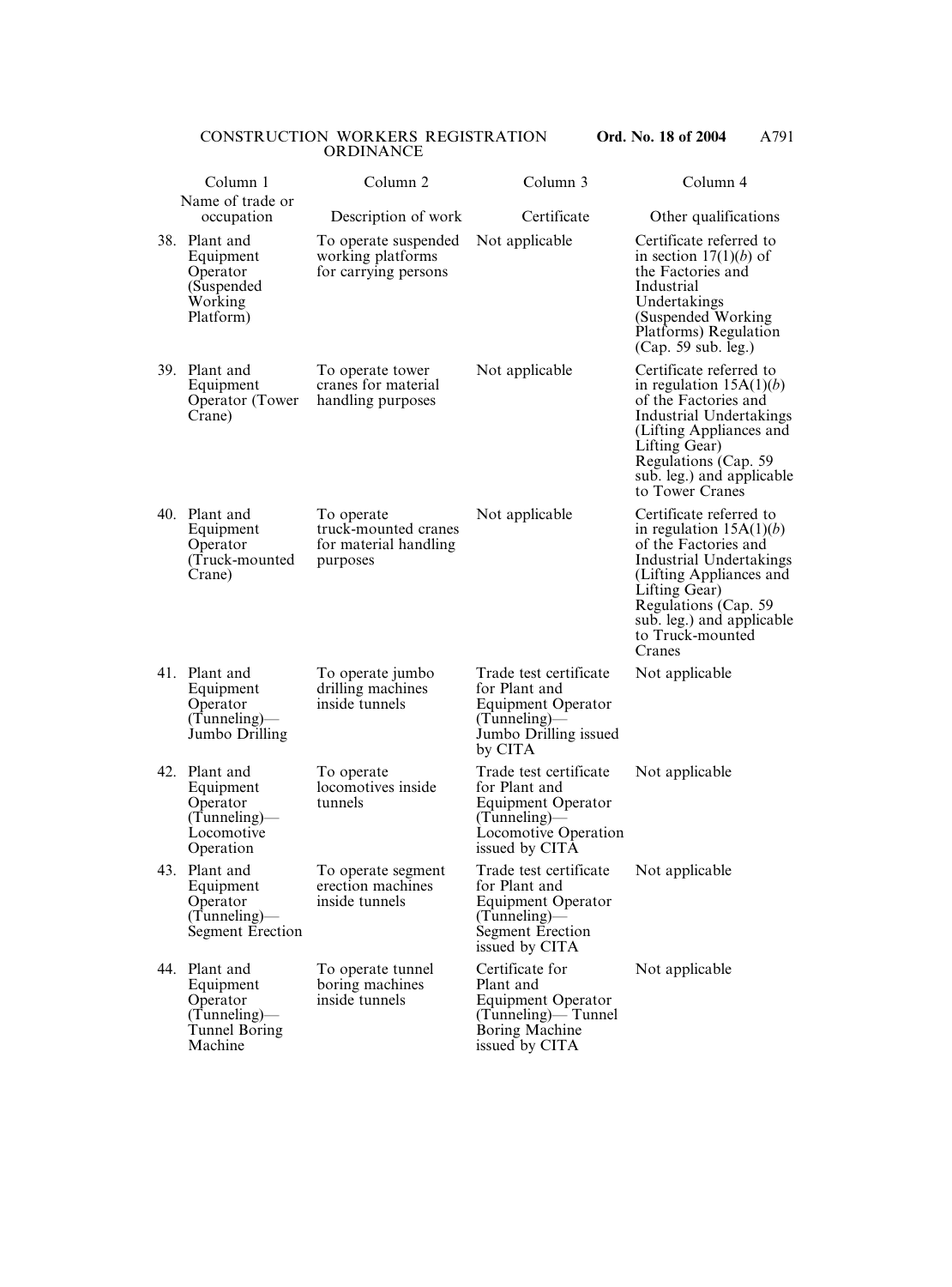| Column 1<br>Name of trade or occupation | Column 2<br>Description of work | Column 3<br>Certificate | Column 4<br>Other qualifications |
|---|---|---|---|
| 38. Plant and Equipment Operator (Suspended Working Platform) | To operate suspended working platforms for carrying persons | Not applicable | Certificate referred to in section 17(1)(*b*) of the Factories and Industrial Undertakings (Suspended Working Platforms) Regulation (Cap. 59 sub. leg.) |
| 39. Plant and Equipment Operator (Tower Crane) | To operate tower cranes for material handling purposes | Not applicable | Certificate referred to in regulation 15A(1)(*b*) of the Factories and Industrial Undertakings (Lifting Appliances and Lifting Gear) Regulations (Cap. 59 sub. leg.) and applicable to Tower Cranes |
| 40. Plant and Equipment Operator (Truck-mounted Crane) | To operate truck-mounted cranes for material handling purposes | Not applicable | Certificate referred to in regulation 15A(1)(*b*) of the Factories and Industrial Undertakings (Lifting Appliances and Lifting Gear) Regulations (Cap. 59 sub. leg.) and applicable to Truck-mounted Cranes |
| 41. Plant and Equipment Operator (Tunneling)— Jumbo Drilling | To operate jumbo drilling machines inside tunnels | Trade test certificate for Plant and Equipment Operator (Tunneling)— Jumbo Drilling issued by CITA | Not applicable |
| 42. Plant and Equipment Operator (Tunneling)— Locomotive Operation | To operate locomotives inside tunnels | Trade test certificate for Plant and Equipment Operator (Tunneling)— Locomotive Operation issued by CITA | Not applicable |
| 43. Plant and Equipment Operator (Tunneling)— Segment Erection | To operate segment erection machines inside tunnels | Trade test certificate for Plant and Equipment Operator (Tunneling)— Segment Erection issued by CITA | Not applicable |
| 44. Plant and Equipment Operator (Tunneling)— Tunnel Boring Machine | To operate tunnel boring machines inside tunnels | Certificate for Plant and Equipment Operator (Tunneling)— Tunnel Boring Machine issued by CITA | Not applicable |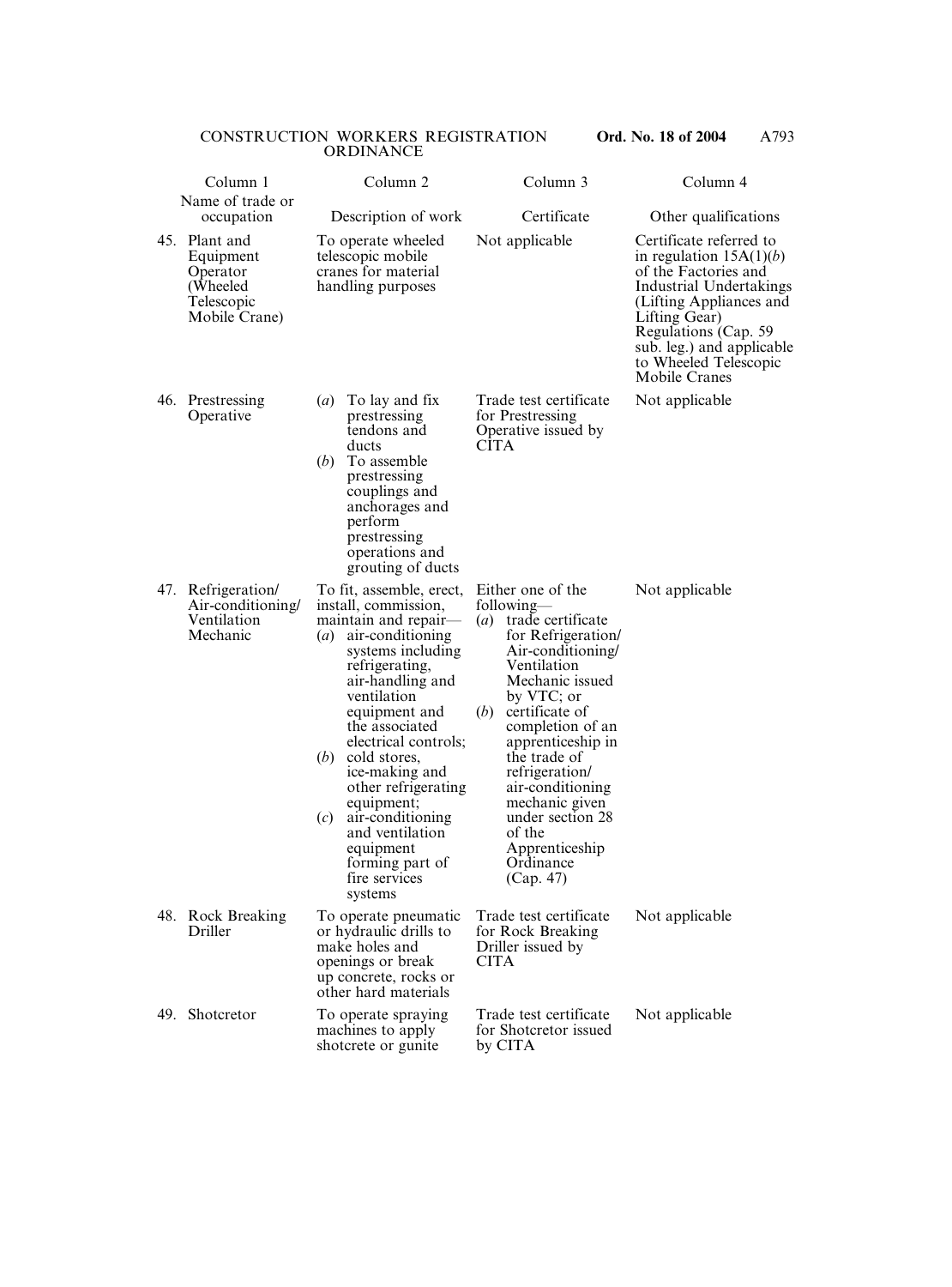| Column 1<br>Name of trade or occupation | Column 2<br>Description of work | Column 3<br>Certificate | Column 4<br>Other qualifications |
|---|---|---|---|
| 45. Plant and Equipment Operator (Wheeled Telescopic Mobile Crane) | To operate wheeled telescopic mobile cranes for material handling purposes | Not applicable | Certificate referred to in regulation 15A(1)(*b*) of the Factories and Industrial Undertakings (Lifting Appliances and Lifting Gear) Regulations (Cap. 59 sub. leg.) and applicable to Wheeled Telescopic Mobile Cranes |
| 46. Prestressing Operative | (*a*) To lay and fix prestressing tendons and ducts<br>(*b*) To assemble prestressing couplings and anchorages and perform prestressing operations and grouting of ducts | Trade test certificate for Prestressing Operative issued by CITA | Not applicable |
| 47. Refrigeration/ Air-conditioning/ Ventilation Mechanic | To fit, assemble, erect, install, commission, maintain and repair—<br>(*a*) air-conditioning systems including refrigerating, air-handling and ventilation equipment and the associated electrical controls;<br>(*b*) cold stores, ice-making and other refrigerating equipment;<br>(*c*) air-conditioning and ventilation equipment forming part of fire services systems | Either one of the following—<br>(*a*) trade certificate for Refrigeration/ Air-conditioning/ Ventilation Mechanic issued by VTC; or<br>(*b*) certificate of completion of an apprenticeship in the trade of refrigeration/ air-conditioning mechanic given under section 28 of the Apprenticeship Ordinance (Cap. 47) | Not applicable |
| 48. Rock Breaking Driller | To operate pneumatic or hydraulic drills to make holes and openings or break up concrete, rocks or other hard materials | Trade test certificate for Rock Breaking Driller issued by CITA | Not applicable |
| 49. Shotcretor | To operate spraying machines to apply shotcrete or gunite | Trade test certificate for Shotcretor issued by CITA | Not applicable |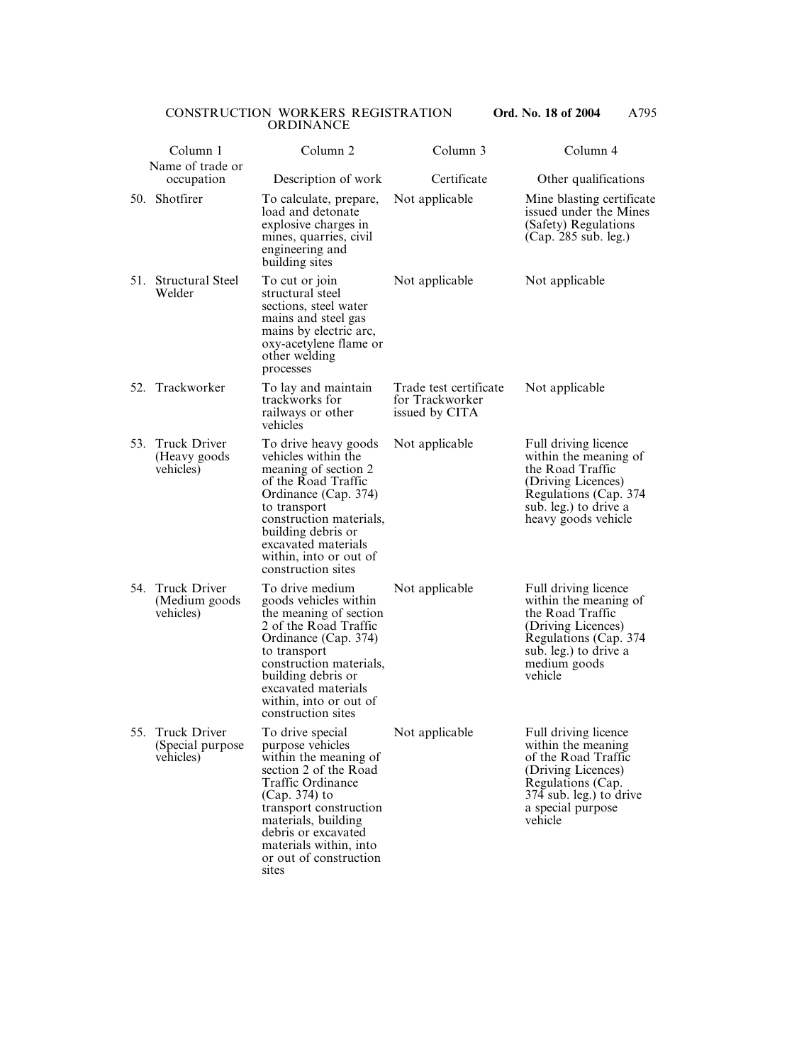| Column 1<br>Name of trade or occupation | Column 2<br>Description of work | Column 3<br>Certificate | Column 4<br>Other qualifications |
|---|---|---|---|
| 50. Shotfirer | To calculate, prepare, load and detonate explosive charges in mines, quarries, civil engineering and building sites | Not applicable | Mine blasting certificate issued under the Mines (Safety) Regulations (Cap. 285 sub. leg.) |
| 51. Structural Steel Welder | To cut or join structural steel sections, steel water mains and steel gas mains by electric arc, oxy-acetylene flame or other welding processes | Not applicable | Not applicable |
| 52. Trackworker | To lay and maintain trackworks for railways or other vehicles | Trade test certificate for Trackworker issued by CITA | Not applicable |
| 53. Truck Driver (Heavy goods vehicles) | To drive heavy goods vehicles within the meaning of section 2 of the Road Traffic Ordinance (Cap. 374) to transport construction materials, building debris or excavated materials within, into or out of construction sites | Not applicable | Full driving licence within the meaning of the Road Traffic (Driving Licences) Regulations (Cap. 374 sub. leg.) to drive a heavy goods vehicle |
| 54. Truck Driver (Medium goods vehicles) | To drive medium goods vehicles within the meaning of section 2 of the Road Traffic Ordinance (Cap. 374) to transport construction materials, building debris or excavated materials within, into or out of construction sites | Not applicable | Full driving licence within the meaning of the Road Traffic (Driving Licences) Regulations (Cap. 374 sub. leg.) to drive a medium goods vehicle |
| 55. Truck Driver (Special purpose vehicles) | To drive special purpose vehicles within the meaning of section 2 of the Road Traffic Ordinance (Cap. 374) to transport construction materials, building debris or excavated materials within, into or out of construction sites | Not applicable | Full driving licence within the meaning of the Road Traffic (Driving Licences) Regulations (Cap. 374 sub. leg.) to drive a special purpose vehicle |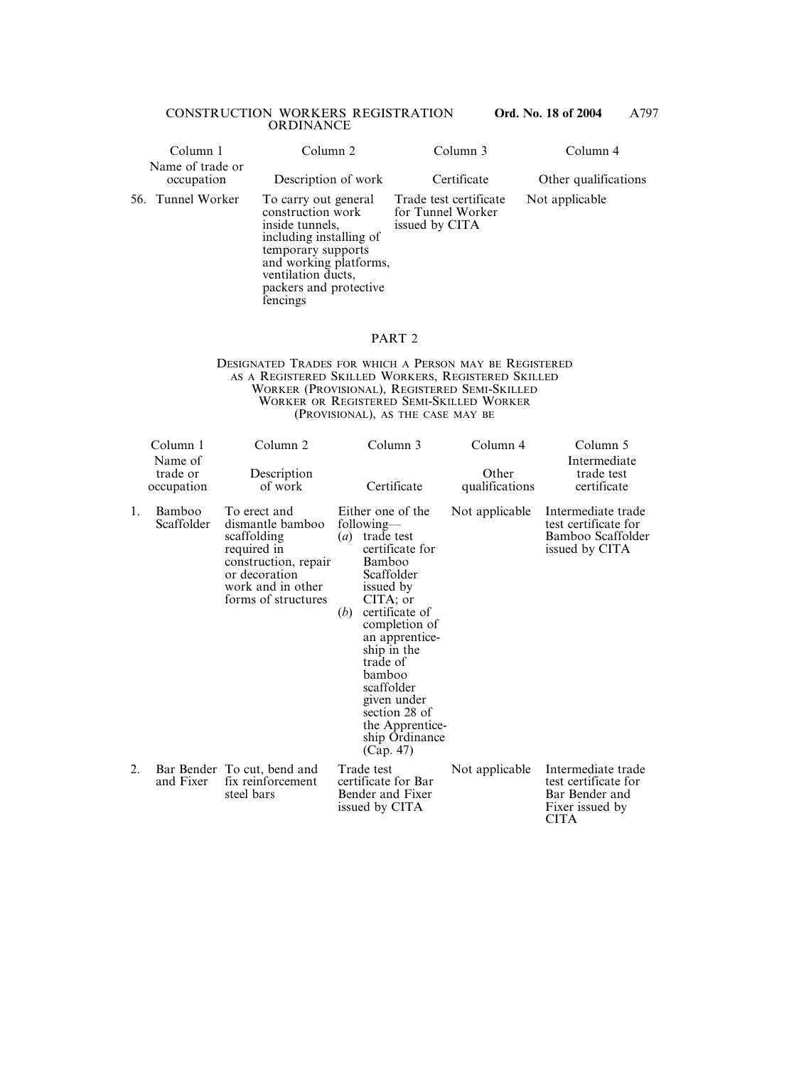| Column 1 Name of trade or occupation | Column 2 Description of work | Column 3 Certificate | Column 4 Other qualifications |
|---|---|---|---|
| 56. Tunnel Worker | To carry out general construction work inside tunnels, including installing of temporary supports and working platforms, ventilation ducts, packers and protective fencings | Trade test certificate for Tunnel Worker issued by CITA | Not applicable |

## PART 2

### Designated Trades for which a Person may be Registered as a Registered Skilled Workers, Registered Skilled Worker (Provisional), Registered Semi-Skilled Worker or Registered Semi-Skilled Worker (Provisional), as the case may be

| Column 1 Name of trade or occupation | Column 2 Description of work | Column 3 Certificate | Column 4 Other qualifications | Column 5 Intermediate trade test certificate |
|---|---|---|---|---|
| 1. Bamboo Scaffolder | To erect and dismantle bamboo scaffolding required in construction, repair or decoration work and in other forms of structures | Either one of the following— (*a*) trade test certificate for Bamboo Scaffolder issued by CITA; or (*b*) certificate of completion of an apprenticeship in the trade of bamboo scaffolder given under section 28 of the Apprenticeship Ordinance (Cap. 47) | Not applicable | Intermediate trade test certificate for Bamboo Scaffolder issued by CITA |
| 2. Bar Bender and Fixer | To cut, bend and fix reinforcement steel bars | Trade test certificate for Bar Bender and Fixer issued by CITA | Not applicable | Intermediate trade test certificate for Bar Bender and Fixer issued by CITA |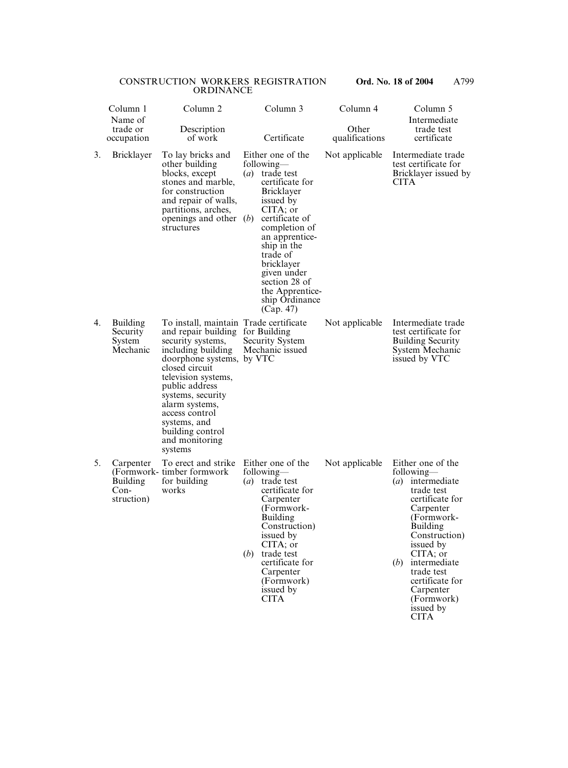| | Column 1<br>Name of trade or occupation | Column 2<br>Description of work | Column 3<br>Certificate | Column 4<br>Other qualifications | Column 5<br>Intermediate trade test certificate |
|---|---|---|---|---|---|
| 3. | Bricklayer | To lay bricks and other building blocks, except stones and marble, for construction and repair of walls, partitions, arches, openings and other structures | Either one of the following—<br>(*a*) trade test certificate for Bricklayer issued by CITA; or<br>(*b*) certificate of completion of an apprenticeship in the trade of bricklayer given under section 28 of the Apprenticeship Ordinance (Cap. 47) | Not applicable | Intermediate trade test certificate for Bricklayer issued by CITA |
| 4. | Building Security System Mechanic | To install, maintain and repair building security systems, including building doorphone systems, closed circuit television systems, public address systems, security alarm systems, access control systems, and building control and monitoring systems | Trade certificate for Building Security System Mechanic issued by VTC | Not applicable | Intermediate trade test certificate for Building Security System Mechanic issued by VTC |
| 5. | Carpenter (Formwork-Building Construction) | To erect and strike timber formwork for building works | Either one of the following—<br>(*a*) trade test certificate for Carpenter (Formwork-Building Construction) issued by CITA; or<br>(*b*) trade test certificate for Carpenter (Formwork) issued by CITA | Not applicable | Either one of the following—<br>(*a*) intermediate trade test certificate for Carpenter (Formwork-Building Construction) issued by CITA; or<br>(*b*) intermediate trade test certificate for Carpenter (Formwork) issued by CITA |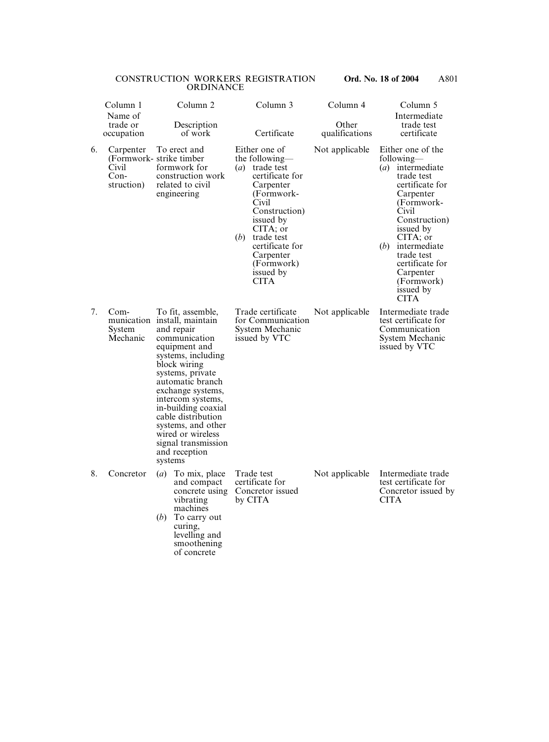| | Column 1 Name of trade or occupation | Column 2 Description of work | Column 3 Certificate | Column 4 Other qualifications | Column 5 Intermediate trade test certificate |
|---|---|---|---|---|---|
| 6. | Carpenter (Formwork-Civil Construction) | To erect and strike timber formwork for construction work related to civil engineering | Either one of the following— (*a*) trade test certificate for Carpenter (Formwork-Civil Construction) issued by CITA; or (*b*) trade test certificate for Carpenter (Formwork) issued by CITA | Not applicable | Either one of the following— (*a*) intermediate trade test certificate for Carpenter (Formwork-Civil Construction) issued by CITA; or (*b*) intermediate trade test certificate for Carpenter (Formwork) issued by CITA |
| 7. | Communication System Mechanic | To fit, assemble, install, maintain and repair communication equipment and systems, including block wiring systems, private automatic branch exchange systems, intercom systems, in-building coaxial cable distribution systems, and other wired or wireless signal transmission and reception systems | Trade certificate for Communication System Mechanic issued by VTC | Not applicable | Intermediate trade test certificate for Communication System Mechanic issued by VTC |
| 8. | Concretor | (*a*) To mix, place and compact concrete using vibrating machines (*b*) To carry out curing, levelling and smoothening of concrete | Trade test certificate for Concretor issued by CITA | Not applicable | Intermediate trade test certificate for Concretor issued by CITA |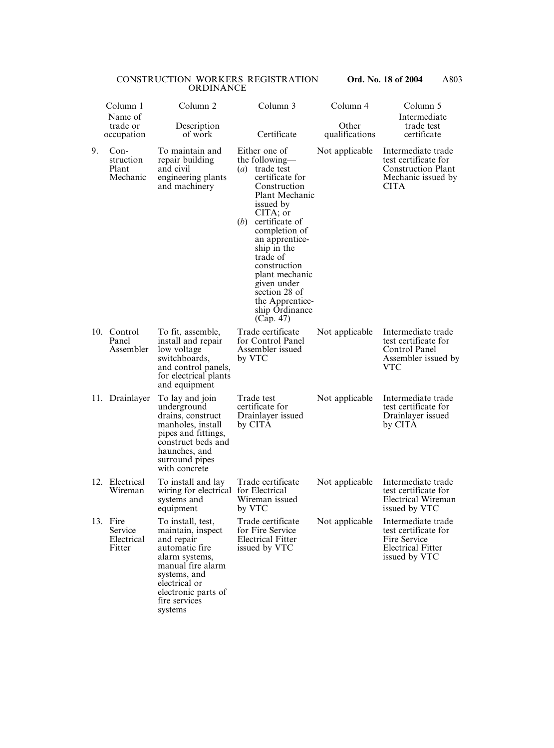| | Column 1<br>Name of trade or occupation | Column 2<br>Description of work | Column 3<br>Certificate | Column 4<br>Other qualifications | Column 5<br>Intermediate trade test certificate |
|---|---|---|---|---|---|
| 9. | Construction Plant Mechanic | To maintain and repair building and civil engineering plants and machinery | Either one of the following—<br>(*a*) trade test certificate for Construction Plant Mechanic issued by CITA; or<br>(*b*) certificate of completion of an apprenticeship in the trade of construction plant mechanic given under section 28 of the Apprenticeship Ordinance (Cap. 47) | Not applicable | Intermediate trade test certificate for Construction Plant Mechanic issued by CITA |
| 10. | Control Panel Assembler | To fit, assemble, install and repair low voltage switchboards, and control panels, for electrical plants and equipment | Trade certificate for Control Panel Assembler issued by VTC | Not applicable | Intermediate trade test certificate for Control Panel Assembler issued by VTC |
| 11. | Drainlayer | To lay and join underground drains, construct manholes, install pipes and fittings, construct beds and haunches, and surround pipes with concrete | Trade test certificate for Drainlayer issued by CITA | Not applicable | Intermediate trade test certificate for Drainlayer issued by CITA |
| 12. | Electrical Wireman | To install and lay wiring for electrical systems and equipment | Trade certificate for Electrical Wireman issued by VTC | Not applicable | Intermediate trade test certificate for Electrical Wireman issued by VTC |
| 13. | Fire Service Electrical Fitter | To install, test, maintain, inspect and repair automatic fire alarm systems, manual fire alarm systems, and electrical or electronic parts of fire services systems | Trade certificate for Fire Service Electrical Fitter issued by VTC | Not applicable | Intermediate trade test certificate for Fire Service Electrical Fitter issued by VTC |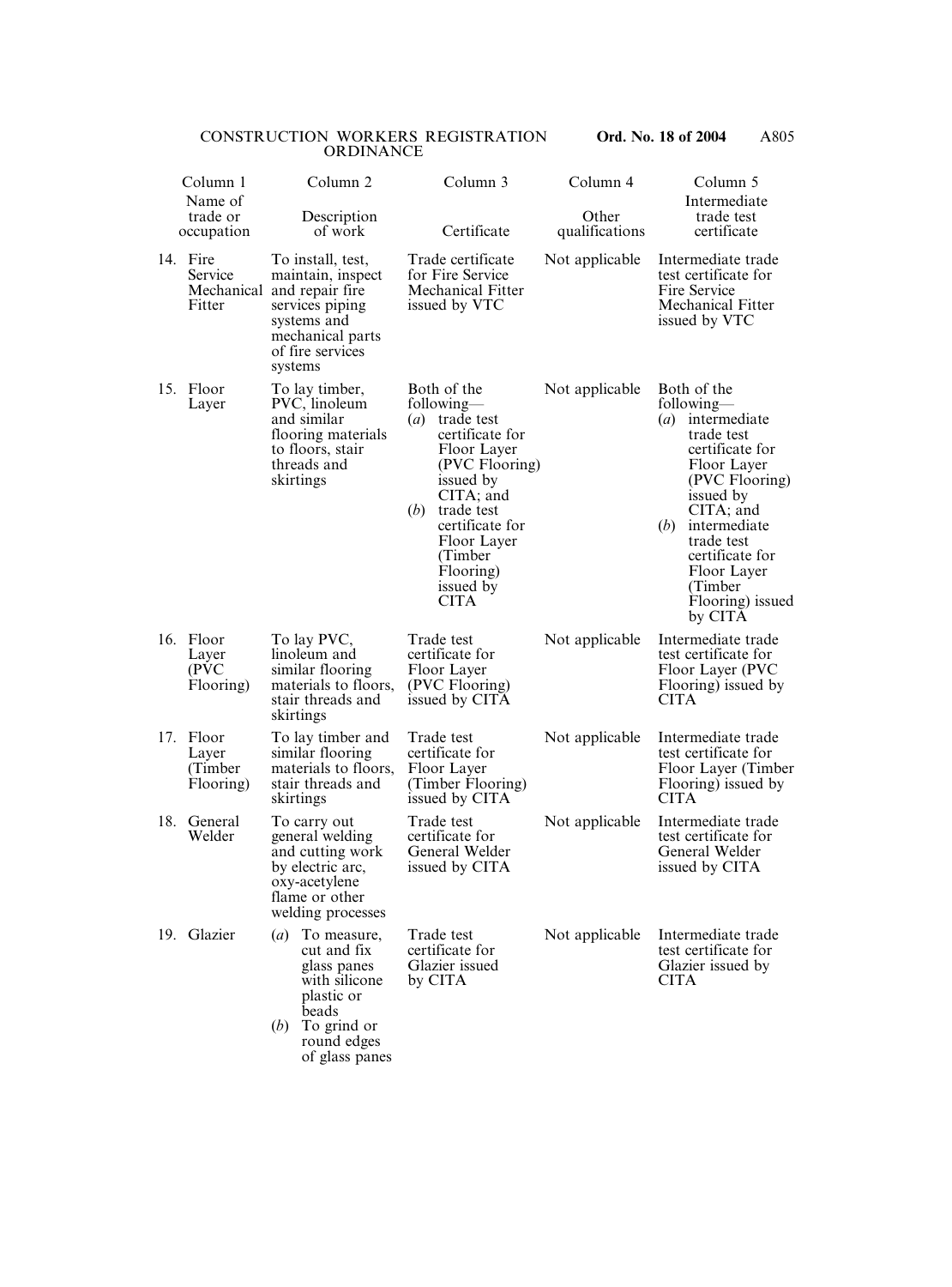| Column 1 Name of trade or occupation | Column 2 Description of work | Column 3 Certificate | Column 4 Other qualifications | Column 5 Intermediate trade test certificate |
|---|---|---|---|---|
| 14. Fire Service Mechanical Fitter | To install, test, maintain, inspect and repair fire services piping systems and mechanical parts of fire services systems | Trade certificate for Fire Service Mechanical Fitter issued by VTC | Not applicable | Intermediate trade test certificate for Fire Service Mechanical Fitter issued by VTC |
| 15. Floor Layer | To lay timber, PVC, linoleum and similar flooring materials to floors, stair threads and skirtings | Both of the following— (*a*) trade test certificate for Floor Layer (PVC Flooring) issued by CITA; and (*b*) trade test certificate for Floor Layer (Timber Flooring) issued by CITA | Not applicable | Both of the following— (*a*) intermediate trade test certificate for Floor Layer (PVC Flooring) issued by CITA; and (*b*) intermediate trade test certificate for Floor Layer (Timber Flooring) issued by CITA |
| 16. Floor Layer (PVC Flooring) | To lay PVC, linoleum and similar flooring materials to floors, stair threads and skirtings | Trade test certificate for Floor Layer (PVC Flooring) issued by CITA | Not applicable | Intermediate trade test certificate for Floor Layer (PVC Flooring) issued by CITA |
| 17. Floor Layer (Timber Flooring) | To lay timber and similar flooring materials to floors, stair threads and skirtings | Trade test certificate for Floor Layer (Timber Flooring) issued by CITA | Not applicable | Intermediate trade test certificate for Floor Layer (Timber Flooring) issued by CITA |
| 18. General Welder | To carry out general welding and cutting work by electric arc, oxy-acetylene flame or other welding processes | Trade test certificate for General Welder issued by CITA | Not applicable | Intermediate trade test certificate for General Welder issued by CITA |
| 19. Glazier | (*a*) To measure, cut and fix glass panes with silicone plastic or beads (*b*) To grind or round edges of glass panes | Trade test certificate for Glazier issued by CITA | Not applicable | Intermediate trade test certificate for Glazier issued by CITA |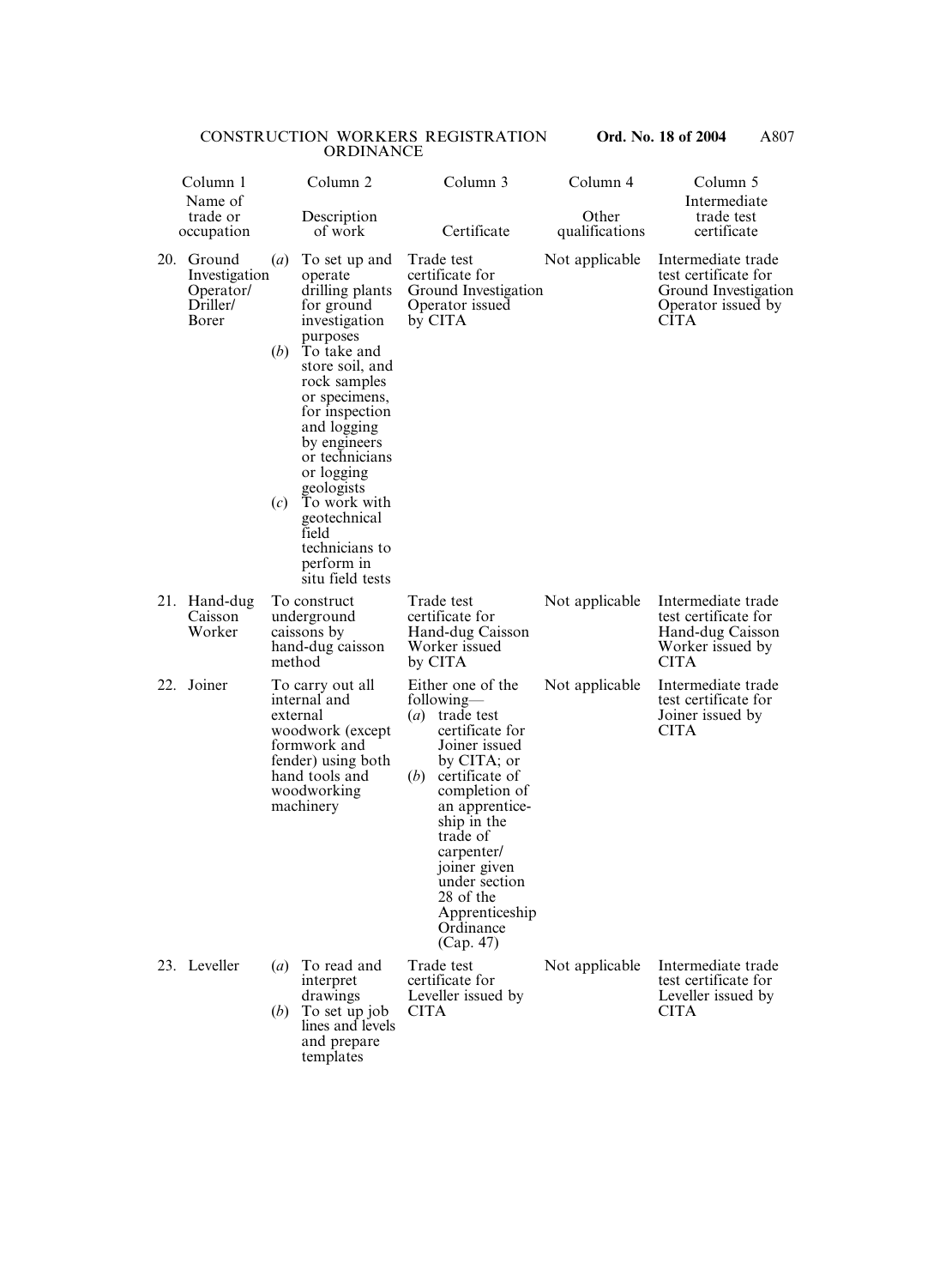| Column 1 Name of trade or occupation | Column 2 Description of work | Column 3 Certificate | Column 4 Other qualifications | Column 5 Intermediate trade test certificate |
|---|---|---|---|---|
| 20. Ground Investigation Operator/ Driller/ Borer | (*a*) To set up and operate drilling plants for ground investigation purposes (*b*) To take and store soil, and rock samples or specimens, for inspection and logging by engineers or technicians or logging geologists (*c*) To work with geotechnical field technicians to perform in situ field tests | Trade test certificate for Ground Investigation Operator issued by CITA | Not applicable | Intermediate trade test certificate for Ground Investigation Operator issued by CITA |
| 21. Hand-dug Caisson Worker | To construct underground caissons by hand-dug caisson method | Trade test certificate for Hand-dug Caisson Worker issued by CITA | Not applicable | Intermediate trade test certificate for Hand-dug Caisson Worker issued by CITA |
| 22. Joiner | To carry out all internal and external woodwork (except formwork and fender) using both hand tools and woodworking machinery | Either one of the following— (*a*) trade test certificate for Joiner issued by CITA; or (*b*) certificate of completion of an apprenticeship in the trade of carpenter/ joiner given under section 28 of the Apprenticeship Ordinance (Cap. 47) | Not applicable | Intermediate trade test certificate for Joiner issued by CITA |
| 23. Leveller | (*a*) To read and interpret drawings (*b*) To set up job lines and levels and prepare templates | Trade test certificate for Leveller issued by CITA | Not applicable | Intermediate trade test certificate for Leveller issued by CITA |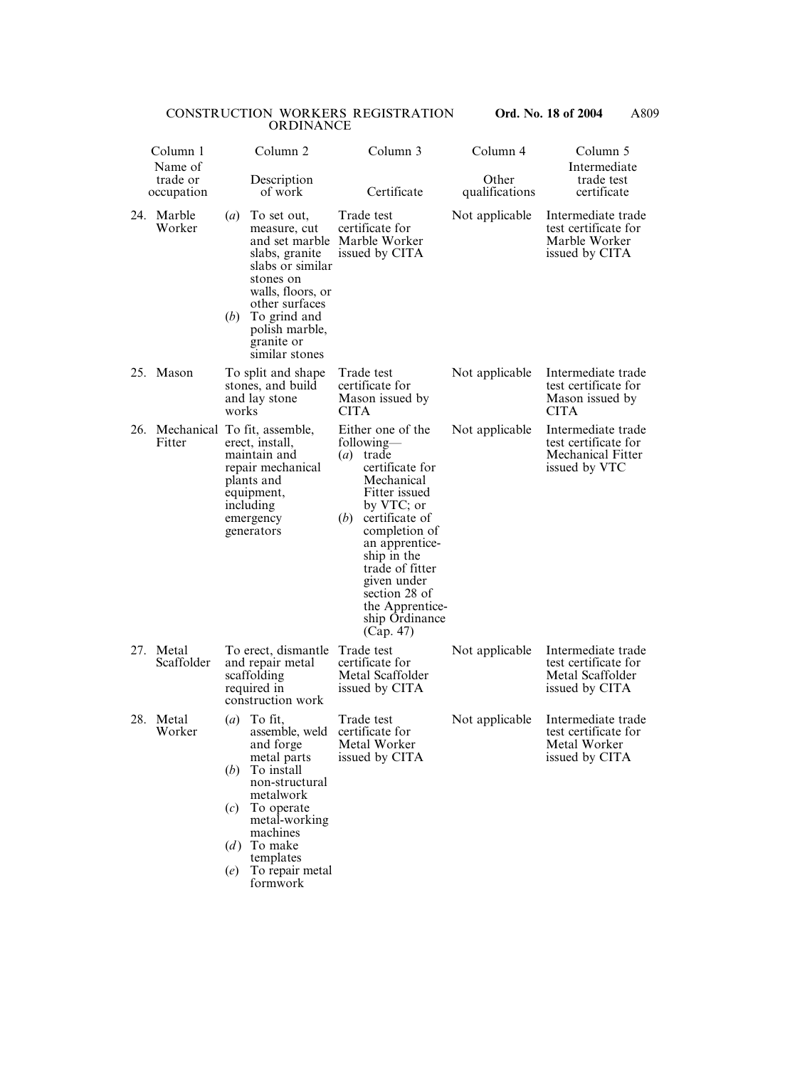| Column 1 Name of trade or occupation | Column 2 Description of work | Column 3 Certificate | Column 4 Other qualifications | Column 5 Intermediate trade test certificate |
|---|---|---|---|---|
| 24. Marble Worker | (*a*) To set out, measure, cut and set marble slabs, granite slabs or similar stones on walls, floors, or other surfaces (*b*) To grind and polish marble, granite or similar stones | Trade test certificate for Marble Worker issued by CITA | Not applicable | Intermediate trade test certificate for Marble Worker issued by CITA |
| 25. Mason | To split and shape stones, and build and lay stone works | Trade test certificate for Mason issued by CITA | Not applicable | Intermediate trade test certificate for Mason issued by CITA |
| 26. Mechanical Fitter | To fit, assemble, erect, install, maintain and repair mechanical plants and equipment, including emergency generators | Either one of the following— (*a*) trade certificate for Mechanical Fitter issued by VTC; or (*b*) certificate of completion of an apprenticeship in the trade of fitter given under section 28 of the Apprenticeship Ordinance (Cap. 47) | Not applicable | Intermediate trade test certificate for Mechanical Fitter issued by VTC |
| 27. Metal Scaffolder | To erect, dismantle and repair metal scaffolding required in construction work | Trade test certificate for Metal Scaffolder issued by CITA | Not applicable | Intermediate trade test certificate for Metal Scaffolder issued by CITA |
| 28. Metal Worker | (*a*) To fit, assemble, weld and forge metal parts (*b*) To install non-structural metalwork (*c*) To operate metal-working machines (*d*) To make templates (*e*) To repair metal formwork | Trade test certificate for Metal Worker issued by CITA | Not applicable | Intermediate trade test certificate for Metal Worker issued by CITA |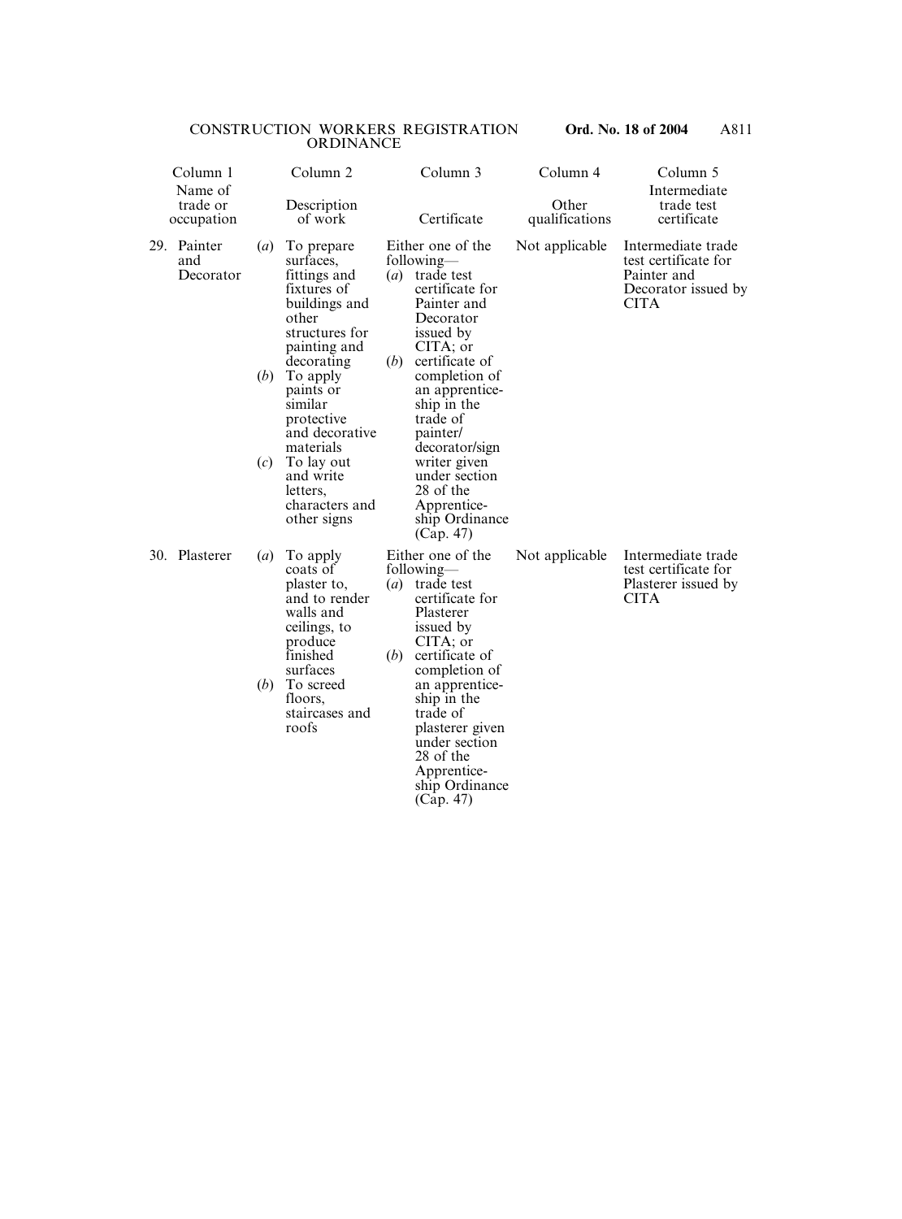| Column 1 Name of trade or occupation | Column 2 Description of work | Column 3 Certificate | Column 4 Other qualifications | Column 5 Intermediate trade test certificate |
|---|---|---|---|---|
| 29. Painter and Decorator | (*a*) To prepare surfaces, fittings and fixtures of buildings and other structures for painting and decorating (*b*) To apply paints or similar protective and decorative materials (*c*) To lay out and write letters, characters and other signs | Either one of the following— (*a*) trade test certificate for Painter and Decorator issued by CITA; or (*b*) certificate of completion of an apprenticeship in the trade of painter/ decorator/sign writer given under section 28 of the Apprenticeship Ordinance (Cap. 47) | Not applicable | Intermediate trade test certificate for Painter and Decorator issued by CITA |
| 30. Plasterer | (*a*) To apply coats of plaster to, and to render walls and ceilings, to produce finished surfaces (*b*) To screed floors, staircases and roofs | Either one of the following— (*a*) trade test certificate for Plasterer issued by CITA; or (*b*) certificate of completion of an apprenticeship in the trade of plasterer given under section 28 of the Apprenticeship Ordinance (Cap. 47) | Not applicable | Intermediate trade test certificate for Plasterer issued by CITA |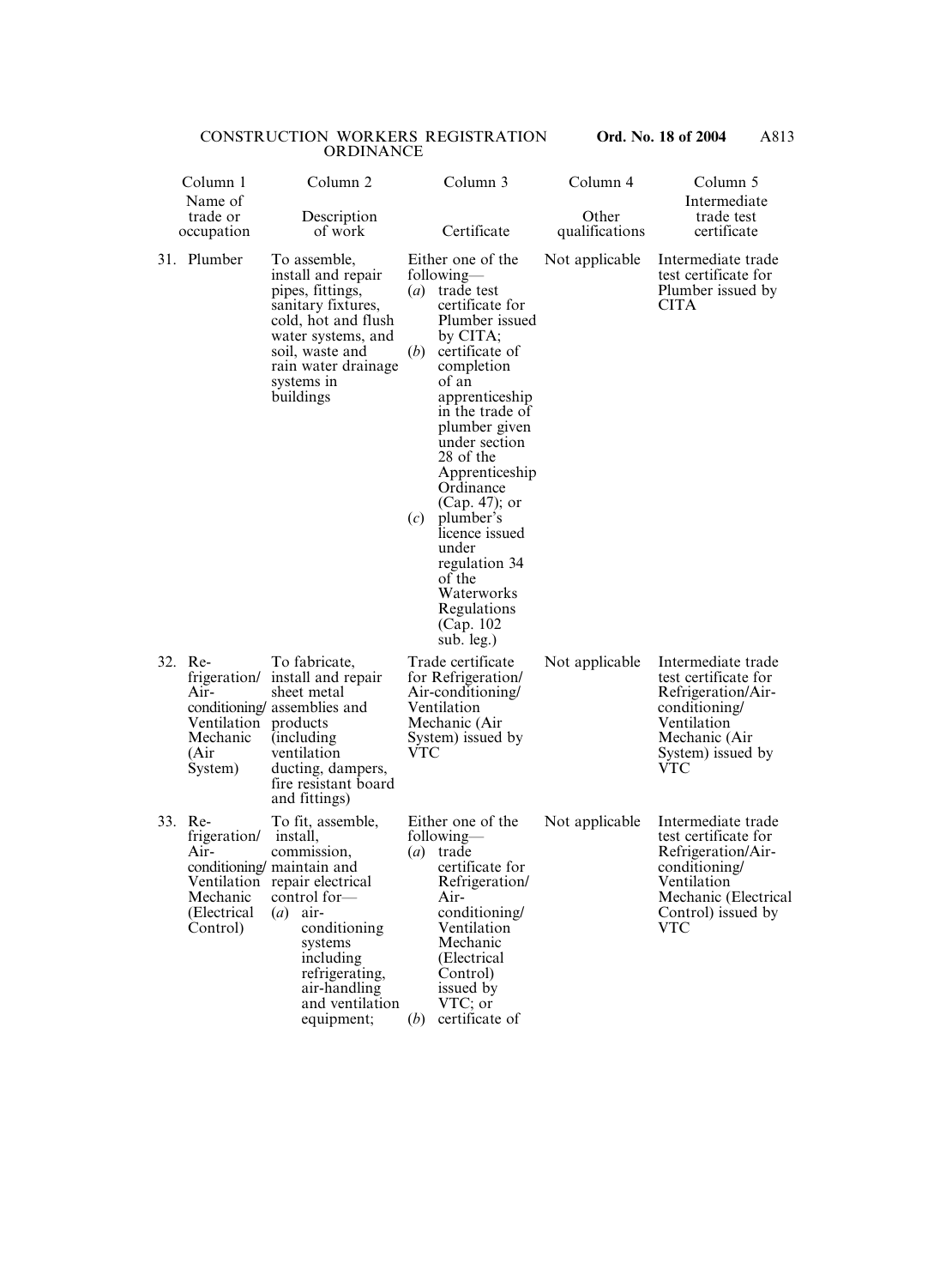| Column 1 Name of trade or occupation | Column 2 Description of work | Column 3 Certificate | Column 4 Other qualifications | Column 5 Intermediate trade test certificate |
|---|---|---|---|---|
| 31. Plumber | To assemble, install and repair pipes, fittings, sanitary fixtures, cold, hot and flush water systems, and soil, waste and rain water drainage systems in buildings | Either one of the following— (*a*) trade test certificate for Plumber issued by CITA; (*b*) certificate of completion of an apprenticeship in the trade of plumber given under section 28 of the Apprenticeship Ordinance (Cap. 47); or (*c*) plumber's licence issued under regulation 34 of the Waterworks Regulations (Cap. 102 sub. leg.) | Not applicable | Intermediate trade test certificate for Plumber issued by CITA |
| 32. Refrigeration/ Air-conditioning/ Ventilation Mechanic (Air System) | To fabricate, install and repair sheet metal assemblies and products (including ventilation ducting, dampers, fire resistant board and fittings) | Trade certificate for Refrigeration/ Air-conditioning/ Ventilation Mechanic (Air System) issued by VTC | Not applicable | Intermediate trade test certificate for Refrigeration/Air-conditioning/ Ventilation Mechanic (Air System) issued by VTC |
| 33. Refrigeration/ Air-conditioning/ Ventilation Mechanic (Electrical Control) | To fit, assemble, install, commission, maintain and repair electrical control for— (*a*) air-conditioning systems including refrigerating, air-handling and ventilation equipment; | Either one of the following— (*a*) trade certificate for Refrigeration/ Air-conditioning/ Ventilation Mechanic (Electrical Control) issued by VTC; or (*b*) certificate of | Not applicable | Intermediate trade test certificate for Refrigeration/Air-conditioning/ Ventilation Mechanic (Electrical Control) issued by VTC |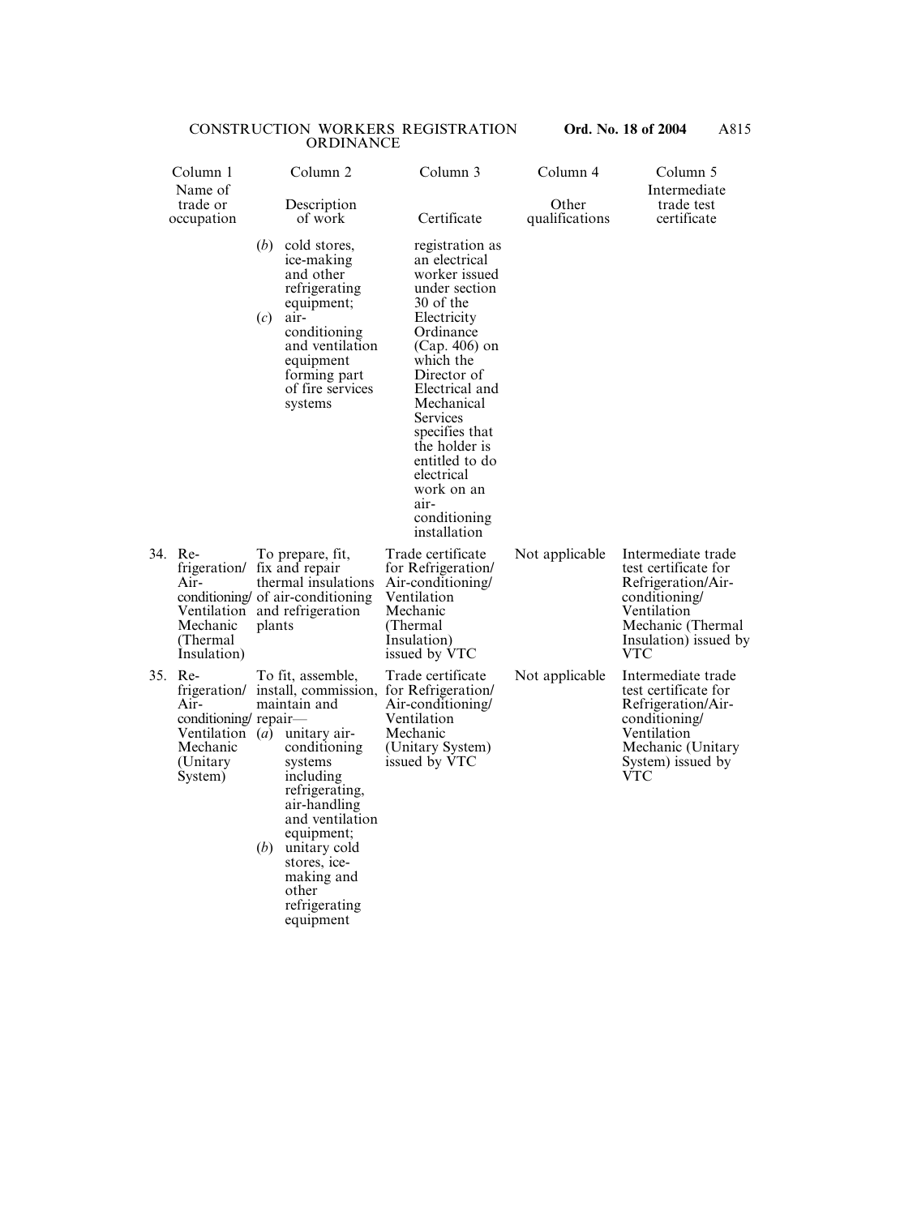| Column 1<br>Name of trade or occupation | Column 2<br>Description of work | Column 3<br>Certificate | Column 4<br>Other qualifications | Column 5<br>Intermediate trade test certificate |
|---|---|---|---|---|
| | (*b*) cold stores, ice-making and other refrigerating equipment;<br>(*c*) air-conditioning and ventilation equipment forming part of fire services systems | registration as an electrical worker issued under section 30 of the Electricity Ordinance (Cap. 406) on which the Director of Electrical and Mechanical Services specifies that the holder is entitled to do electrical work on an air-conditioning installation | | |
| 34. Refrigeration/Air-conditioning/Ventilation Mechanic (Thermal Insulation) | To prepare, fit, fix and repair thermal insulations of air-conditioning and refrigeration plants | Trade certificate for Refrigeration/Air-conditioning/Ventilation Mechanic (Thermal Insulation) issued by VTC | Not applicable | Intermediate trade test certificate for Refrigeration/Air-conditioning/Ventilation Mechanic (Thermal Insulation) issued by VTC |
| 35. Refrigeration/Air-conditioning/Ventilation Mechanic (Unitary System) | To fit, assemble, install, commission, maintain and repair—<br>(*a*) unitary air-conditioning systems including refrigerating, air-handling and ventilation equipment;<br>(*b*) unitary cold stores, ice-making and other refrigerating equipment | Trade certificate for Refrigeration/Air-conditioning/Ventilation Mechanic (Unitary System) issued by VTC | Not applicable | Intermediate trade test certificate for Refrigeration/Air-conditioning/Ventilation Mechanic (Unitary System) issued by VTC |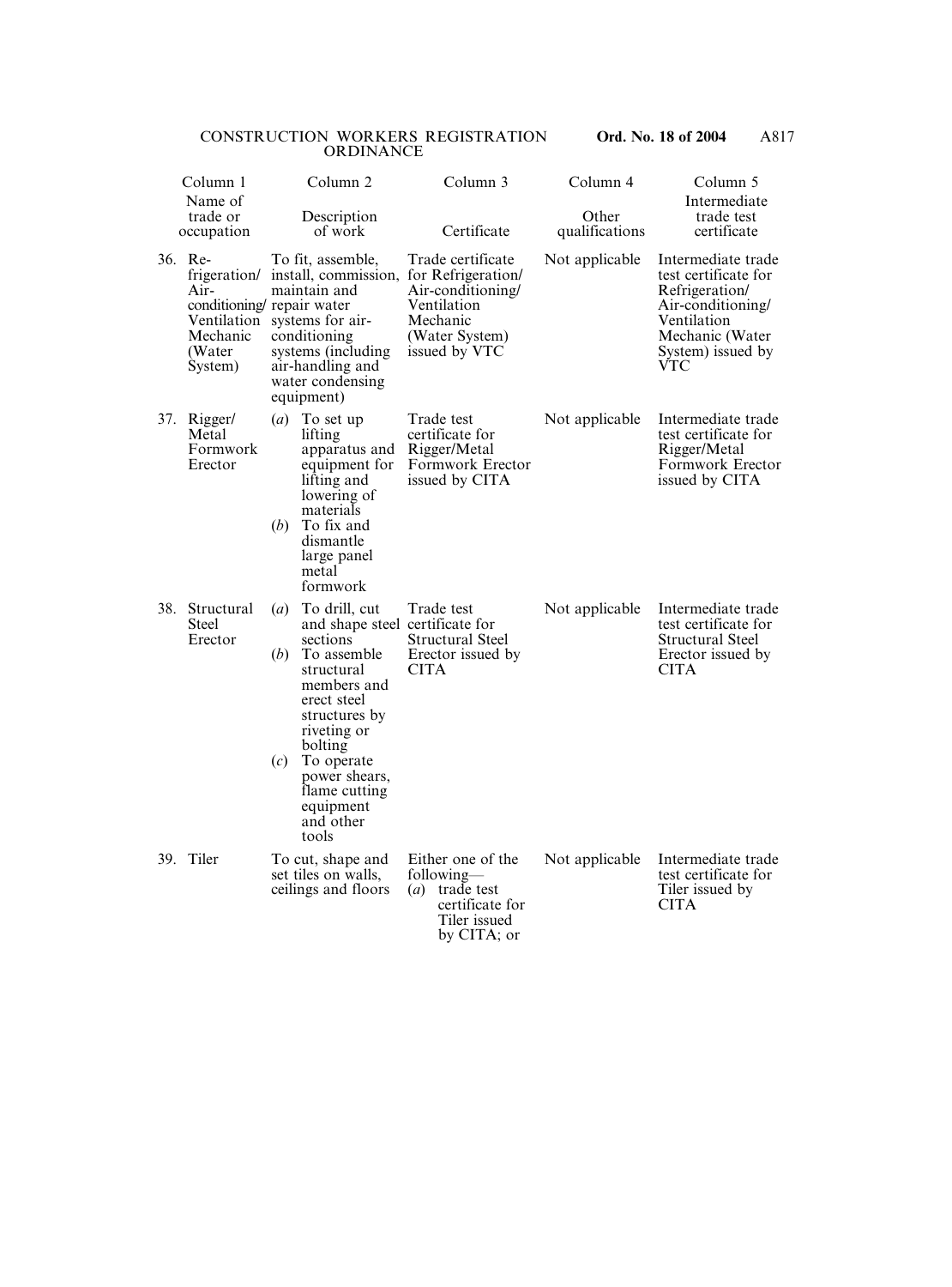| Column 1<br>Name of trade or occupation | Column 2<br>Description of work | Column 3<br>Certificate | Column 4<br>Other qualifications | Column 5<br>Intermediate trade test certificate |
|---|---|---|---|---|
| 36. Refrigeration/ Air-conditioning/ Ventilation Mechanic (Water System) | To fit, assemble, install, commission, maintain and repair water systems for air-conditioning systems (including air-handling and water condensing equipment) | Trade certificate for Refrigeration/ Air-conditioning/ Ventilation Mechanic (Water System) issued by VTC | Not applicable | Intermediate trade test certificate for Refrigeration/ Air-conditioning/ Ventilation Mechanic (Water System) issued by VTC |
| 37. Rigger/ Metal Formwork Erector | (*a*) To set up lifting apparatus and equipment for lifting and lowering of materials<br>(*b*) To fix and dismantle large panel metal formwork | Trade test certificate for Rigger/Metal Formwork Erector issued by CITA | Not applicable | Intermediate trade test certificate for Rigger/Metal Formwork Erector issued by CITA |
| 38. Structural Steel Erector | (*a*) To drill, cut and shape steel sections<br>(*b*) To assemble structural members and erect steel structures by riveting or bolting<br>(*c*) To operate power shears, flame cutting equipment and other tools | Trade test certificate for Structural Steel Erector issued by CITA | Not applicable | Intermediate trade test certificate for Structural Steel Erector issued by CITA |
| 39. Tiler | To cut, shape and set tiles on walls, ceilings and floors | Either one of the following—<br>(*a*) trade test certificate for Tiler issued by CITA; or | Not applicable | Intermediate trade test certificate for Tiler issued by CITA |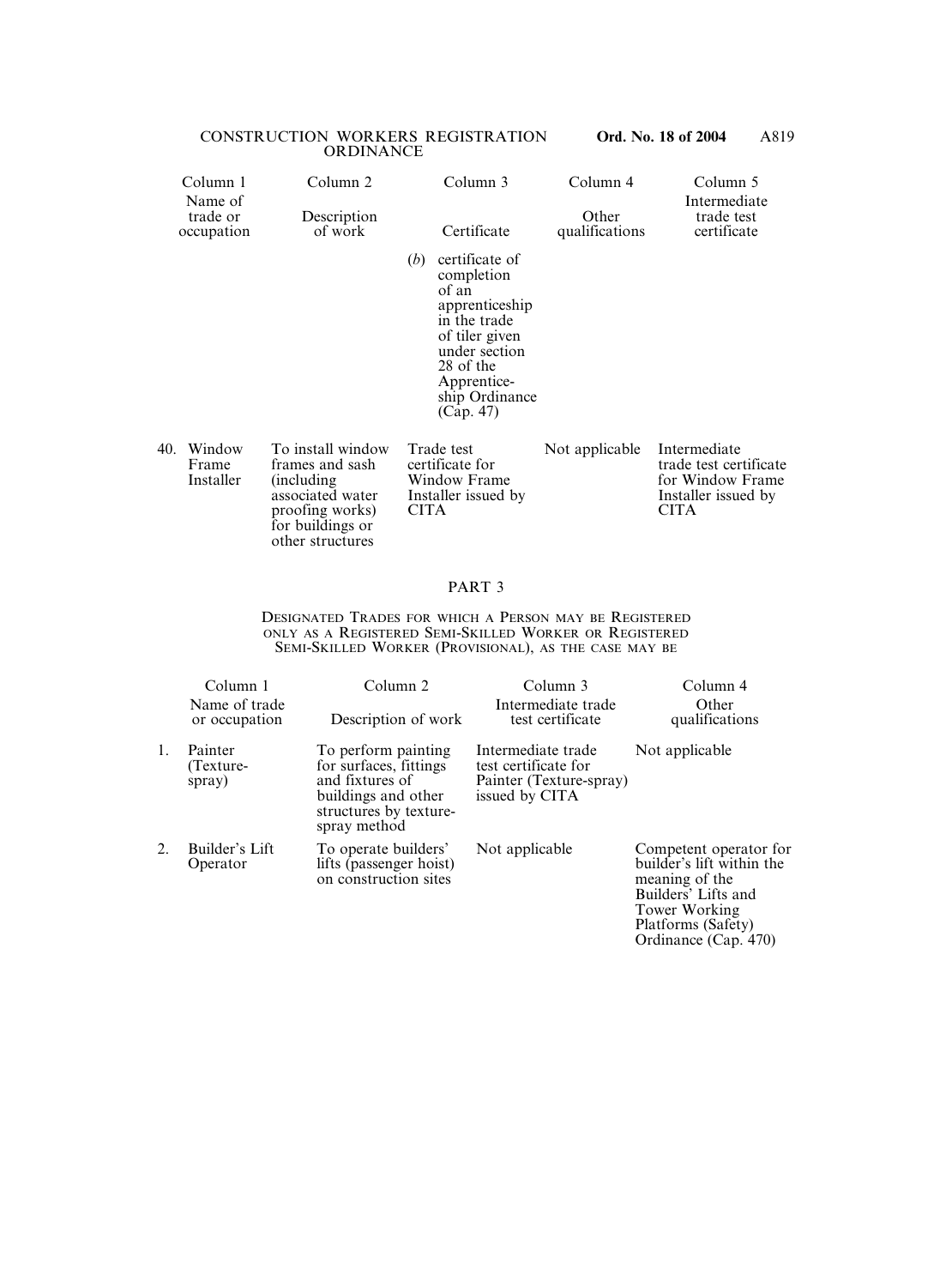| | Column 1<br>Name of trade or occupation | Column 2<br>Description of work | Column 3<br>Certificate | Column 4<br>Other qualifications | Column 5<br>Intermediate trade test certificate |
|---|---|---|---|---|---|
| | | | (*b*) certificate of completion of an apprenticeship in the trade of tiler given under section 28 of the Apprenticeship Ordinance (Cap. 47) | | |
| 40. | Window Frame Installer | To install window frames and sash (including associated water proofing works) for buildings or other structures | Trade test certificate for Window Frame Installer issued by CITA | Not applicable | Intermediate trade test certificate for Window Frame Installer issued by CITA |

## PART 3

### Designated Trades for which a Person may be Registered only as a Registered Semi-skilled Worker or Registered Semi-skilled Worker (Provisional), as the case may be

| | Column 1<br>Name of trade or occupation | Column 2<br>Description of work | Column 3<br>Intermediate trade test certificate | Column 4<br>Other qualifications |
|---|---|---|---|---|
| 1. | Painter (Texture-spray) | To perform painting for surfaces, fittings and fixtures of buildings and other structures by texture-spray method | Intermediate trade test certificate for Painter (Texture-spray) issued by CITA | Not applicable |
| 2. | Builder's Lift Operator | To operate builders' lifts (passenger hoist) on construction sites | Not applicable | Competent operator for builder's lift within the meaning of the Builders' Lifts and Tower Working Platforms (Safety) Ordinance (Cap. 470) |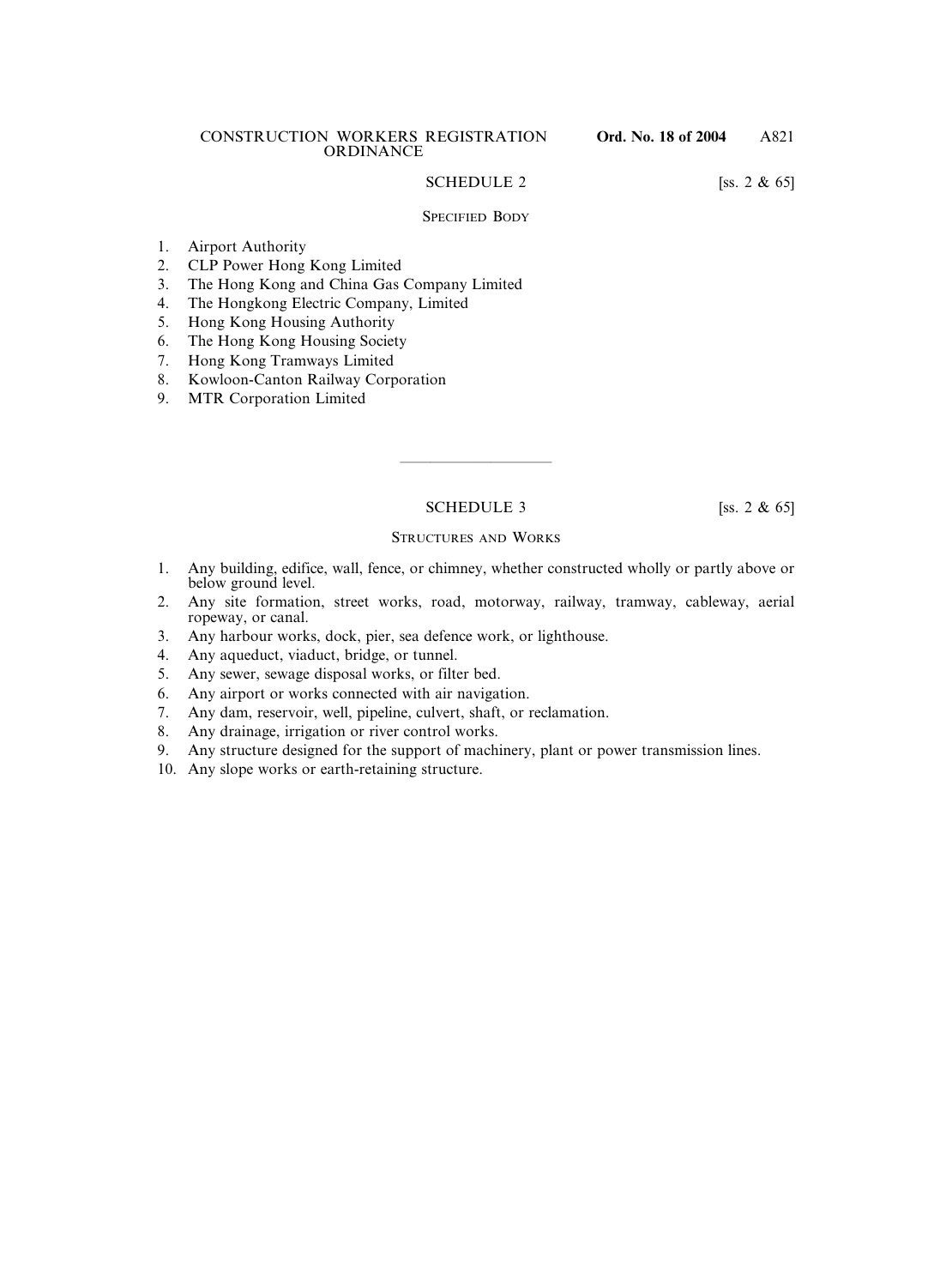## SCHEDULE 2 [ss. 2 & 65]

### SPECIFIED BODY

1. Airport Authority
2. CLP Power Hong Kong Limited
3. The Hong Kong and China Gas Company Limited
4. The Hongkong Electric Company, Limited
5. Hong Kong Housing Authority
6. The Hong Kong Housing Society
7. Hong Kong Tramways Limited
8. Kowloon-Canton Railway Corporation
9. MTR Corporation Limited

---

## SCHEDULE 3 [ss. 2 & 65]

### STRUCTURES AND WORKS

1. Any building, edifice, wall, fence, or chimney, whether constructed wholly or partly above or below ground level.
2. Any site formation, street works, road, motorway, railway, tramway, cableway, aerial ropeway, or canal.
3. Any harbour works, dock, pier, sea defence work, or lighthouse.
4. Any aqueduct, viaduct, bridge, or tunnel.
5. Any sewer, sewage disposal works, or filter bed.
6. Any airport or works connected with air navigation.
7. Any dam, reservoir, well, pipeline, culvert, shaft, or reclamation.
8. Any drainage, irrigation or river control works.
9. Any structure designed for the support of machinery, plant or power transmission lines.
10. Any slope works or earth-retaining structure.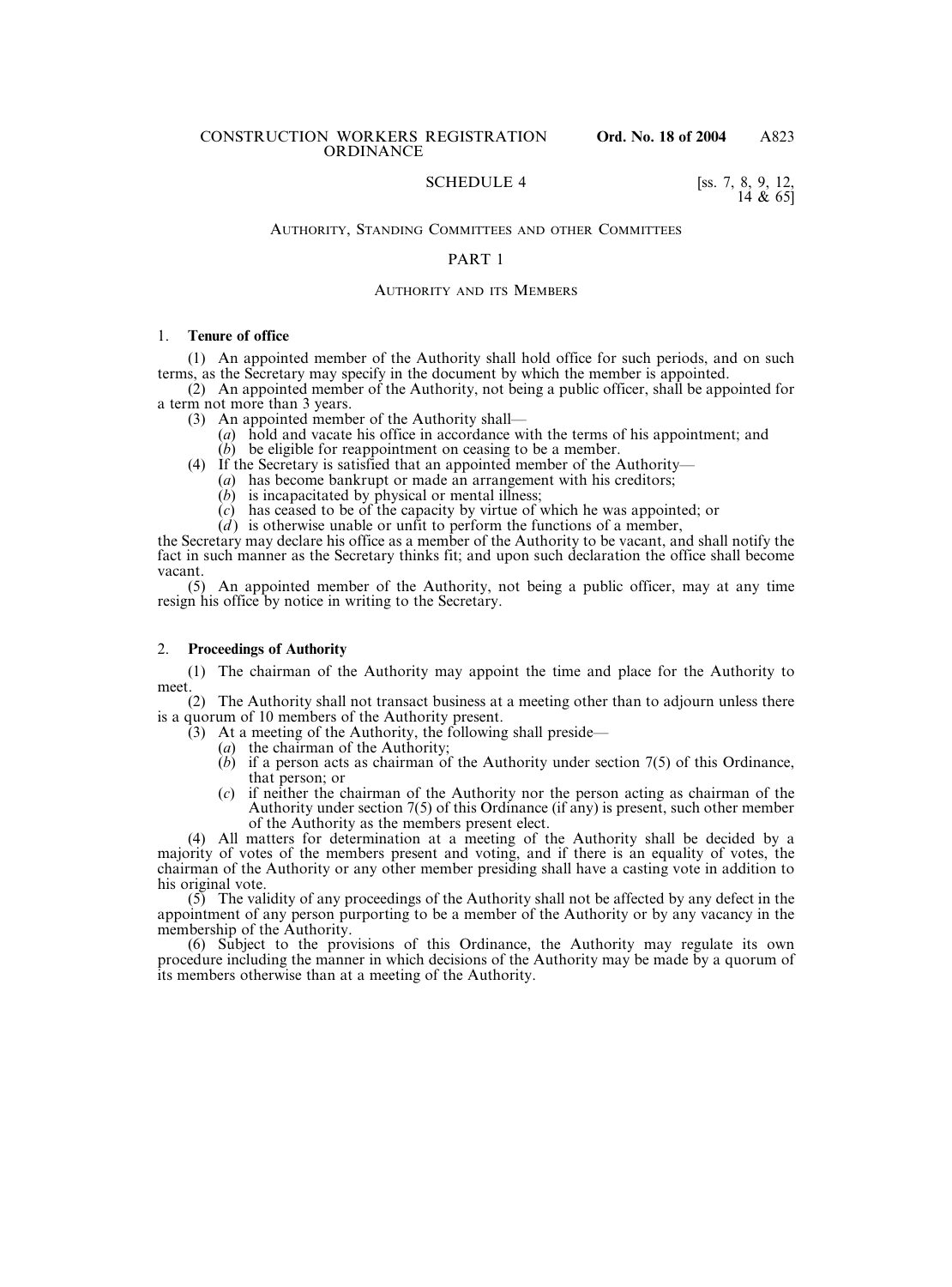SCHEDULE 4 [ss. 7, 8, 9, 12, 14 & 65]

# AUTHORITY, STANDING COMMITTEES AND OTHER COMMITTEES

## PART 1

### AUTHORITY AND ITS MEMBERS

1. **Tenure of office**

(1) An appointed member of the Authority shall hold office for such periods, and on such terms, as the Secretary may specify in the document by which the member is appointed.

(2) An appointed member of the Authority, not being a public officer, shall be appointed for a term not more than 3 years.

(3) An appointed member of the Authority shall—

(*a*) hold and vacate his office in accordance with the terms of his appointment; and

(*b*) be eligible for reappointment on ceasing to be a member.

(4) If the Secretary is satisfied that an appointed member of the Authority—

(*a*) has become bankrupt or made an arrangement with his creditors;

(*b*) is incapacitated by physical or mental illness;

(*c*) has ceased to be of the capacity by virtue of which he was appointed; or

(*d*) is otherwise unable or unfit to perform the functions of a member,

the Secretary may declare his office as a member of the Authority to be vacant, and shall notify the fact in such manner as the Secretary thinks fit; and upon such declaration the office shall become vacant.

(5) An appointed member of the Authority, not being a public officer, may at any time resign his office by notice in writing to the Secretary.

2. **Proceedings of Authority**

(1) The chairman of the Authority may appoint the time and place for the Authority to meet.

(2) The Authority shall not transact business at a meeting other than to adjourn unless there is a quorum of 10 members of the Authority present.

(3) At a meeting of the Authority, the following shall preside—

(*a*) the chairman of the Authority;

(*b*) if a person acts as chairman of the Authority under section 7(5) of this Ordinance, that person; or

(*c*) if neither the chairman of the Authority nor the person acting as chairman of the Authority under section 7(5) of this Ordinance (if any) is present, such other member of the Authority as the members present elect.

(4) All matters for determination at a meeting of the Authority shall be decided by a majority of votes of the members present and voting, and if there is an equality of votes, the chairman of the Authority or any other member presiding shall have a casting vote in addition to his original vote.

(5) The validity of any proceedings of the Authority shall not be affected by any defect in the appointment of any person purporting to be a member of the Authority or by any vacancy in the membership of the Authority.

(6) Subject to the provisions of this Ordinance, the Authority may regulate its own procedure including the manner in which decisions of the Authority may be made by a quorum of its members otherwise than at a meeting of the Authority.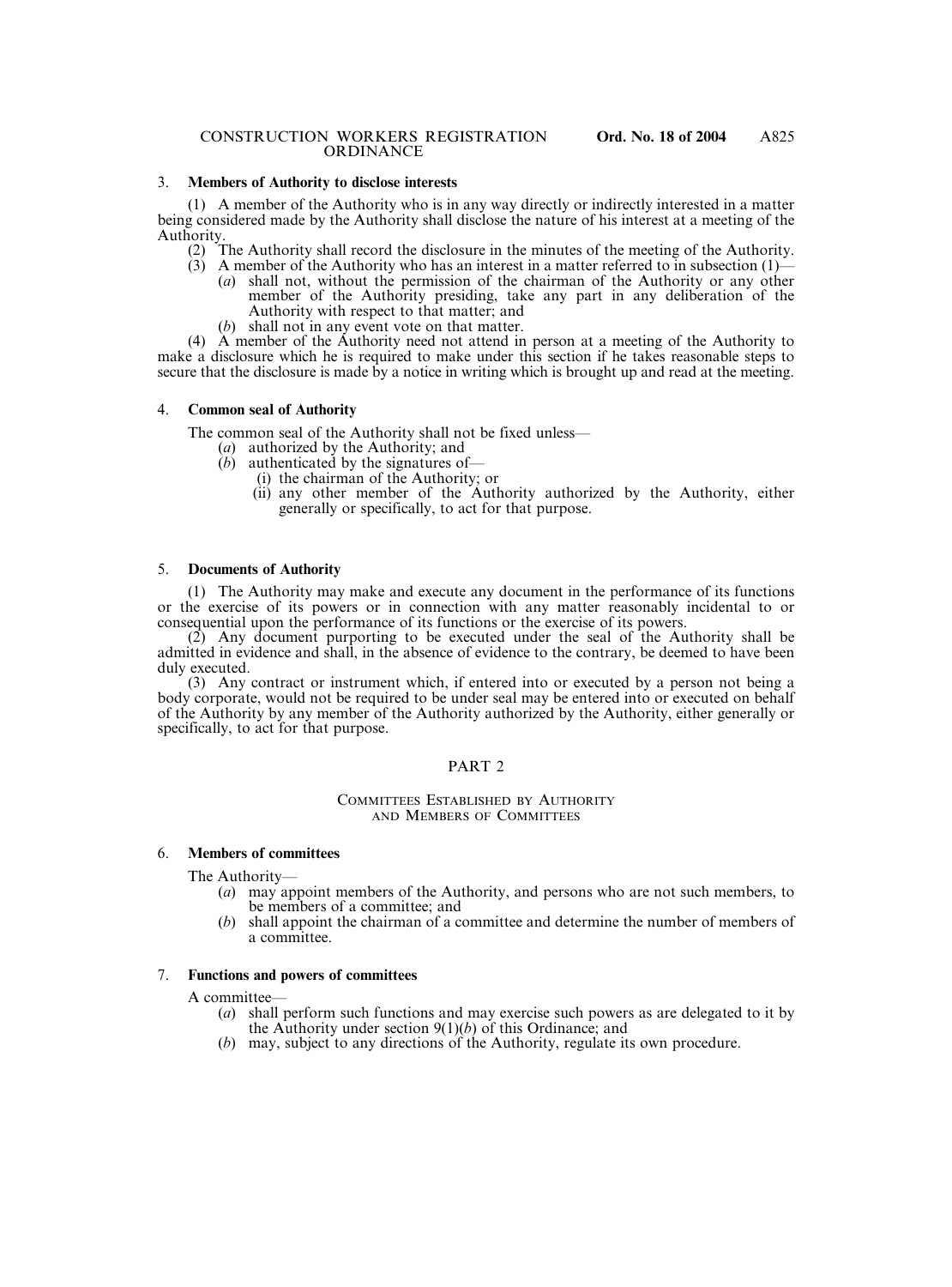3. **Members of Authority to disclose interests**

(1) A member of the Authority who is in any way directly or indirectly interested in a matter being considered made by the Authority shall disclose the nature of his interest at a meeting of the Authority.

(2) The Authority shall record the disclosure in the minutes of the meeting of the Authority.

(3) A member of the Authority who has an interest in a matter referred to in subsection (1)—

- (*a*) shall not, without the permission of the chairman of the Authority or any other member of the Authority presiding, take any part in any deliberation of the Authority with respect to that matter; and
- (*b*) shall not in any event vote on that matter.

(4) A member of the Authority need not attend in person at a meeting of the Authority to make a disclosure which he is required to make under this section if he takes reasonable steps to secure that the disclosure is made by a notice in writing which is brought up and read at the meeting.

4. **Common seal of Authority**

The common seal of the Authority shall not be fixed unless—

- (*a*) authorized by the Authority; and
- (*b*) authenticated by the signatures of—
  - (i) the chairman of the Authority; or
  - (ii) any other member of the Authority authorized by the Authority, either generally or specifically, to act for that purpose.

5. **Documents of Authority**

(1) The Authority may make and execute any document in the performance of its functions or the exercise of its powers or in connection with any matter reasonably incidental to or consequential upon the performance of its functions or the exercise of its powers.

(2) Any document purporting to be executed under the seal of the Authority shall be admitted in evidence and shall, in the absence of evidence to the contrary, be deemed to have been duly executed.

(3) Any contract or instrument which, if entered into or executed by a person not being a body corporate, would not be required to be under seal may be entered into or executed on behalf of the Authority by any member of the Authority authorized by the Authority, either generally or specifically, to act for that purpose.

## PART 2

### COMMITTEES ESTABLISHED BY AUTHORITY AND MEMBERS OF COMMITTEES

6. **Members of committees**

The Authority—

- (*a*) may appoint members of the Authority, and persons who are not such members, to be members of a committee; and
- (*b*) shall appoint the chairman of a committee and determine the number of members of a committee.

7. **Functions and powers of committees**

A committee—

- (*a*) shall perform such functions and may exercise such powers as are delegated to it by the Authority under section 9(1)(*b*) of this Ordinance; and
- (*b*) may, subject to any directions of the Authority, regulate its own procedure.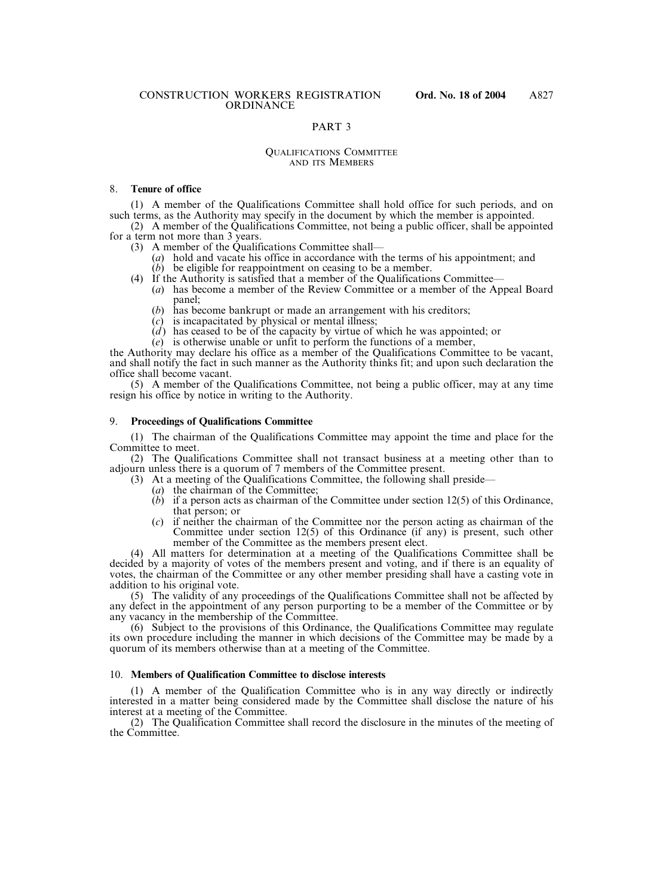## PART 3

### QUALIFICATIONS COMMITTEE AND ITS MEMBERS

8. **Tenure of office**

(1) A member of the Qualifications Committee shall hold office for such periods, and on such terms, as the Authority may specify in the document by which the member is appointed.

(2) A member of the Qualifications Committee, not being a public officer, shall be appointed for a term not more than 3 years.

(3) A member of the Qualifications Committee shall—

(*a*) hold and vacate his office in accordance with the terms of his appointment; and

(*b*) be eligible for reappointment on ceasing to be a member.

(4) If the Authority is satisfied that a member of the Qualifications Committee—

(*a*) has become a member of the Review Committee or a member of the Appeal Board panel;

(*b*) has become bankrupt or made an arrangement with his creditors;

(*c*) is incapacitated by physical or mental illness;

(*d*) has ceased to be of the capacity by virtue of which he was appointed; or

(*e*) is otherwise unable or unfit to perform the functions of a member,

the Authority may declare his office as a member of the Qualifications Committee to be vacant, and shall notify the fact in such manner as the Authority thinks fit; and upon such declaration the office shall become vacant.

(5) A member of the Qualifications Committee, not being a public officer, may at any time resign his office by notice in writing to the Authority.

9. **Proceedings of Qualifications Committee**

(1) The chairman of the Qualifications Committee may appoint the time and place for the Committee to meet.

(2) The Qualifications Committee shall not transact business at a meeting other than to adjourn unless there is a quorum of 7 members of the Committee present.

(3) At a meeting of the Qualifications Committee, the following shall preside—

(*a*) the chairman of the Committee;

(*b*) if a person acts as chairman of the Committee under section 12(5) of this Ordinance, that person; or

(*c*) if neither the chairman of the Committee nor the person acting as chairman of the Committee under section 12(5) of this Ordinance (if any) is present, such other member of the Committee as the members present elect.

(4) All matters for determination at a meeting of the Qualifications Committee shall be decided by a majority of votes of the members present and voting, and if there is an equality of votes, the chairman of the Committee or any other member presiding shall have a casting vote in addition to his original vote.

(5) The validity of any proceedings of the Qualifications Committee shall not be affected by any defect in the appointment of any person purporting to be a member of the Committee or by any vacancy in the membership of the Committee.

(6) Subject to the provisions of this Ordinance, the Qualifications Committee may regulate its own procedure including the manner in which decisions of the Committee may be made by a quorum of its members otherwise than at a meeting of the Committee.

10. **Members of Qualification Committee to disclose interests**

(1) A member of the Qualification Committee who is in any way directly or indirectly interested in a matter being considered made by the Committee shall disclose the nature of his interest at a meeting of the Committee.

(2) The Qualification Committee shall record the disclosure in the minutes of the meeting of the Committee.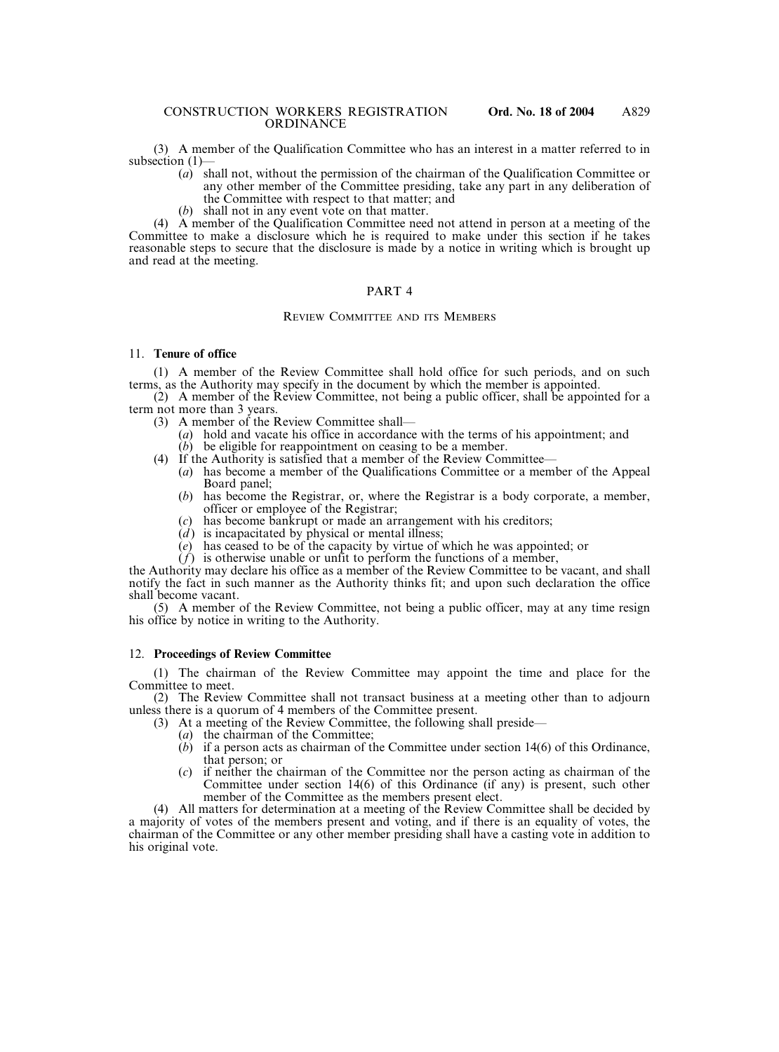(3) A member of the Qualification Committee who has an interest in a matter referred to in subsection (1)—

- (*a*) shall not, without the permission of the chairman of the Qualification Committee or any other member of the Committee presiding, take any part in any deliberation of the Committee with respect to that matter; and
- (*b*) shall not in any event vote on that matter.

(4) A member of the Qualification Committee need not attend in person at a meeting of the Committee to make a disclosure which he is required to make under this section if he takes reasonable steps to secure that the disclosure is made by a notice in writing which is brought up and read at the meeting.

## PART 4

### REVIEW COMMITTEE AND ITS MEMBERS

#### 11. **Tenure of office**

(1) A member of the Review Committee shall hold office for such periods, and on such terms, as the Authority may specify in the document by which the member is appointed.

(2) A member of the Review Committee, not being a public officer, shall be appointed for a term not more than 3 years.

(3) A member of the Review Committee shall—

- (*a*) hold and vacate his office in accordance with the terms of his appointment; and
- (*b*) be eligible for reappointment on ceasing to be a member.

(4) If the Authority is satisfied that a member of the Review Committee—

- (*a*) has become a member of the Qualifications Committee or a member of the Appeal Board panel;
- (*b*) has become the Registrar, or, where the Registrar is a body corporate, a member, officer or employee of the Registrar;
- (*c*) has become bankrupt or made an arrangement with his creditors;
- (*d*) is incapacitated by physical or mental illness;
- (*e*) has ceased to be of the capacity by virtue of which he was appointed; or
- (*f*) is otherwise unable or unfit to perform the functions of a member,

the Authority may declare his office as a member of the Review Committee to be vacant, and shall notify the fact in such manner as the Authority thinks fit; and upon such declaration the office shall become vacant.

(5) A member of the Review Committee, not being a public officer, may at any time resign his office by notice in writing to the Authority.

#### 12. **Proceedings of Review Committee**

(1) The chairman of the Review Committee may appoint the time and place for the Committee to meet.

(2) The Review Committee shall not transact business at a meeting other than to adjourn unless there is a quorum of 4 members of the Committee present.

(3) At a meeting of the Review Committee, the following shall preside—

- (*a*) the chairman of the Committee;
- (*b*) if a person acts as chairman of the Committee under section 14(6) of this Ordinance, that person; or
- (*c*) if neither the chairman of the Committee nor the person acting as chairman of the Committee under section 14(6) of this Ordinance (if any) is present, such other member of the Committee as the members present elect.

(4) All matters for determination at a meeting of the Review Committee shall be decided by a majority of votes of the members present and voting, and if there is an equality of votes, the chairman of the Committee or any other member presiding shall have a casting vote in addition to his original vote.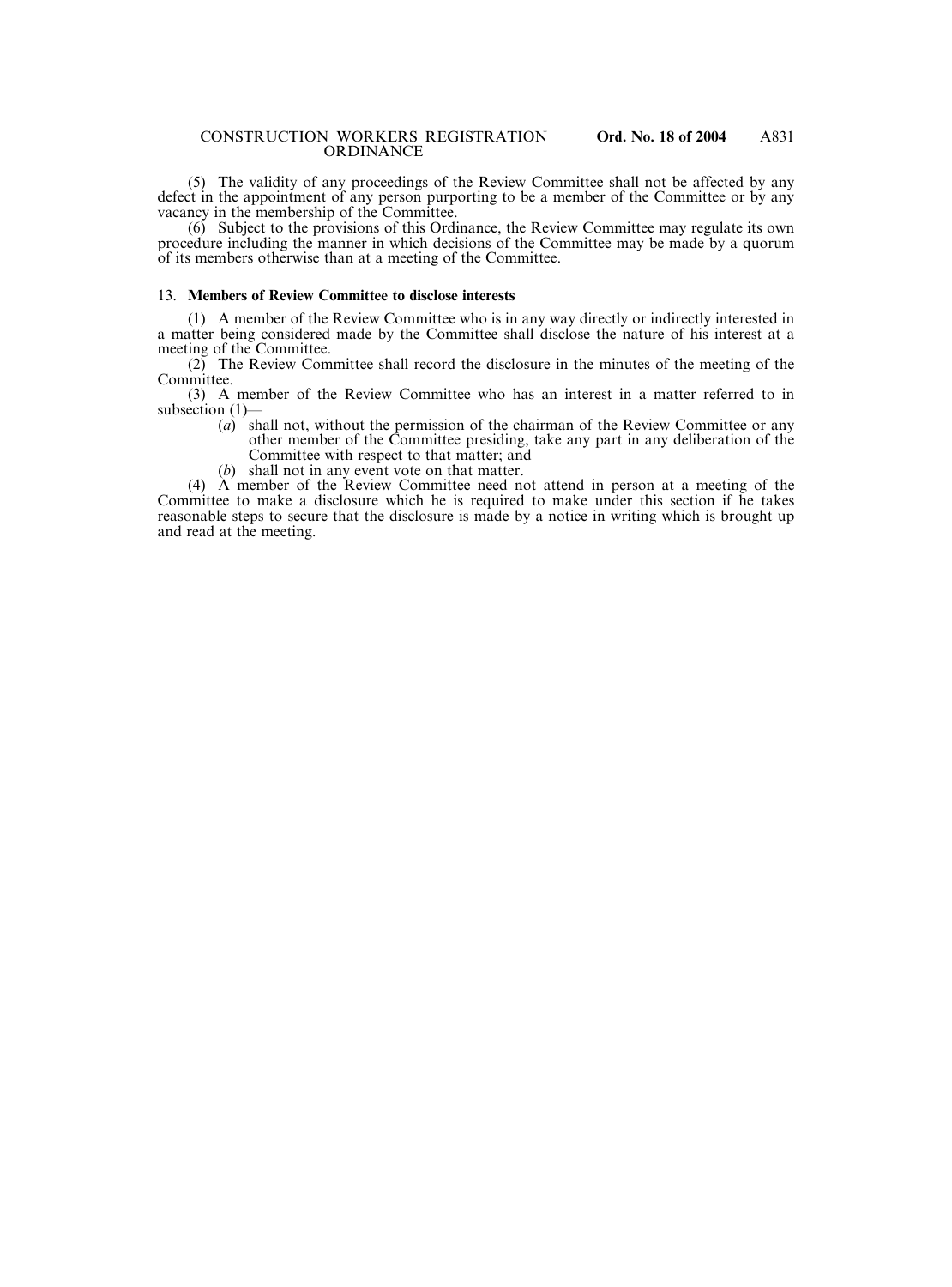(5) The validity of any proceedings of the Review Committee shall not be affected by any defect in the appointment of any person purporting to be a member of the Committee or by any vacancy in the membership of the Committee.

(6) Subject to the provisions of this Ordinance, the Review Committee may regulate its own procedure including the manner in which decisions of the Committee may be made by a quorum of its members otherwise than at a meeting of the Committee.

### 13. **Members of Review Committee to disclose interests**

(1) A member of the Review Committee who is in any way directly or indirectly interested in a matter being considered made by the Committee shall disclose the nature of his interest at a meeting of the Committee.

(2) The Review Committee shall record the disclosure in the minutes of the meeting of the Committee.

(3) A member of the Review Committee who has an interest in a matter referred to in subsection (1)—

- (*a*) shall not, without the permission of the chairman of the Review Committee or any other member of the Committee presiding, take any part in any deliberation of the Committee with respect to that matter; and
- (*b*) shall not in any event vote on that matter.

(4) A member of the Review Committee need not attend in person at a meeting of the Committee to make a disclosure which he is required to make under this section if he takes reasonable steps to secure that the disclosure is made by a notice in writing which is brought up and read at the meeting.